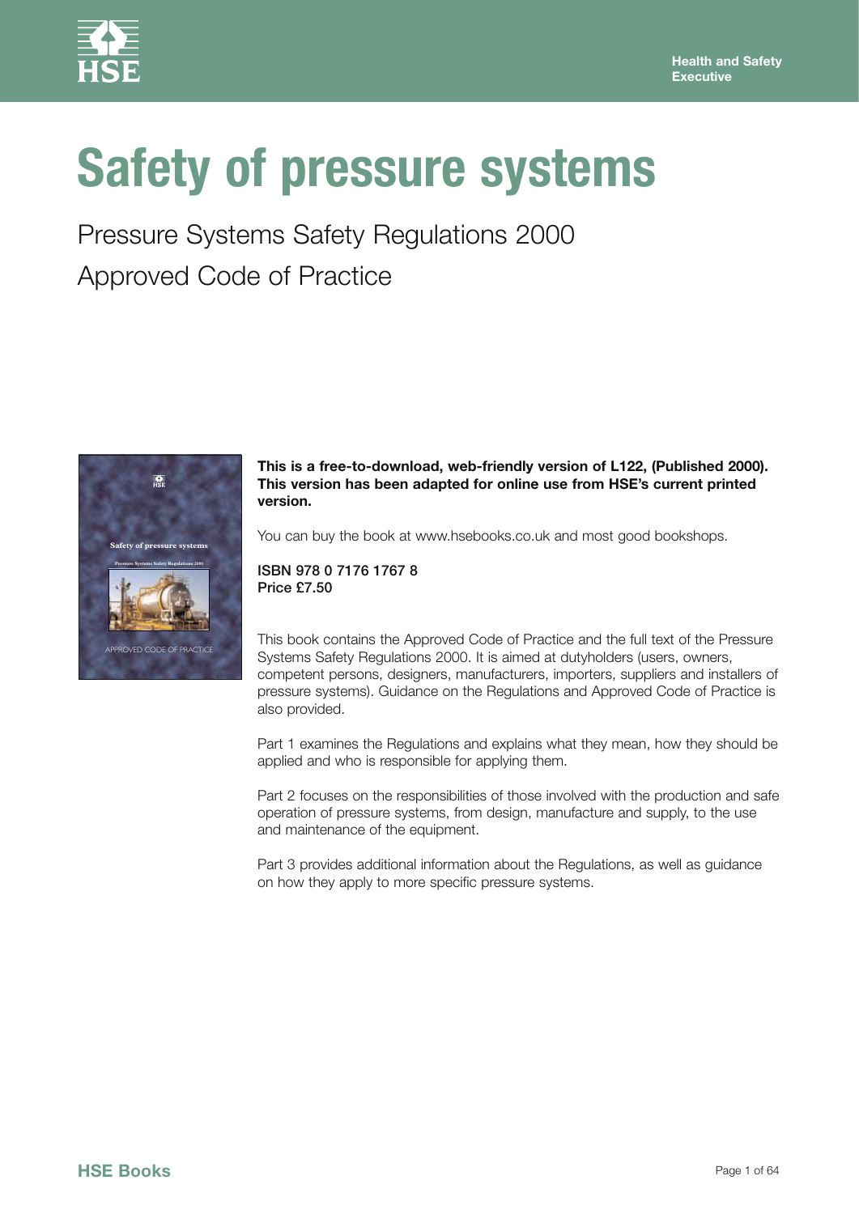Health and Safety Executive

# Safety of pressure systems

## Pressure Systems Safety Regulations 2000

## Approved Code of Practice

**This is a free-to-download, web-friendly version of L122, (Published 2000). This version has been adapted for online use from HSE's current printed version.**

You can buy the book at www.hsebooks.co.uk and most good bookshops.

ISBN 978 0 7176 1767 8
Price £7.50

This book contains the Approved Code of Practice and the full text of the Pressure Systems Safety Regulations 2000. It is aimed at dutyholders (users, owners, competent persons, designers, manufacturers, importers, suppliers and installers of pressure systems). Guidance on the Regulations and Approved Code of Practice is also provided.

Part 1 examines the Regulations and explains what they mean, how they should be applied and who is responsible for applying them.

Part 2 focuses on the responsibilities of those involved with the production and safe operation of pressure systems, from design, manufacture and supply, to the use and maintenance of the equipment.

Part 3 provides additional information about the Regulations, as well as guidance on how they apply to more specific pressure systems.

HSE Books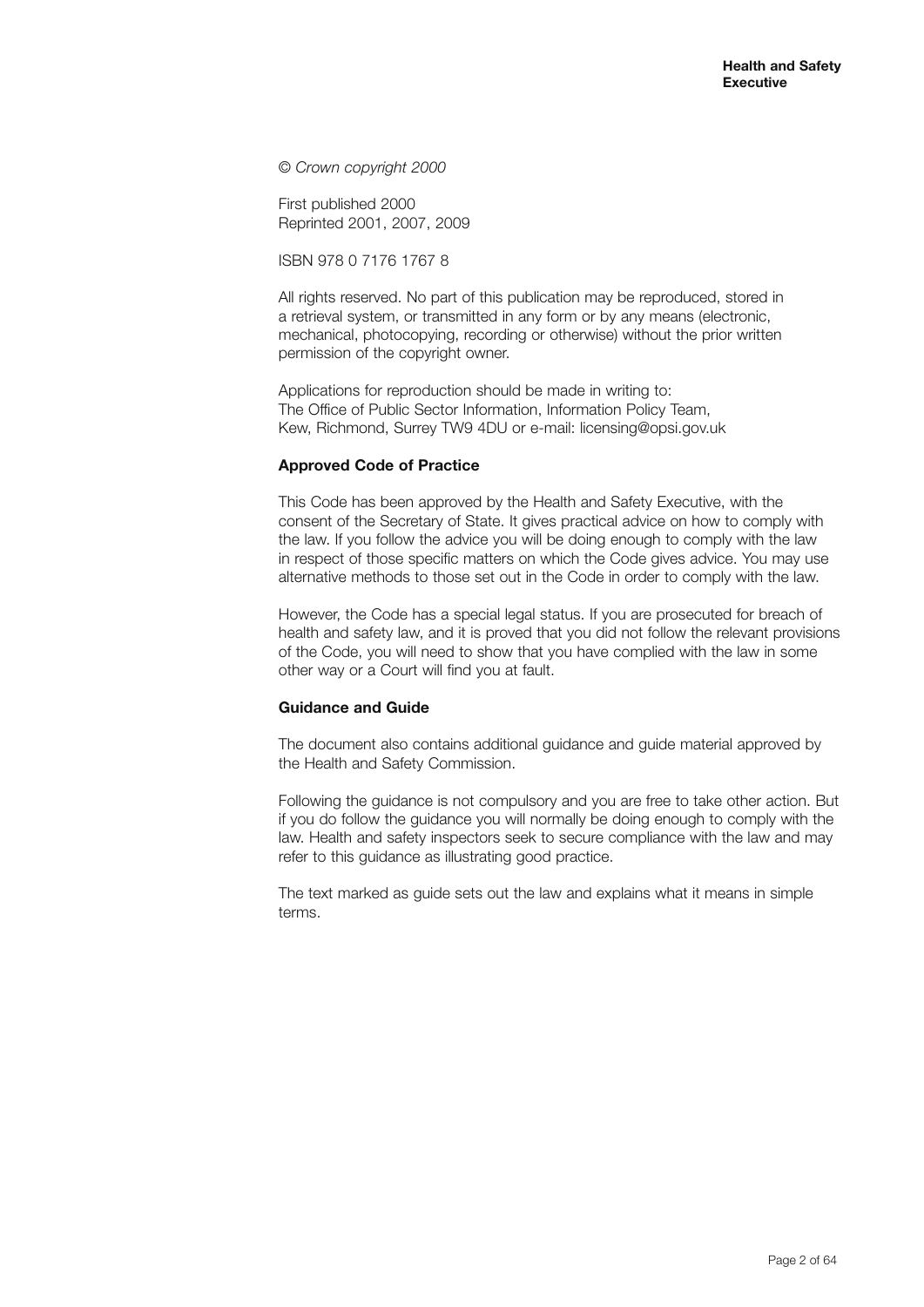*© Crown copyright 2000*

First published 2000
Reprinted 2001, 2007, 2009

ISBN 978 0 7176 1767 8

All rights reserved. No part of this publication may be reproduced, stored in a retrieval system, or transmitted in any form or by any means (electronic, mechanical, photocopying, recording or otherwise) without the prior written permission of the copyright owner.

Applications for reproduction should be made in writing to:
The Office of Public Sector Information, Information Policy Team,
Kew, Richmond, Surrey TW9 4DU or e-mail: licensing@opsi.gov.uk

**Approved Code of Practice**

This Code has been approved by the Health and Safety Executive, with the consent of the Secretary of State. It gives practical advice on how to comply with the law. If you follow the advice you will be doing enough to comply with the law in respect of those specific matters on which the Code gives advice. You may use alternative methods to those set out in the Code in order to comply with the law.

However, the Code has a special legal status. If you are prosecuted for breach of health and safety law, and it is proved that you did not follow the relevant provisions of the Code, you will need to show that you have complied with the law in some other way or a Court will find you at fault.

**Guidance and Guide**

The document also contains additional guidance and guide material approved by the Health and Safety Commission.

Following the guidance is not compulsory and you are free to take other action. But if you do follow the guidance you will normally be doing enough to comply with the law. Health and safety inspectors seek to secure compliance with the law and may refer to this guidance as illustrating good practice.

The text marked as guide sets out the law and explains what it means in simple terms.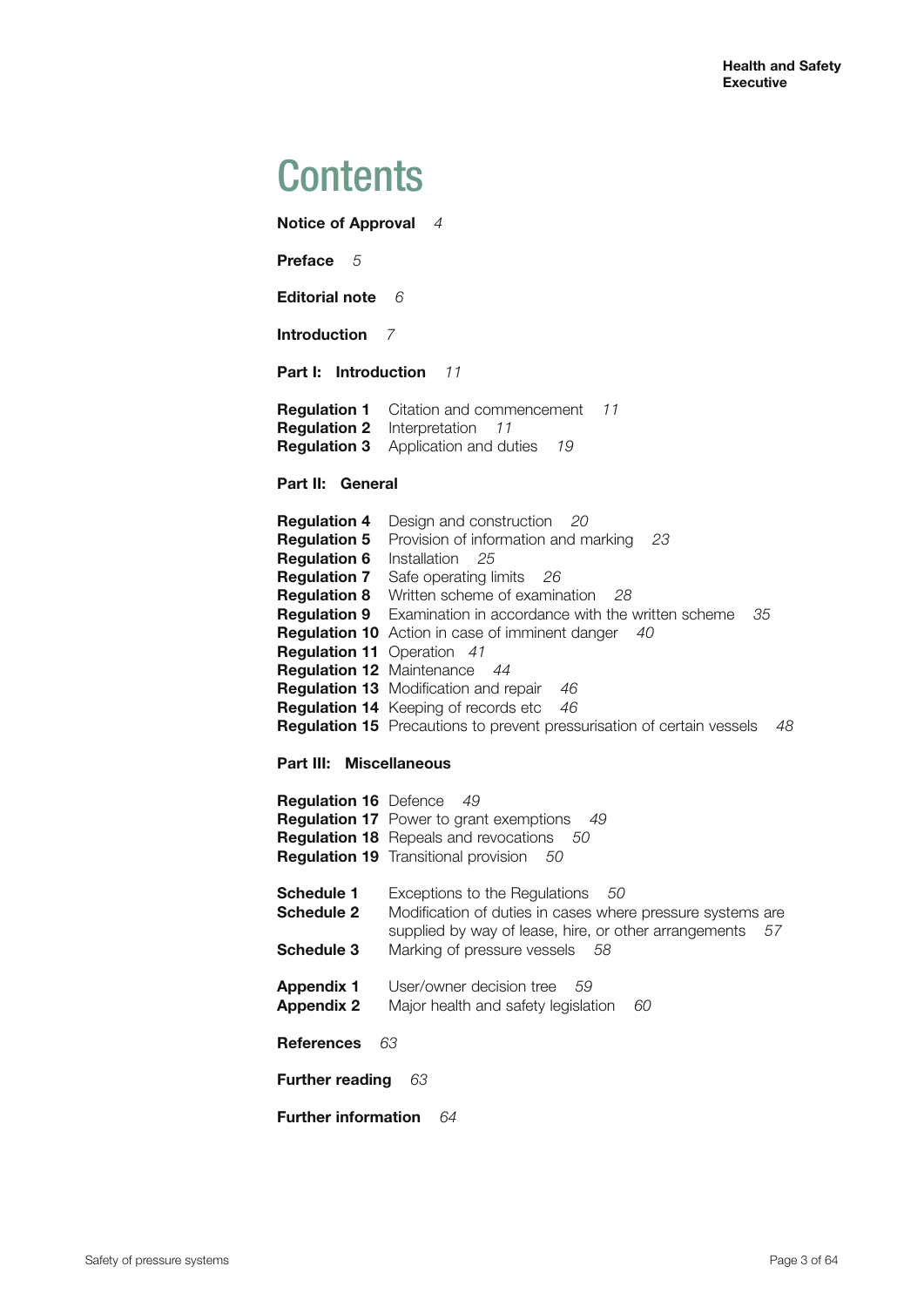# Contents

**Notice of Approval** *4*

**Preface** *5*

**Editorial note** *6*

**Introduction** *7*

**Part I: Introduction** *11*

**Regulation 1** Citation and commencement *11*
**Regulation 2** Interpretation *11*
**Regulation 3** Application and duties *19*

**Part II: General**

**Regulation 4** Design and construction *20*
**Regulation 5** Provision of information and marking *23*
**Regulation 6** Installation *25*
**Regulation 7** Safe operating limits *26*
**Regulation 8** Written scheme of examination *28*
**Regulation 9** Examination in accordance with the written scheme *35*
**Regulation 10** Action in case of imminent danger *40*
**Regulation 11** Operation *41*
**Regulation 12** Maintenance *44*
**Regulation 13** Modification and repair *46*
**Regulation 14** Keeping of records etc *46*
**Regulation 15** Precautions to prevent pressurisation of certain vessels *48*

**Part III: Miscellaneous**

**Regulation 16** Defence *49*
**Regulation 17** Power to grant exemptions *49*
**Regulation 18** Repeals and revocations *50*
**Regulation 19** Transitional provision *50*

**Schedule 1** Exceptions to the Regulations *50*
**Schedule 2** Modification of duties in cases where pressure systems are supplied by way of lease, hire, or other arrangements *57*
**Schedule 3** Marking of pressure vessels *58*

**Appendix 1** User/owner decision tree *59*
**Appendix 2** Major health and safety legislation *60*

**References** *63*

**Further reading** *63*

**Further information** *64*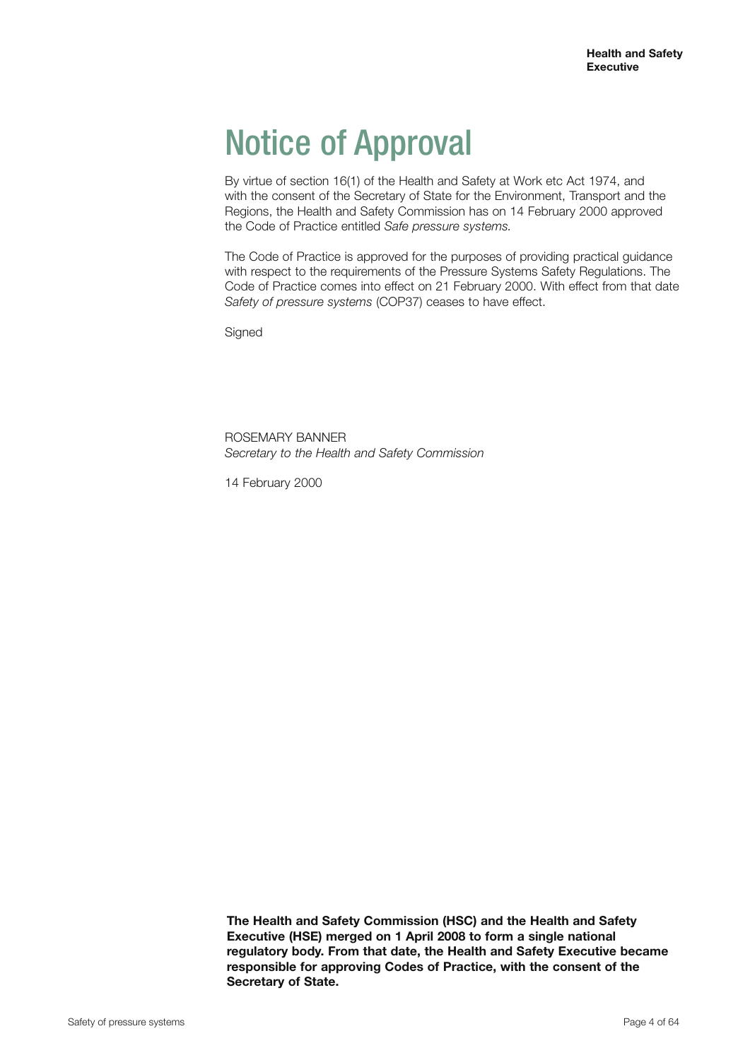# Notice of Approval

By virtue of section 16(1) of the Health and Safety at Work etc Act 1974, and with the consent of the Secretary of State for the Environment, Transport and the Regions, the Health and Safety Commission has on 14 February 2000 approved the Code of Practice entitled *Safe pressure systems*.

The Code of Practice is approved for the purposes of providing practical guidance with respect to the requirements of the Pressure Systems Safety Regulations. The Code of Practice comes into effect on 21 February 2000. With effect from that date *Safety of pressure systems* (COP37) ceases to have effect.

Signed

ROSEMARY BANNER
*Secretary to the Health and Safety Commission*

14 February 2000

**The Health and Safety Commission (HSC) and the Health and Safety Executive (HSE) merged on 1 April 2008 to form a single national regulatory body. From that date, the Health and Safety Executive became responsible for approving Codes of Practice, with the consent of the Secretary of State.**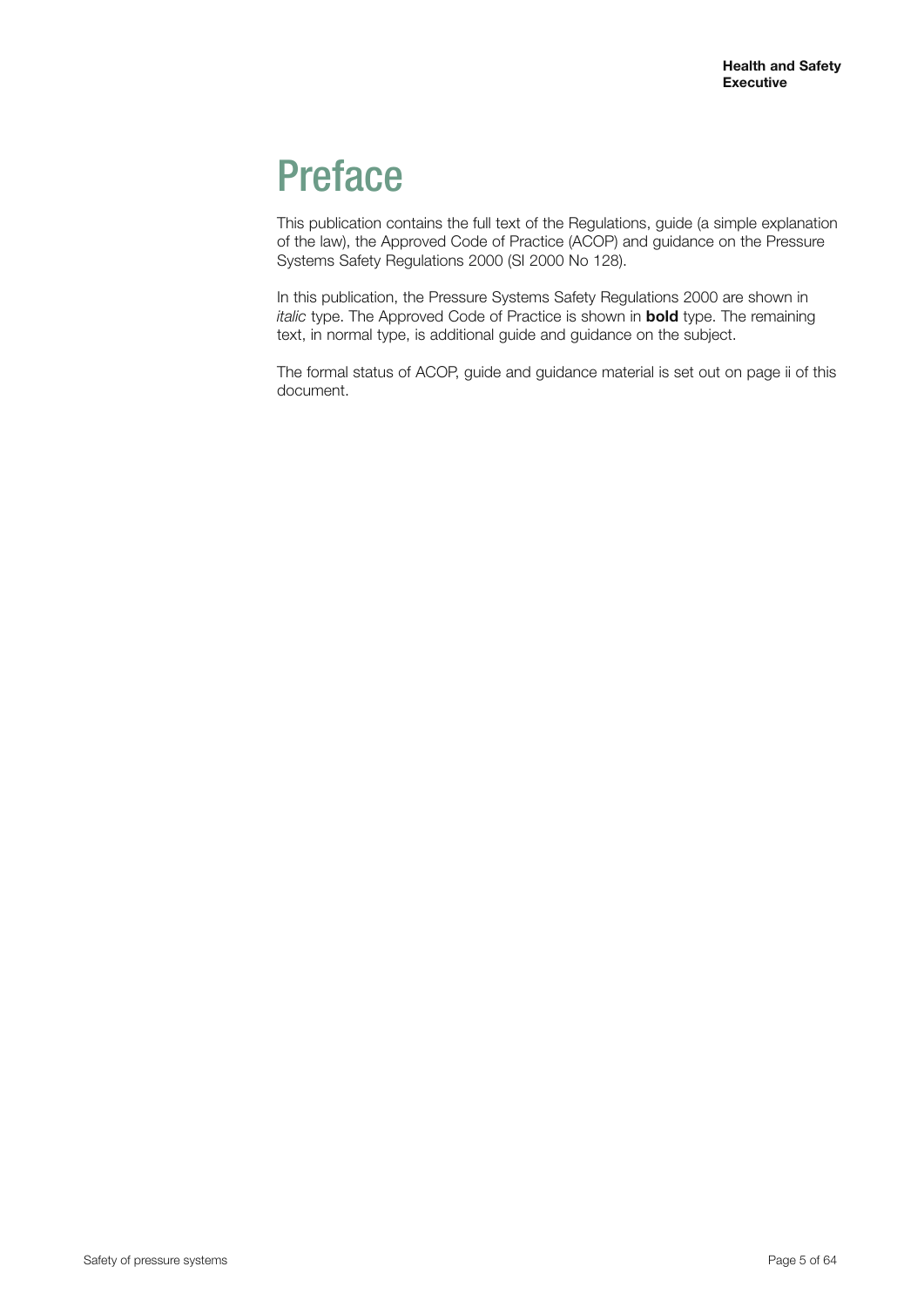# Preface

This publication contains the full text of the Regulations, guide (a simple explanation of the law), the Approved Code of Practice (ACOP) and guidance on the Pressure Systems Safety Regulations 2000 (SI 2000 No 128).

In this publication, the Pressure Systems Safety Regulations 2000 are shown in *italic* type. The Approved Code of Practice is shown in **bold** type. The remaining text, in normal type, is additional guide and guidance on the subject.

The formal status of ACOP, guide and guidance material is set out on page ii of this document.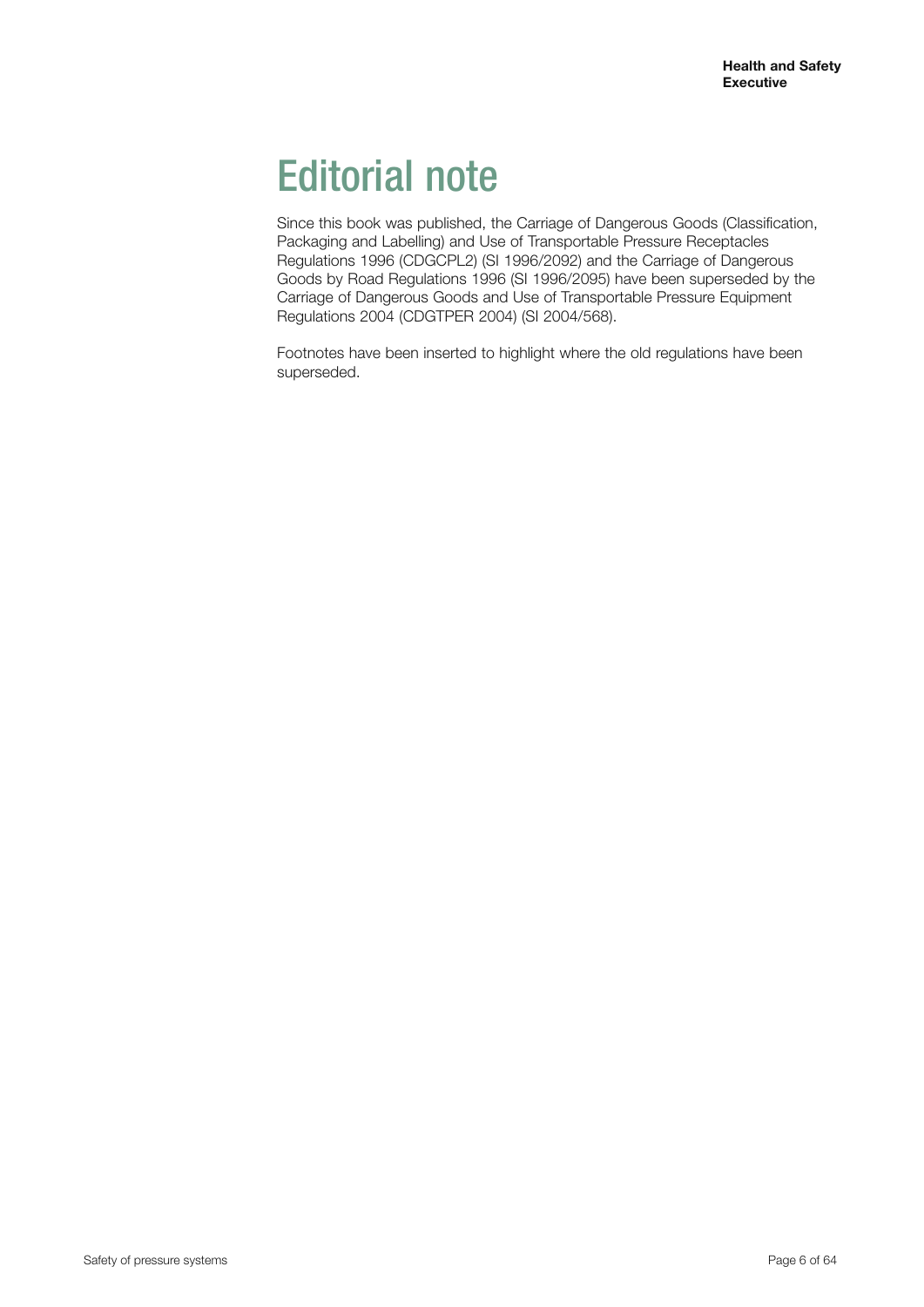# Editorial note

Since this book was published, the Carriage of Dangerous Goods (Classification, Packaging and Labelling) and Use of Transportable Pressure Receptacles Regulations 1996 (CDGCPL2) (SI 1996/2092) and the Carriage of Dangerous Goods by Road Regulations 1996 (SI 1996/2095) have been superseded by the Carriage of Dangerous Goods and Use of Transportable Pressure Equipment Regulations 2004 (CDGTPER 2004) (SI 2004/568).

Footnotes have been inserted to highlight where the old regulations have been superseded.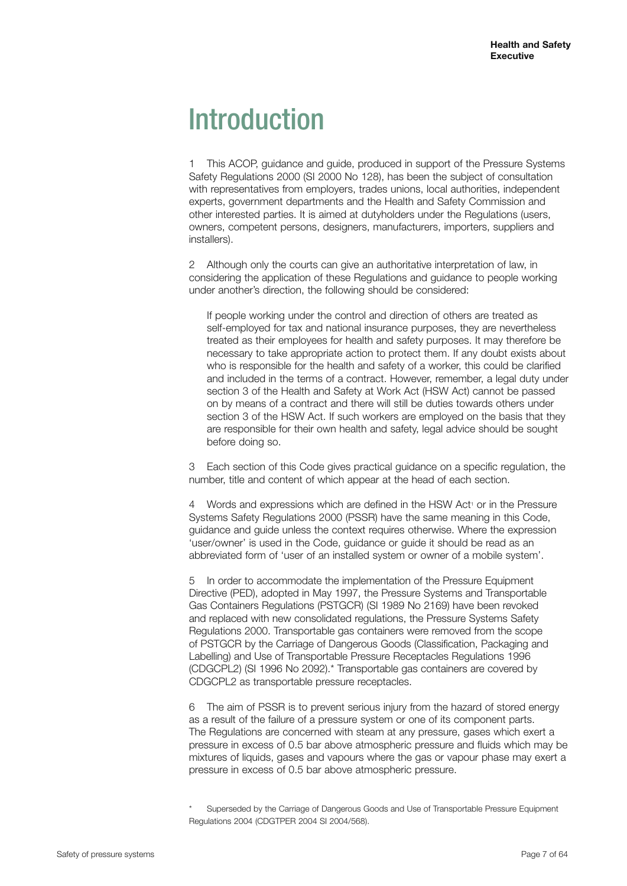# Introduction

1 This ACOP, guidance and guide, produced in support of the Pressure Systems Safety Regulations 2000 (SI 2000 No 128), has been the subject of consultation with representatives from employers, trades unions, local authorities, independent experts, government departments and the Health and Safety Commission and other interested parties. It is aimed at dutyholders under the Regulations (users, owners, competent persons, designers, manufacturers, importers, suppliers and installers).

2 Although only the courts can give an authoritative interpretation of law, in considering the application of these Regulations and guidance to people working under another's direction, the following should be considered:

> If people working under the control and direction of others are treated as self-employed for tax and national insurance purposes, they are nevertheless treated as their employees for health and safety purposes. It may therefore be necessary to take appropriate action to protect them. If any doubt exists about who is responsible for the health and safety of a worker, this could be clarified and included in the terms of a contract. However, remember, a legal duty under section 3 of the Health and Safety at Work Act (HSW Act) cannot be passed on by means of a contract and there will still be duties towards others under section 3 of the HSW Act. If such workers are employed on the basis that they are responsible for their own health and safety, legal advice should be sought before doing so.

3 Each section of this Code gives practical guidance on a specific regulation, the number, title and content of which appear at the head of each section.

4 Words and expressions which are defined in the HSW Act[1] or in the Pressure Systems Safety Regulations 2000 (PSSR) have the same meaning in this Code, guidance and guide unless the context requires otherwise. Where the expression 'user/owner' is used in the Code, guidance or guide it should be read as an abbreviated form of 'user of an installed system or owner of a mobile system'.

5 In order to accommodate the implementation of the Pressure Equipment Directive (PED), adopted in May 1997, the Pressure Systems and Transportable Gas Containers Regulations (PSTGCR) (SI 1989 No 2169) have been revoked and replaced with new consolidated regulations, the Pressure Systems Safety Regulations 2000. Transportable gas containers were removed from the scope of PSTGCR by the Carriage of Dangerous Goods (Classification, Packaging and Labelling) and Use of Transportable Pressure Receptacles Regulations 1996 (CDGCPL2) (SI 1996 No 2092).* Transportable gas containers are covered by CDGCPL2 as transportable pressure receptacles.

6 The aim of PSSR is to prevent serious injury from the hazard of stored energy as a result of the failure of a pressure system or one of its component parts. The Regulations are concerned with steam at any pressure, gases which exert a pressure in excess of 0.5 bar above atmospheric pressure and fluids which may be mixtures of liquids, gases and vapours where the gas or vapour phase may exert a pressure in excess of 0.5 bar above atmospheric pressure.

\* Superseded by the Carriage of Dangerous Goods and Use of Transportable Pressure Equipment Regulations 2004 (CDGTPER 2004 SI 2004/568).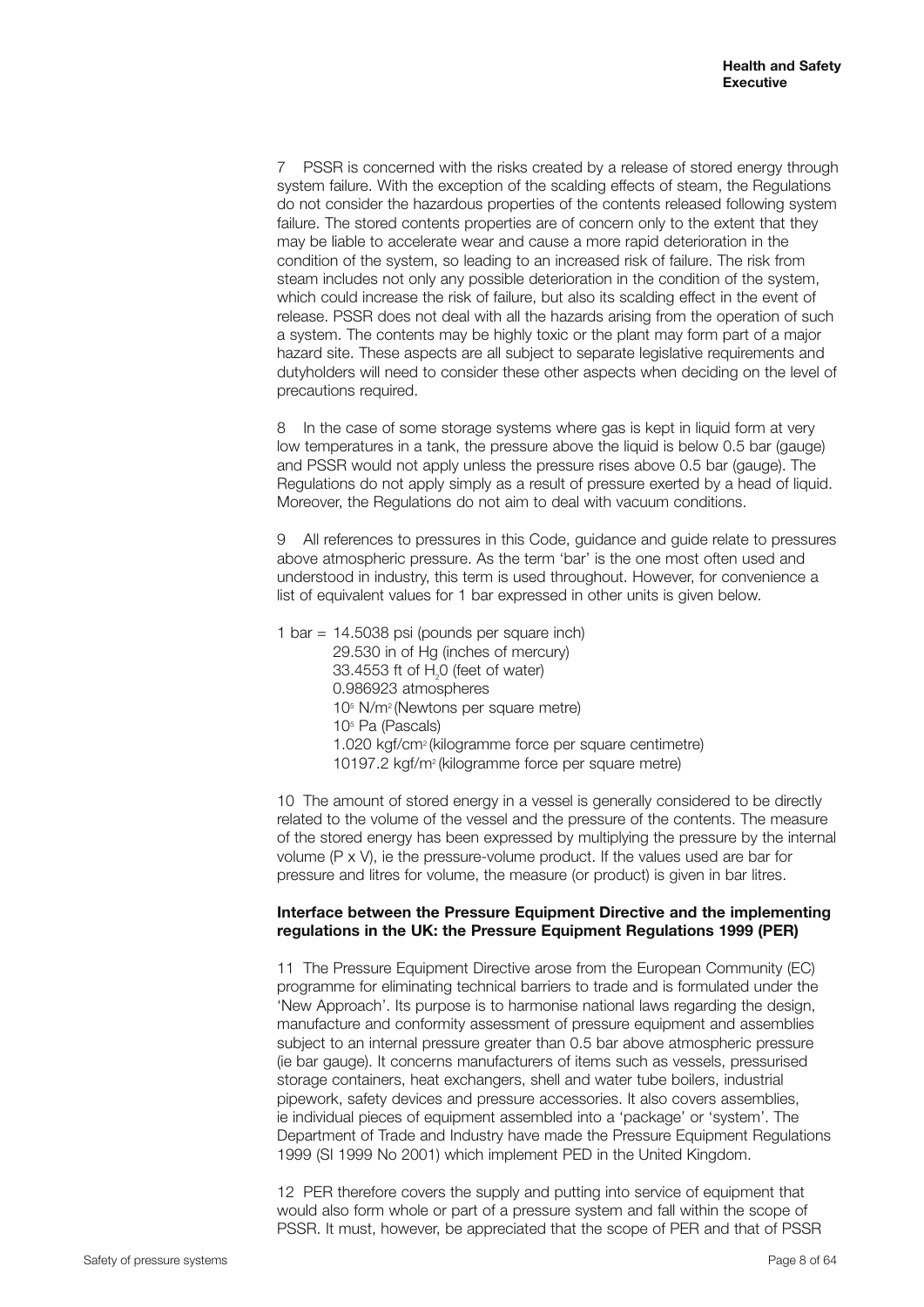7 PSSR is concerned with the risks created by a release of stored energy through system failure. With the exception of the scalding effects of steam, the Regulations do not consider the hazardous properties of the contents released following system failure. The stored contents properties are of concern only to the extent that they may be liable to accelerate wear and cause a more rapid deterioration in the condition of the system, so leading to an increased risk of failure. The risk from steam includes not only any possible deterioration in the condition of the system, which could increase the risk of failure, but also its scalding effect in the event of release. PSSR does not deal with all the hazards arising from the operation of such a system. The contents may be highly toxic or the plant may form part of a major hazard site. These aspects are all subject to separate legislative requirements and dutyholders will need to consider these other aspects when deciding on the level of precautions required.

8 In the case of some storage systems where gas is kept in liquid form at very low temperatures in a tank, the pressure above the liquid is below 0.5 bar (gauge) and PSSR would not apply unless the pressure rises above 0.5 bar (gauge). The Regulations do not apply simply as a result of pressure exerted by a head of liquid. Moreover, the Regulations do not aim to deal with vacuum conditions.

9 All references to pressures in this Code, guidance and guide relate to pressures above atmospheric pressure. As the term 'bar' is the one most often used and understood in industry, this term is used throughout. However, for convenience a list of equivalent values for 1 bar expressed in other units is given below.

1 bar = 14.5038 psi (pounds per square inch)
29.530 in of Hg (inches of mercury)
33.4553 ft of $H_2O$ (feet of water)
0.986923 atmospheres
$10^5$ N/m$^2$ (Newtons per square metre)
$10^5$ Pa (Pascals)
1.020 kgf/cm$^2$ (kilogramme force per square centimetre)
10197.2 kgf/m$^2$ (kilogramme force per square metre)

10 The amount of stored energy in a vessel is generally considered to be directly related to the volume of the vessel and the pressure of the contents. The measure of the stored energy has been expressed by multiplying the pressure by the internal volume (P x V), ie the pressure-volume product. If the values used are bar for pressure and litres for volume, the measure (or product) is given in bar litres.

**Interface between the Pressure Equipment Directive and the implementing regulations in the UK: the Pressure Equipment Regulations 1999 (PER)**

11 The Pressure Equipment Directive arose from the European Community (EC) programme for eliminating technical barriers to trade and is formulated under the 'New Approach'. Its purpose is to harmonise national laws regarding the design, manufacture and conformity assessment of pressure equipment and assemblies subject to an internal pressure greater than 0.5 bar above atmospheric pressure (ie bar gauge). It concerns manufacturers of items such as vessels, pressurised storage containers, heat exchangers, shell and water tube boilers, industrial pipework, safety devices and pressure accessories. It also covers assemblies, ie individual pieces of equipment assembled into a 'package' or 'system'. The Department of Trade and Industry have made the Pressure Equipment Regulations 1999 (SI 1999 No 2001) which implement PED in the United Kingdom.

12 PER therefore covers the supply and putting into service of equipment that would also form whole or part of a pressure system and fall within the scope of PSSR. It must, however, be appreciated that the scope of PER and that of PSSR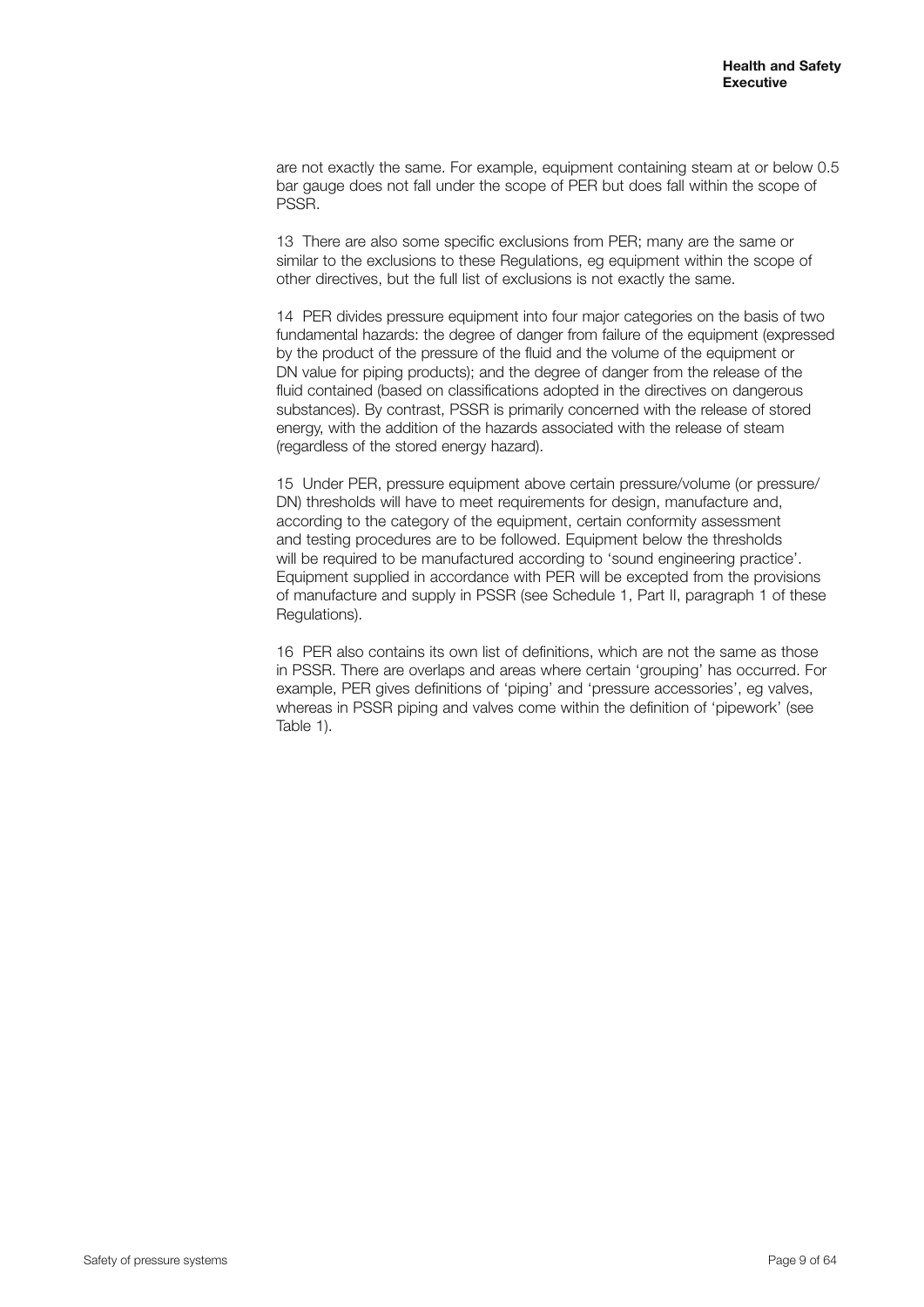are not exactly the same. For example, equipment containing steam at or below 0.5 bar gauge does not fall under the scope of PER but does fall within the scope of PSSR.

13 There are also some specific exclusions from PER; many are the same or similar to the exclusions to these Regulations, eg equipment within the scope of other directives, but the full list of exclusions is not exactly the same.

14 PER divides pressure equipment into four major categories on the basis of two fundamental hazards: the degree of danger from failure of the equipment (expressed by the product of the pressure of the fluid and the volume of the equipment or DN value for piping products); and the degree of danger from the release of the fluid contained (based on classifications adopted in the directives on dangerous substances). By contrast, PSSR is primarily concerned with the release of stored energy, with the addition of the hazards associated with the release of steam (regardless of the stored energy hazard).

15 Under PER, pressure equipment above certain pressure/volume (or pressure/DN) thresholds will have to meet requirements for design, manufacture and, according to the category of the equipment, certain conformity assessment and testing procedures are to be followed. Equipment below the thresholds will be required to be manufactured according to 'sound engineering practice'. Equipment supplied in accordance with PER will be excepted from the provisions of manufacture and supply in PSSR (see Schedule 1, Part II, paragraph 1 of these Regulations).

16 PER also contains its own list of definitions, which are not the same as those in PSSR. There are overlaps and areas where certain 'grouping' has occurred. For example, PER gives definitions of 'piping' and 'pressure accessories', eg valves, whereas in PSSR piping and valves come within the definition of 'pipework' (see Table 1).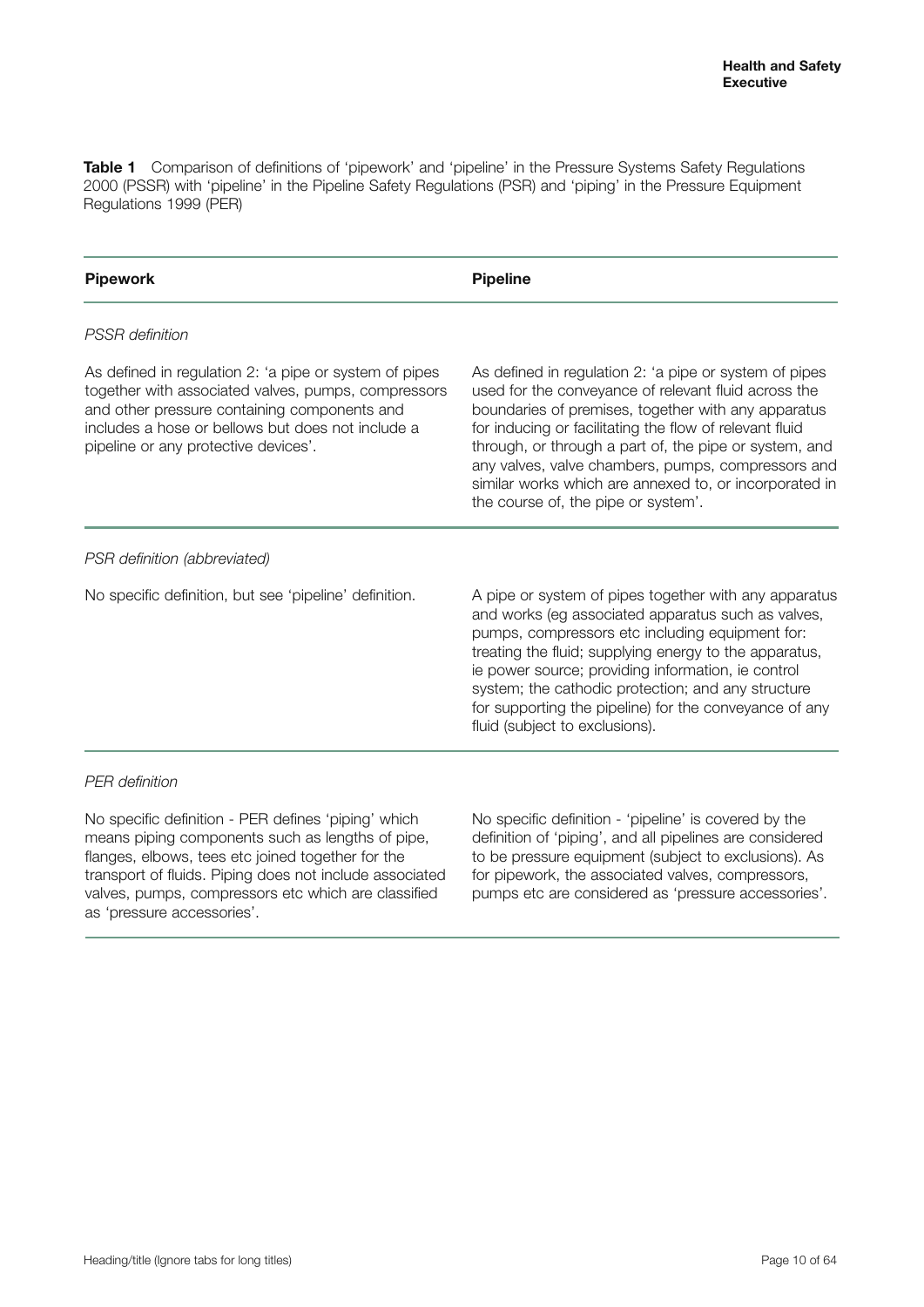**Table 1** Comparison of definitions of 'pipework' and 'pipeline' in the Pressure Systems Safety Regulations 2000 (PSSR) with 'pipeline' in the Pipeline Safety Regulations (PSR) and 'piping' in the Pressure Equipment Regulations 1999 (PER)

| **Pipework** | **Pipeline** |
|---|---|
| *PSSR definition* | |
| As defined in regulation 2: 'a pipe or system of pipes together with associated valves, pumps, compressors and other pressure containing components and includes a hose or bellows but does not include a pipeline or any protective devices'. | As defined in regulation 2: 'a pipe or system of pipes used for the conveyance of relevant fluid across the boundaries of premises, together with any apparatus for inducing or facilitating the flow of relevant fluid through, or through a part of, the pipe or system, and any valves, valve chambers, pumps, compressors and similar works which are annexed to, or incorporated in the course of, the pipe or system'. |
| *PSR definition (abbreviated)* | |
| No specific definition, but see 'pipeline' definition. | A pipe or system of pipes together with any apparatus and works (eg associated apparatus such as valves, pumps, compressors etc including equipment for: treating the fluid; supplying energy to the apparatus, ie power source; providing information, ie control system; the cathodic protection; and any structure for supporting the pipeline) for the conveyance of any fluid (subject to exclusions). |
| *PER definition* | |
| No specific definition - PER defines 'piping' which means piping components such as lengths of pipe, flanges, elbows, tees etc joined together for the transport of fluids. Piping does not include associated valves, pumps, compressors etc which are classified as 'pressure accessories'. | No specific definition - 'pipeline' is covered by the definition of 'piping', and all pipelines are considered to be pressure equipment (subject to exclusions). As for pipework, the associated valves, compressors, pumps etc are considered as 'pressure accessories'. |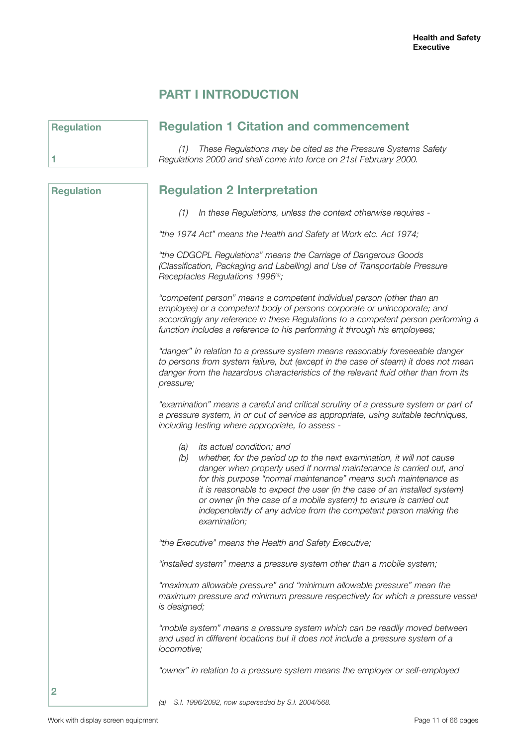# PART I INTRODUCTION

Regulation

1

## Regulation 1 Citation and commencement

*(1) These Regulations may be cited as the Pressure Systems Safety Regulations 2000 and shall come into force on 21st February 2000.*

Regulation

## Regulation 2 Interpretation

*(1) In these Regulations, unless the context otherwise requires -*

*"the 1974 Act" means the Health and Safety at Work etc. Act 1974;*

*"the CDGCPL Regulations" means the Carriage of Dangerous Goods (Classification, Packaging and Labelling) and Use of Transportable Pressure Receptacles Regulations 1996[(a)];*

*"competent person" means a competent individual person (other than an employee) or a competent body of persons corporate or unincoporate; and accordingly any reference in these Regulations to a competent person performing a function includes a reference to his performing it through his employees;*

*"danger" in relation to a pressure system means reasonably foreseeable danger to persons from system failure, but (except in the case of steam) it does not mean danger from the hazardous characteristics of the relevant fluid other than from its pressure;*

*"examination" means a careful and critical scrutiny of a pressure system or part of a pressure system, in or out of service as appropriate, using suitable techniques, including testing where appropriate, to assess -*

*(a) its actual condition; and*
*(b) whether, for the period up to the next examination, it will not cause danger when properly used if normal maintenance is carried out, and for this purpose "normal maintenance" means such maintenance as it is reasonable to expect the user (in the case of an installed system) or owner (in the case of a mobile system) to ensure is carried out independently of any advice from the competent person making the examination;*

*"the Executive" means the Health and Safety Executive;*

*"installed system" means a pressure system other than a mobile system;*

*"maximum allowable pressure" and "minimum allowable pressure" mean the maximum pressure and minimum pressure respectively for which a pressure vessel is designed;*

*"mobile system" means a pressure system which can be readily moved between and used in different locations but it does not include a pressure system of a locomotive;*

*"owner" in relation to a pressure system means the employer or self-employed*

2

*(a) S.I. 1996/2092, now superseded by S.I. 2004/568.*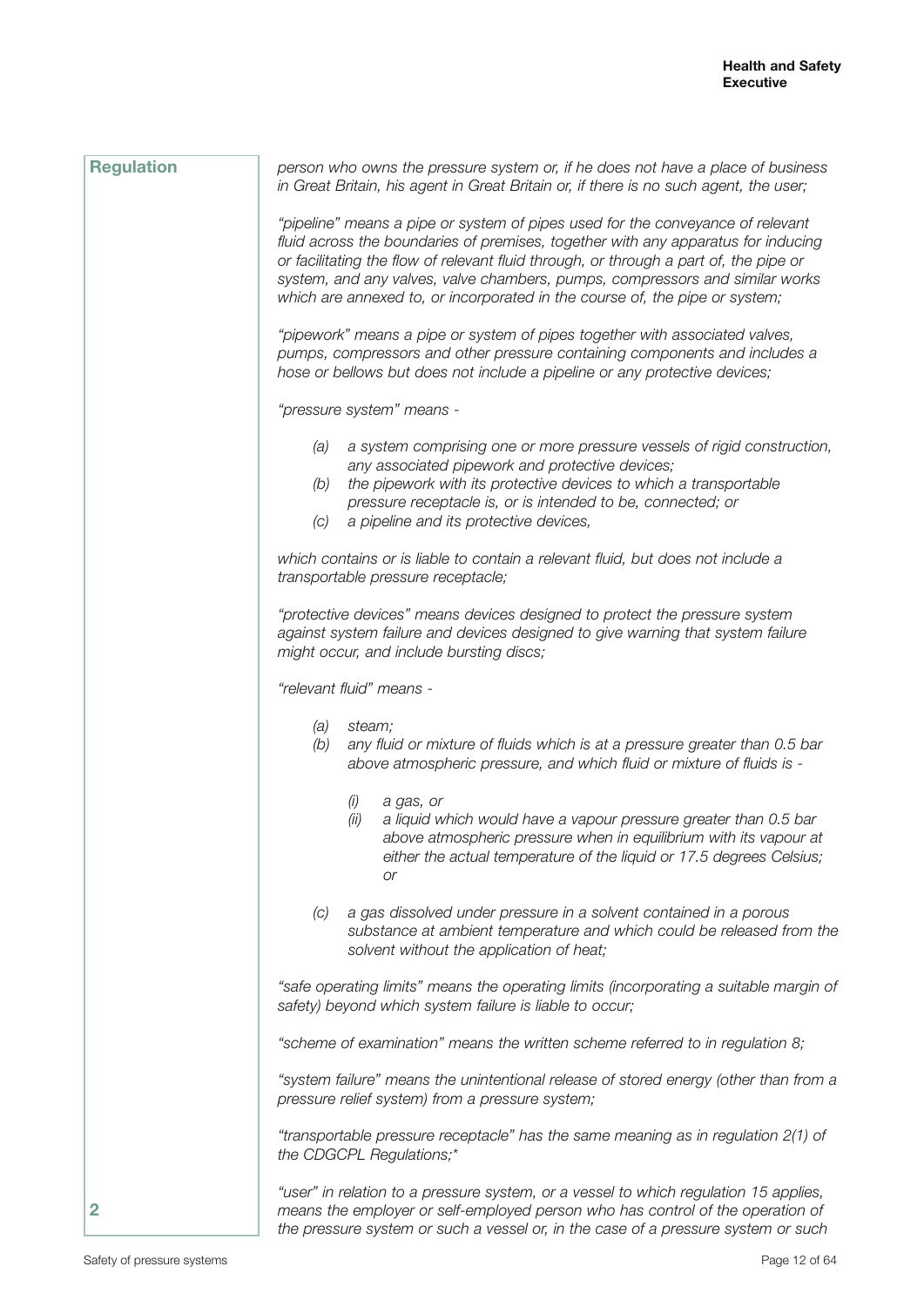**Regulation**

*person who owns the pressure system or, if he does not have a place of business in Great Britain, his agent in Great Britain or, if there is no such agent, the user;*

*"pipeline" means a pipe or system of pipes used for the conveyance of relevant fluid across the boundaries of premises, together with any apparatus for inducing or facilitating the flow of relevant fluid through, or through a part of, the pipe or system, and any valves, valve chambers, pumps, compressors and similar works which are annexed to, or incorporated in the course of, the pipe or system;*

*"pipework" means a pipe or system of pipes together with associated valves, pumps, compressors and other pressure containing components and includes a hose or bellows but does not include a pipeline or any protective devices;*

*"pressure system" means -*

- *(a) a system comprising one or more pressure vessels of rigid construction, any associated pipework and protective devices;*
- *(b) the pipework with its protective devices to which a transportable pressure receptacle is, or is intended to be, connected; or*
- *(c) a pipeline and its protective devices,*

*which contains or is liable to contain a relevant fluid, but does not include a transportable pressure receptacle;*

*"protective devices" means devices designed to protect the pressure system against system failure and devices designed to give warning that system failure might occur, and include bursting discs;*

*"relevant fluid" means -*

- *(a) steam;*
- *(b) any fluid or mixture of fluids which is at a pressure greater than 0.5 bar above atmospheric pressure, and which fluid or mixture of fluids is -*
  - *(i) a gas, or*
  - *(ii) a liquid which would have a vapour pressure greater than 0.5 bar above atmospheric pressure when in equilibrium with its vapour at either the actual temperature of the liquid or 17.5 degrees Celsius; or*
- *(c) a gas dissolved under pressure in a solvent contained in a porous substance at ambient temperature and which could be released from the solvent without the application of heat;*

*"safe operating limits" means the operating limits (incorporating a suitable margin of safety) beyond which system failure is liable to occur;*

*"scheme of examination" means the written scheme referred to in regulation 8;*

*"system failure" means the unintentional release of stored energy (other than from a pressure relief system) from a pressure system;*

*"transportable pressure receptacle" has the same meaning as in regulation 2(1) of the CDGCPL Regulations;**

*"user" in relation to a pressure system, or a vessel to which regulation 15 applies, means the employer or self-employed person who has control of the operation of the pressure system or such a vessel or, in the case of a pressure system or such*

**2**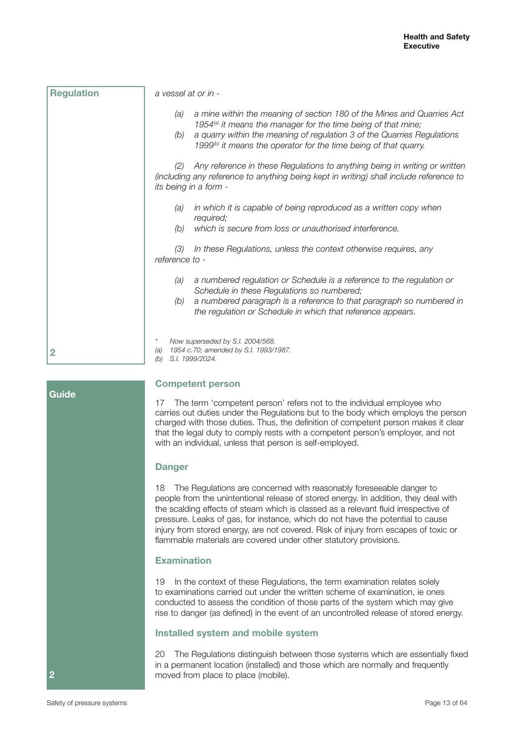**Regulation**

*a vessel at or in -*

*(a) a mine within the meaning of section 180 of the Mines and Quarries Act 1954[(a)] it means the manager for the time being of that mine;*
*(b) a quarry within the meaning of regulation 3 of the Quarries Regulations 1999[(b)] it means the operator for the time being of that quarry.*

*(2) Any reference in these Regulations to anything being in writing or written (including any reference to anything being kept in writing) shall include reference to its being in a form -*

*(a) in which it is capable of being reproduced as a written copy when required;*
*(b) which is secure from loss or unauthorised interference.*

*(3) In these Regulations, unless the context otherwise requires, any reference to -*

*(a) a numbered regulation or Schedule is a reference to the regulation or Schedule in these Regulations so numbered;*
*(b) a numbered paragraph is a reference to that paragraph so numbered in the regulation or Schedule in which that reference appears.*

*\* Now superseded by S.I. 2004/568.*
*(a) 1954 c.70; amended by S.I. 1993/1987.*
*(b) S.I. 1999/2024.*

2

**Guide**

2

### Competent person

17 The term 'competent person' refers not to the individual employee who carries out duties under the Regulations but to the body which employs the person charged with those duties. Thus, the definition of competent person makes it clear that the legal duty to comply rests with a competent person's employer, and not with an individual, unless that person is self-employed.

### Danger

18 The Regulations are concerned with reasonably foreseeable danger to people from the unintentional release of stored energy. In addition, they deal with the scalding effects of steam which is classed as a relevant fluid irrespective of pressure. Leaks of gas, for instance, which do not have the potential to cause injury from stored energy, are not covered. Risk of injury from escapes of toxic or flammable materials are covered under other statutory provisions.

### Examination

19 In the context of these Regulations, the term examination relates solely to examinations carried out under the written scheme of examination, ie ones conducted to assess the condition of those parts of the system which may give rise to danger (as defined) in the event of an uncontrolled release of stored energy.

### Installed system and mobile system

20 The Regulations distinguish between those systems which are essentially fixed in a permanent location (installed) and those which are normally and frequently moved from place to place (mobile).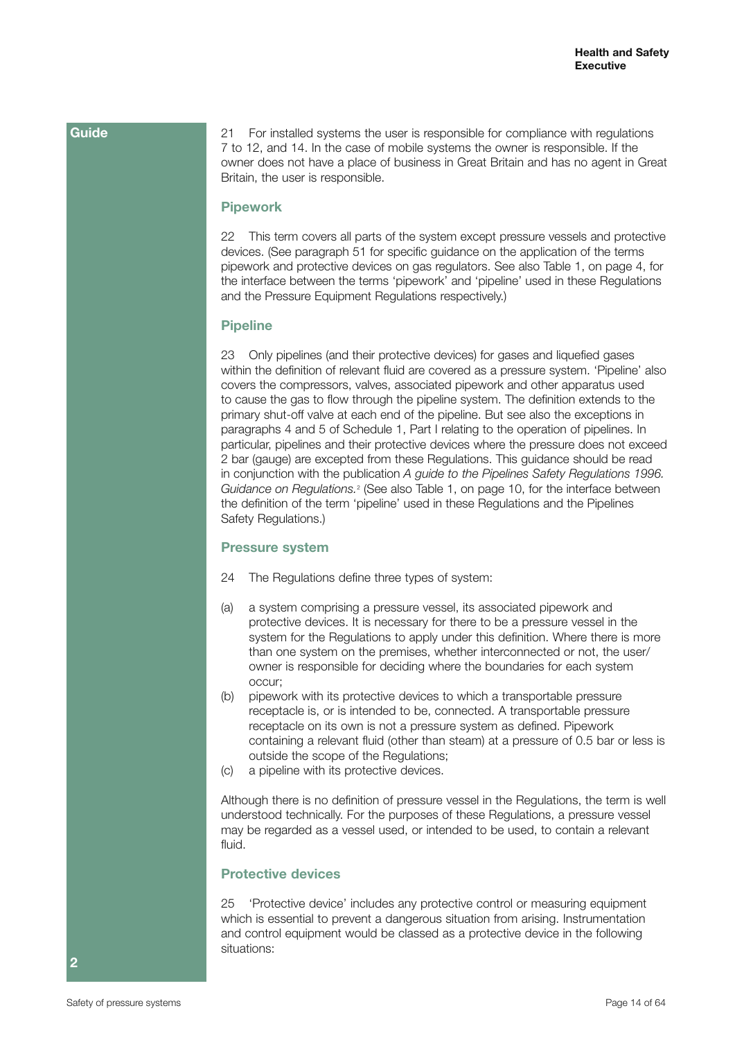**Guide**

21 For installed systems the user is responsible for compliance with regulations 7 to 12, and 14. In the case of mobile systems the owner is responsible. If the owner does not have a place of business in Great Britain and has no agent in Great Britain, the user is responsible.

### Pipework

22 This term covers all parts of the system except pressure vessels and protective devices. (See paragraph 51 for specific guidance on the application of the terms pipework and protective devices on gas regulators. See also Table 1, on page 4, for the interface between the terms 'pipework' and 'pipeline' used in these Regulations and the Pressure Equipment Regulations respectively.)

### Pipeline

23 Only pipelines (and their protective devices) for gases and liquefied gases within the definition of relevant fluid are covered as a pressure system. 'Pipeline' also covers the compressors, valves, associated pipework and other apparatus used to cause the gas to flow through the pipeline system. The definition extends to the primary shut-off valve at each end of the pipeline. But see also the exceptions in paragraphs 4 and 5 of Schedule 1, Part I relating to the operation of pipelines. In particular, pipelines and their protective devices where the pressure does not exceed 2 bar (gauge) are excepted from these Regulations. This guidance should be read in conjunction with the publication *A guide to the Pipelines Safety Regulations 1996. Guidance on Regulations.*[2] (See also Table 1, on page 10, for the interface between the definition of the term 'pipeline' used in these Regulations and the Pipelines Safety Regulations.)

### Pressure system

24 The Regulations define three types of system:

(a) a system comprising a pressure vessel, its associated pipework and protective devices. It is necessary for there to be a pressure vessel in the system for the Regulations to apply under this definition. Where there is more than one system on the premises, whether interconnected or not, the user/owner is responsible for deciding where the boundaries for each system occur;

(b) pipework with its protective devices to which a transportable pressure receptacle is, or is intended to be, connected. A transportable pressure receptacle on its own is not a pressure system as defined. Pipework containing a relevant fluid (other than steam) at a pressure of 0.5 bar or less is outside the scope of the Regulations;

(c) a pipeline with its protective devices.

Although there is no definition of pressure vessel in the Regulations, the term is well understood technically. For the purposes of these Regulations, a pressure vessel may be regarded as a vessel used, or intended to be used, to contain a relevant fluid.

### Protective devices

25 'Protective device' includes any protective control or measuring equipment which is essential to prevent a dangerous situation from arising. Instrumentation and control equipment would be classed as a protective device in the following situations: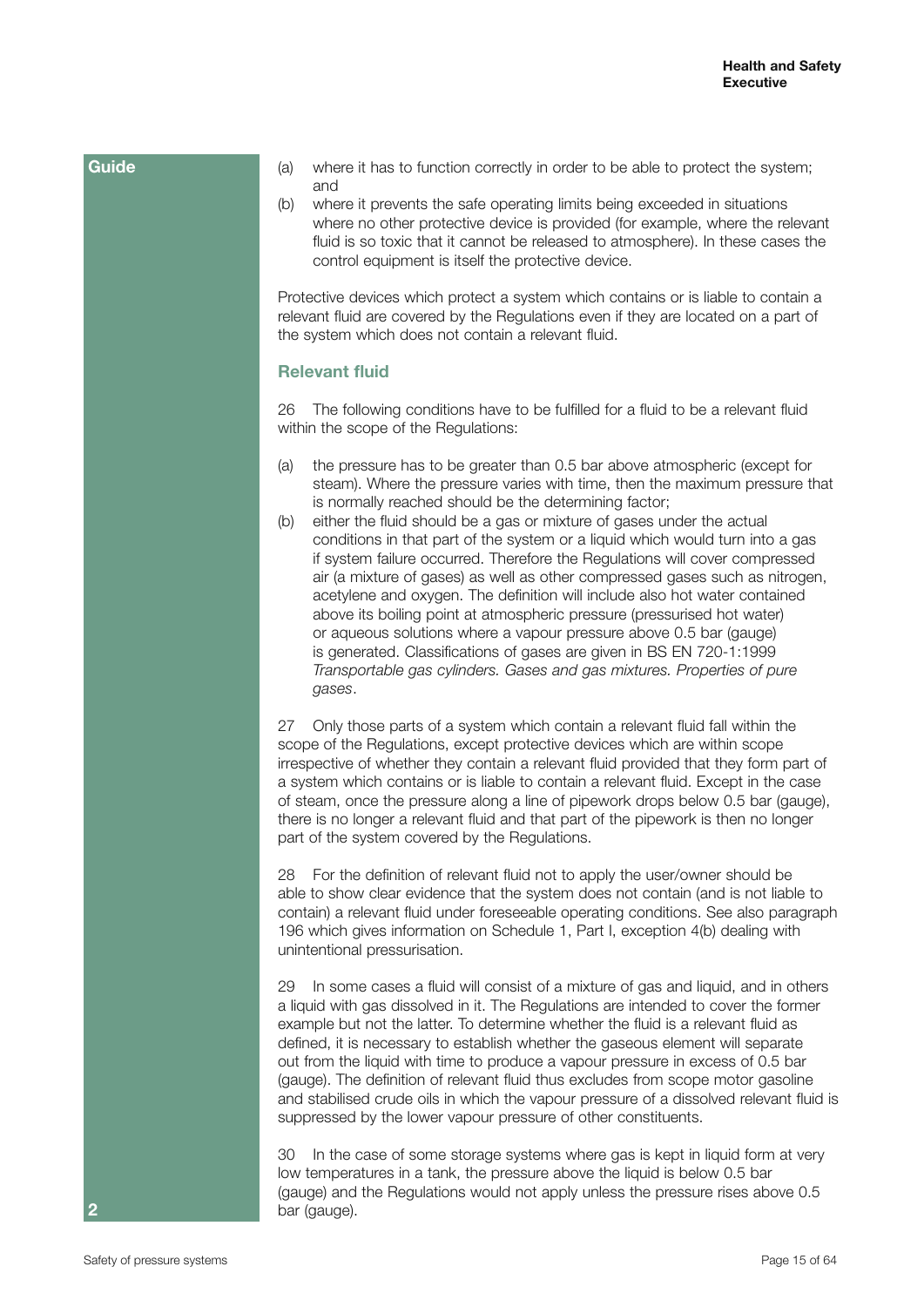**Guide**

(a) where it has to function correctly in order to be able to protect the system; and
(b) where it prevents the safe operating limits being exceeded in situations where no other protective device is provided (for example, where the relevant fluid is so toxic that it cannot be released to atmosphere). In these cases the control equipment is itself the protective device.

Protective devices which protect a system which contains or is liable to contain a relevant fluid are covered by the Regulations even if they are located on a part of the system which does not contain a relevant fluid.

## Relevant fluid

26 The following conditions have to be fulfilled for a fluid to be a relevant fluid within the scope of the Regulations:

(a) the pressure has to be greater than 0.5 bar above atmospheric (except for steam). Where the pressure varies with time, then the maximum pressure that is normally reached should be the determining factor;
(b) either the fluid should be a gas or mixture of gases under the actual conditions in that part of the system or a liquid which would turn into a gas if system failure occurred. Therefore the Regulations will cover compressed air (a mixture of gases) as well as other compressed gases such as nitrogen, acetylene and oxygen. The definition will include also hot water contained above its boiling point at atmospheric pressure (pressurised hot water) or aqueous solutions where a vapour pressure above 0.5 bar (gauge) is generated. Classifications of gases are given in BS EN 720-1:1999 *Transportable gas cylinders. Gases and gas mixtures. Properties of pure gases*.

27 Only those parts of a system which contain a relevant fluid fall within the scope of the Regulations, except protective devices which are within scope irrespective of whether they contain a relevant fluid provided that they form part of a system which contains or is liable to contain a relevant fluid. Except in the case of steam, once the pressure along a line of pipework drops below 0.5 bar (gauge), there is no longer a relevant fluid and that part of the pipework is then no longer part of the system covered by the Regulations.

28 For the definition of relevant fluid not to apply the user/owner should be able to show clear evidence that the system does not contain (and is not liable to contain) a relevant fluid under foreseeable operating conditions. See also paragraph 196 which gives information on Schedule 1, Part I, exception 4(b) dealing with unintentional pressurisation.

29 In some cases a fluid will consist of a mixture of gas and liquid, and in others a liquid with gas dissolved in it. The Regulations are intended to cover the former example but not the latter. To determine whether the fluid is a relevant fluid as defined, it is necessary to establish whether the gaseous element will separate out from the liquid with time to produce a vapour pressure in excess of 0.5 bar (gauge). The definition of relevant fluid thus excludes from scope motor gasoline and stabilised crude oils in which the vapour pressure of a dissolved relevant fluid is suppressed by the lower vapour pressure of other constituents.

30 In the case of some storage systems where gas is kept in liquid form at very low temperatures in a tank, the pressure above the liquid is below 0.5 bar (gauge) and the Regulations would not apply unless the pressure rises above 0.5 bar (gauge).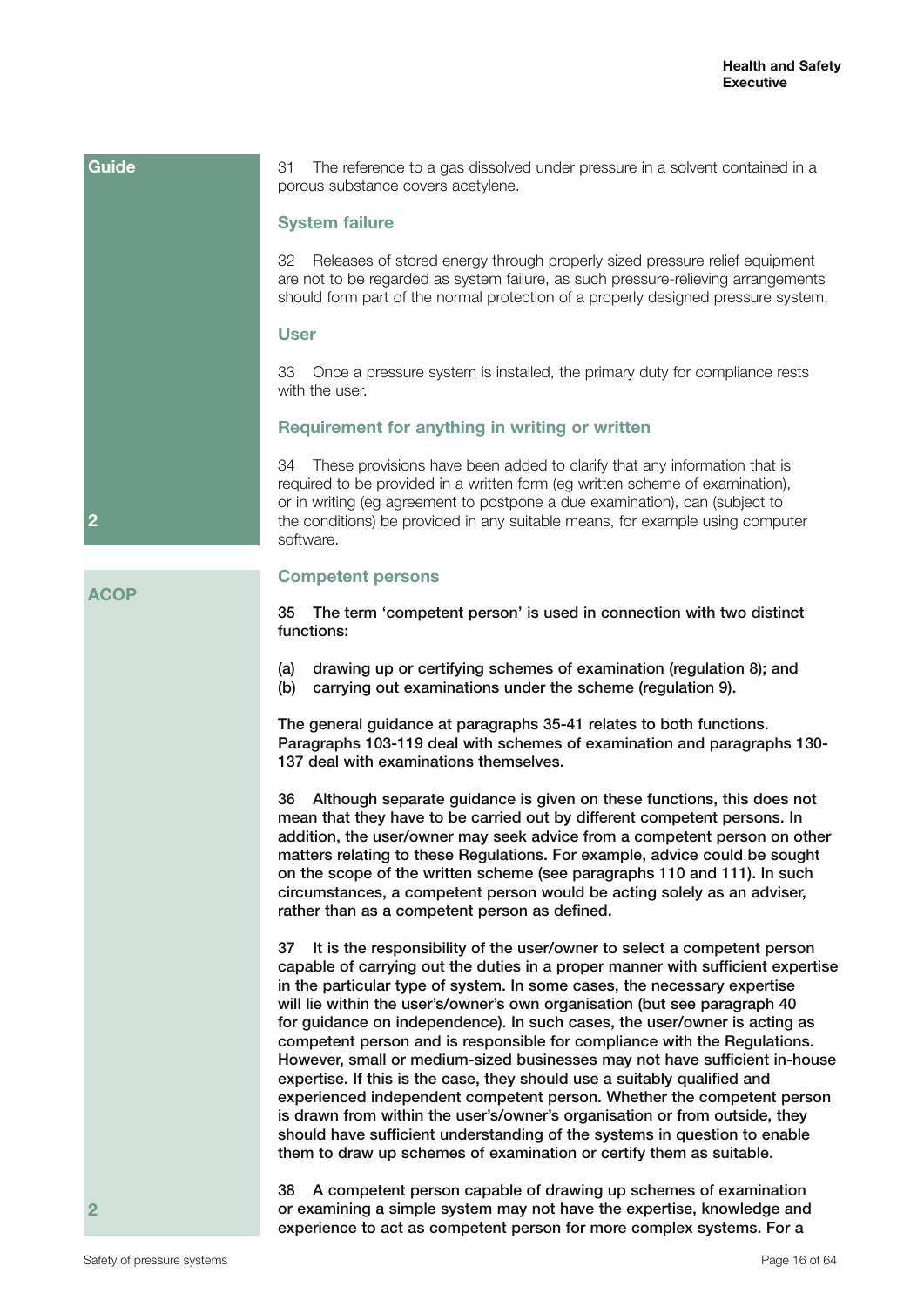**Guide**

31 The reference to a gas dissolved under pressure in a solvent contained in a porous substance covers acetylene.

### System failure

32 Releases of stored energy through properly sized pressure relief equipment are not to be regarded as system failure, as such pressure-relieving arrangements should form part of the normal protection of a properly designed pressure system.

### User

33 Once a pressure system is installed, the primary duty for compliance rests with the user.

### Requirement for anything in writing or written

34 These provisions have been added to clarify that any information that is required to be provided in a written form (eg written scheme of examination), or in writing (eg agreement to postpone a due examination), can (subject to the conditions) be provided in any suitable means, for example using computer software.

2

**ACOP**

### Competent persons

**35 The term 'competent person' is used in connection with two distinct functions:**

**(a) drawing up or certifying schemes of examination (regulation 8); and**
**(b) carrying out examinations under the scheme (regulation 9).**

**The general guidance at paragraphs 35-41 relates to both functions. Paragraphs 103-119 deal with schemes of examination and paragraphs 130-137 deal with examinations themselves.**

**36 Although separate guidance is given on these functions, this does not mean that they have to be carried out by different competent persons. In addition, the user/owner may seek advice from a competent person on other matters relating to these Regulations. For example, advice could be sought on the scope of the written scheme (see paragraphs 110 and 111). In such circumstances, a competent person would be acting solely as an adviser, rather than as a competent person as defined.**

**37 It is the responsibility of the user/owner to select a competent person capable of carrying out the duties in a proper manner with sufficient expertise in the particular type of system. In some cases, the necessary expertise will lie within the user's/owner's own organisation (but see paragraph 40 for guidance on independence). In such cases, the user/owner is acting as competent person and is responsible for compliance with the Regulations. However, small or medium-sized businesses may not have sufficient in-house expertise. If this is the case, they should use a suitably qualified and experienced independent competent person. Whether the competent person is drawn from within the user's/owner's organisation or from outside, they should have sufficient understanding of the systems in question to enable them to draw up schemes of examination or certify them as suitable.**

**38 A competent person capable of drawing up schemes of examination or examining a simple system may not have the expertise, knowledge and experience to act as competent person for more complex systems. For a**

2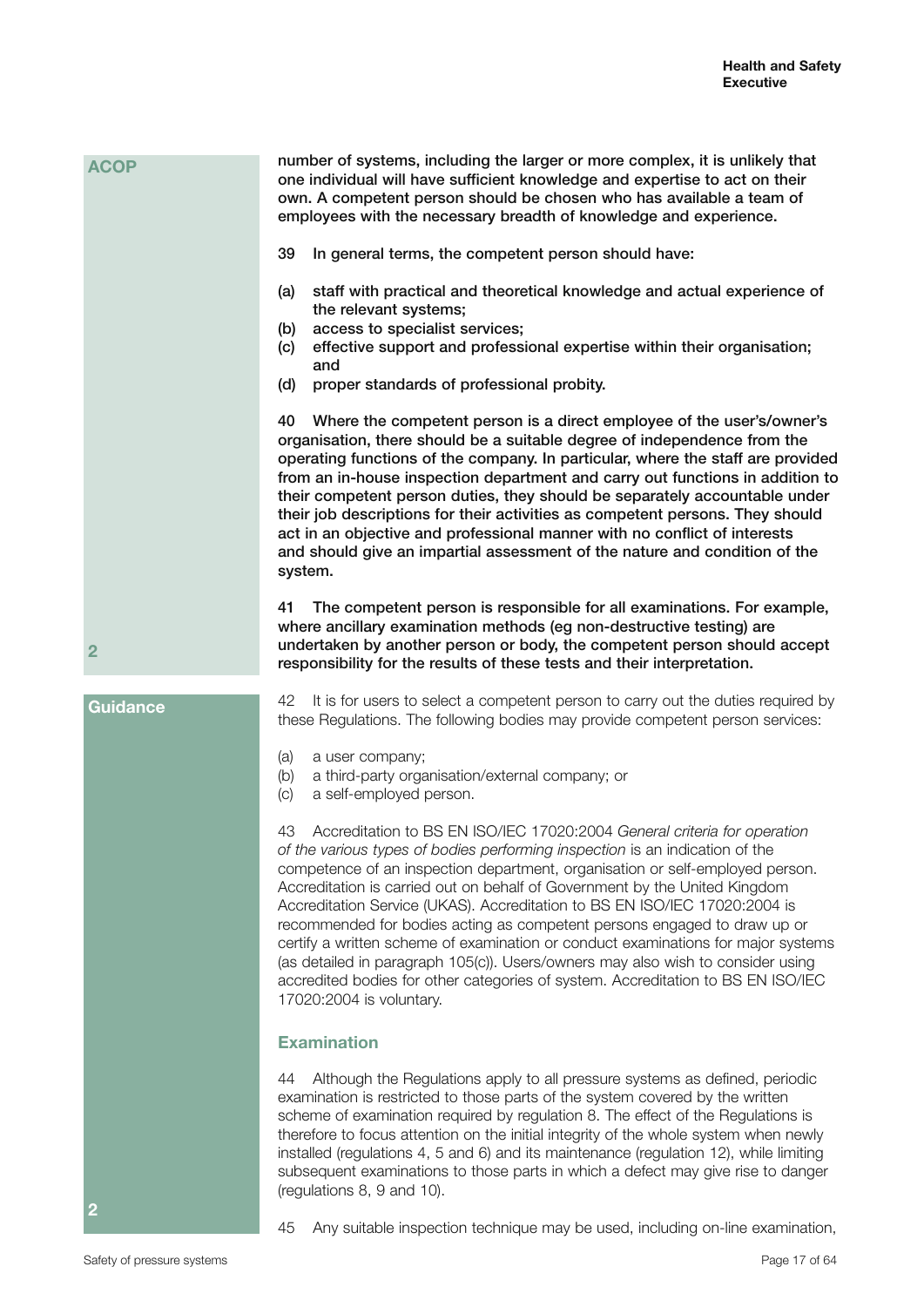**ACOP**

**number of systems, including the larger or more complex, it is unlikely that one individual will have sufficient knowledge and expertise to act on their own. A competent person should be chosen who has available a team of employees with the necessary breadth of knowledge and experience.**

**39 In general terms, the competent person should have:**

**(a) staff with practical and theoretical knowledge and actual experience of the relevant systems;**
**(b) access to specialist services;**
**(c) effective support and professional expertise within their organisation; and**
**(d) proper standards of professional probity.**

**40 Where the competent person is a direct employee of the user's/owner's organisation, there should be a suitable degree of independence from the operating functions of the company. In particular, where the staff are provided from an in-house inspection department and carry out functions in addition to their competent person duties, they should be separately accountable under their job descriptions for their activities as competent persons. They should act in an objective and professional manner with no conflict of interests and should give an impartial assessment of the nature and condition of the system.**

**41 The competent person is responsible for all examinations. For example, where ancillary examination methods (eg non-destructive testing) are undertaken by another person or body, the competent person should accept responsibility for the results of these tests and their interpretation.**

2

**Guidance**

42 It is for users to select a competent person to carry out the duties required by these Regulations. The following bodies may provide competent person services:

(a) a user company;
(b) a third-party organisation/external company; or
(c) a self-employed person.

43 Accreditation to BS EN ISO/IEC 17020:2004 *General criteria for operation of the various types of bodies performing inspection* is an indication of the competence of an inspection department, organisation or self-employed person. Accreditation is carried out on behalf of Government by the United Kingdom Accreditation Service (UKAS). Accreditation to BS EN ISO/IEC 17020:2004 is recommended for bodies acting as competent persons engaged to draw up or certify a written scheme of examination or conduct examinations for major systems (as detailed in paragraph 105(c)). Users/owners may also wish to consider using accredited bodies for other categories of system. Accreditation to BS EN ISO/IEC 17020:2004 is voluntary.

### Examination

44 Although the Regulations apply to all pressure systems as defined, periodic examination is restricted to those parts of the system covered by the written scheme of examination required by regulation 8. The effect of the Regulations is therefore to focus attention on the initial integrity of the whole system when newly installed (regulations 4, 5 and 6) and its maintenance (regulation 12), while limiting subsequent examinations to those parts in which a defect may give rise to danger (regulations 8, 9 and 10).

2

45 Any suitable inspection technique may be used, including on-line examination,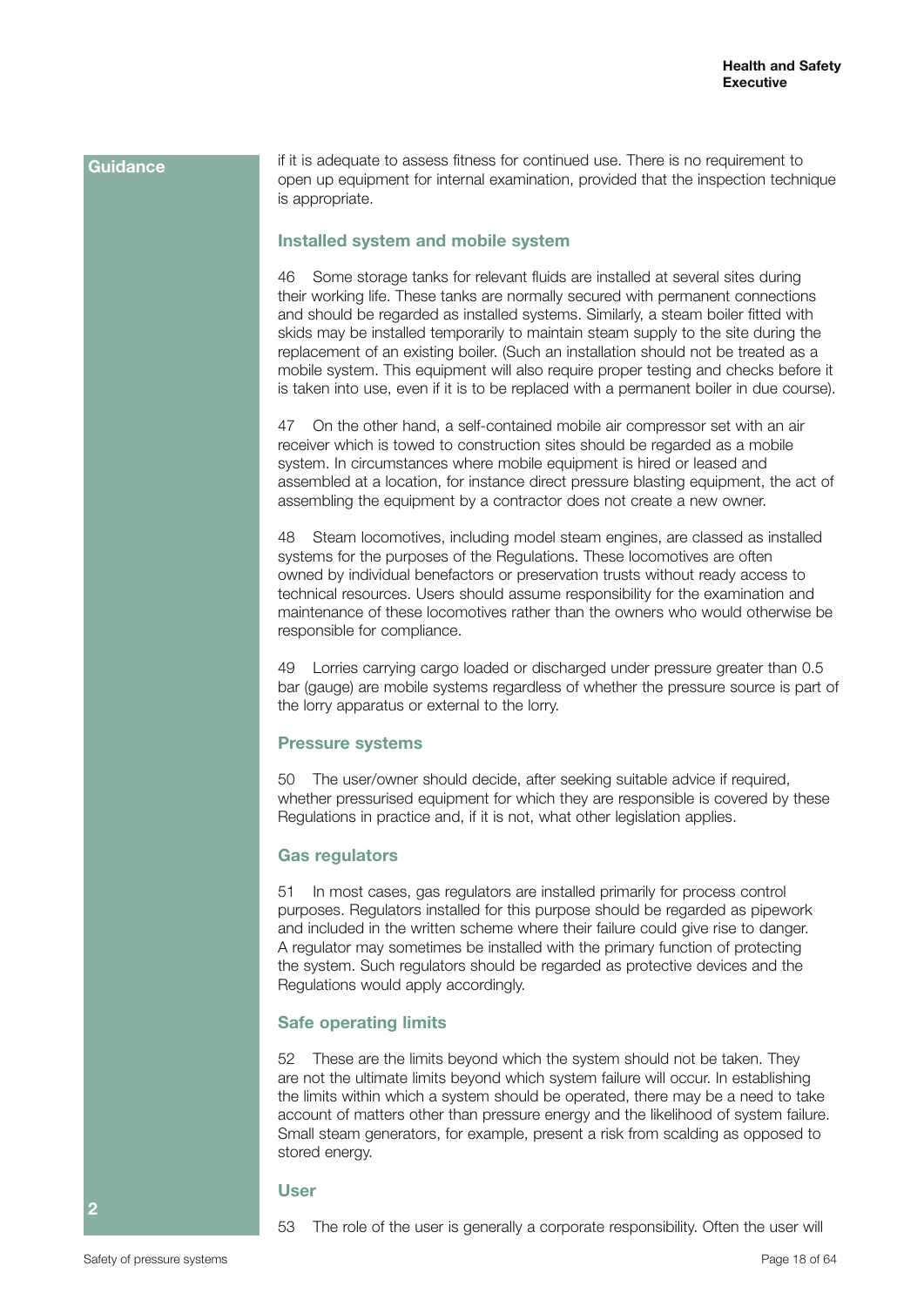Guidance

if it is adequate to assess fitness for continued use. There is no requirement to open up equipment for internal examination, provided that the inspection technique is appropriate.

### Installed system and mobile system

46 Some storage tanks for relevant fluids are installed at several sites during their working life. These tanks are normally secured with permanent connections and should be regarded as installed systems. Similarly, a steam boiler fitted with skids may be installed temporarily to maintain steam supply to the site during the replacement of an existing boiler. (Such an installation should not be treated as a mobile system. This equipment will also require proper testing and checks before it is taken into use, even if it is to be replaced with a permanent boiler in due course).

47 On the other hand, a self-contained mobile air compressor set with an air receiver which is towed to construction sites should be regarded as a mobile system. In circumstances where mobile equipment is hired or leased and assembled at a location, for instance direct pressure blasting equipment, the act of assembling the equipment by a contractor does not create a new owner.

48 Steam locomotives, including model steam engines, are classed as installed systems for the purposes of the Regulations. These locomotives are often owned by individual benefactors or preservation trusts without ready access to technical resources. Users should assume responsibility for the examination and maintenance of these locomotives rather than the owners who would otherwise be responsible for compliance.

49 Lorries carrying cargo loaded or discharged under pressure greater than 0.5 bar (gauge) are mobile systems regardless of whether the pressure source is part of the lorry apparatus or external to the lorry.

### Pressure systems

50 The user/owner should decide, after seeking suitable advice if required, whether pressurised equipment for which they are responsible is covered by these Regulations in practice and, if it is not, what other legislation applies.

### Gas regulators

51 In most cases, gas regulators are installed primarily for process control purposes. Regulators installed for this purpose should be regarded as pipework and included in the written scheme where their failure could give rise to danger. A regulator may sometimes be installed with the primary function of protecting the system. Such regulators should be regarded as protective devices and the Regulations would apply accordingly.

### Safe operating limits

52 These are the limits beyond which the system should not be taken. They are not the ultimate limits beyond which system failure will occur. In establishing the limits within which a system should be operated, there may be a need to take account of matters other than pressure energy and the likelihood of system failure. Small steam generators, for example, present a risk from scalding as opposed to stored energy.

### User

53 The role of the user is generally a corporate responsibility. Often the user will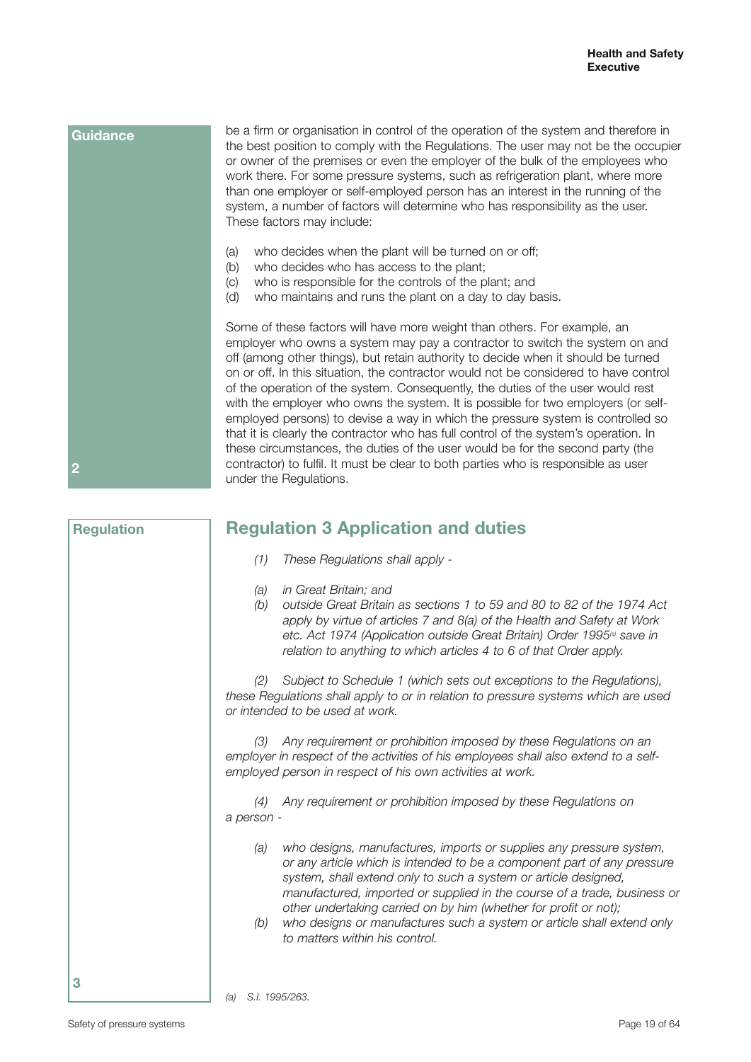**Guidance**

be a firm or organisation in control of the operation of the system and therefore in the best position to comply with the Regulations. The user may not be the occupier or owner of the premises or even the employer of the bulk of the employees who work there. For some pressure systems, such as refrigeration plant, where more than one employer or self-employed person has an interest in the running of the system, a number of factors will determine who has responsibility as the user. These factors may include:

(a) who decides when the plant will be turned on or off;
(b) who decides who has access to the plant;
(c) who is responsible for the controls of the plant; and
(d) who maintains and runs the plant on a day to day basis.

Some of these factors will have more weight than others. For example, an employer who owns a system may pay a contractor to switch the system on and off (among other things), but retain authority to decide when it should be turned on or off. In this situation, the contractor would not be considered to have control of the operation of the system. Consequently, the duties of the user would rest with the employer who owns the system. It is possible for two employers (or self-employed persons) to devise a way in which the pressure system is controlled so that it is clearly the contractor who has full control of the system's operation. In these circumstances, the duties of the user would be for the second party (the contractor) to fulfil. It must be clear to both parties who is responsible as user under the Regulations.

2

**Regulation**

## Regulation 3 Application and duties

*(1) These Regulations shall apply -*

*(a) in Great Britain; and*
*(b) outside Great Britain as sections 1 to 59 and 80 to 82 of the 1974 Act apply by virtue of articles 7 and 8(a) of the Health and Safety at Work etc. Act 1974 (Application outside Great Britain) Order 1995[a] save in relation to anything to which articles 4 to 6 of that Order apply.*

*(2) Subject to Schedule 1 (which sets out exceptions to the Regulations), these Regulations shall apply to or in relation to pressure systems which are used or intended to be used at work.*

*(3) Any requirement or prohibition imposed by these Regulations on an employer in respect of the activities of his employees shall also extend to a self-employed person in respect of his own activities at work.*

*(4) Any requirement or prohibition imposed by these Regulations on a person -*

*(a) who designs, manufactures, imports or supplies any pressure system, or any article which is intended to be a component part of any pressure system, shall extend only to such a system or article designed, manufactured, imported or supplied in the course of a trade, business or other undertaking carried on by him (whether for profit or not);*
*(b) who designs or manufactures such a system or article shall extend only to matters within his control.*

3

*(a) S.I. 1995/263.*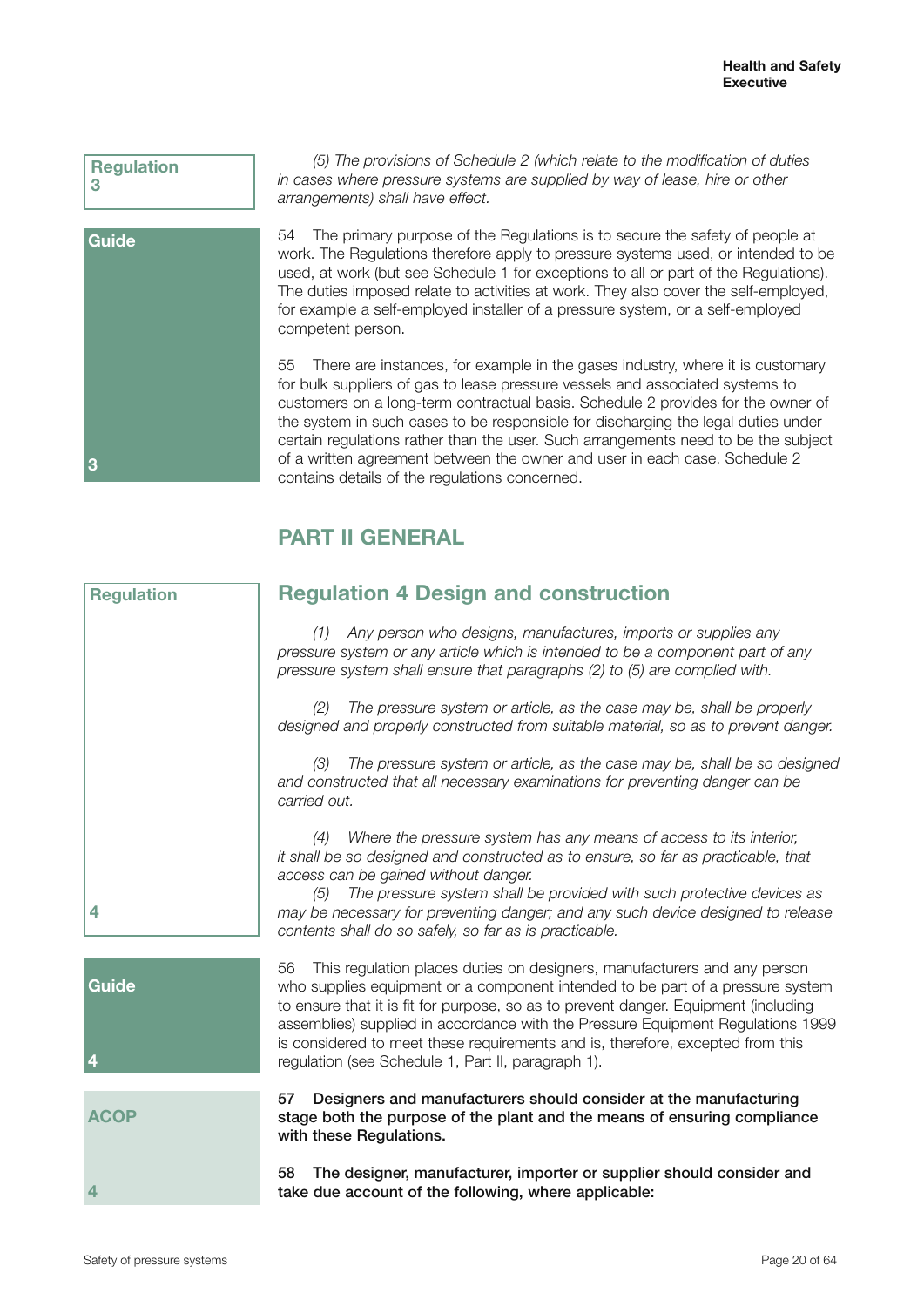Regulation 3

*(5) The provisions of Schedule 2 (which relate to the modification of duties in cases where pressure systems are supplied by way of lease, hire or other arrangements) shall have effect.*

Guide 3

54 The primary purpose of the Regulations is to secure the safety of people at work. The Regulations therefore apply to pressure systems used, or intended to be used, at work (but see Schedule 1 for exceptions to all or part of the Regulations). The duties imposed relate to activities at work. They also cover the self-employed, for example a self-employed installer of a pressure system, or a self-employed competent person.

55 There are instances, for example in the gases industry, where it is customary for bulk suppliers of gas to lease pressure vessels and associated systems to customers on a long-term contractual basis. Schedule 2 provides for the owner of the system in such cases to be responsible for discharging the legal duties under certain regulations rather than the user. Such arrangements need to be the subject of a written agreement between the owner and user in each case. Schedule 2 contains details of the regulations concerned.

# PART II GENERAL

## Regulation 4 Design and construction

Regulation 4

*(1) Any person who designs, manufactures, imports or supplies any pressure system or any article which is intended to be a component part of any pressure system shall ensure that paragraphs (2) to (5) are complied with.*

*(2) The pressure system or article, as the case may be, shall be properly designed and properly constructed from suitable material, so as to prevent danger.*

*(3) The pressure system or article, as the case may be, shall be so designed and constructed that all necessary examinations for preventing danger can be carried out.*

*(4) Where the pressure system has any means of access to its interior, it shall be so designed and constructed as to ensure, so far as practicable, that access can be gained without danger.*

*(5) The pressure system shall be provided with such protective devices as may be necessary for preventing danger; and any such device designed to release contents shall do so safely, so far as is practicable.*

Guide 4

56 This regulation places duties on designers, manufacturers and any person who supplies equipment or a component intended to be part of a pressure system to ensure that it is fit for purpose, so as to prevent danger. Equipment (including assemblies) supplied in accordance with the Pressure Equipment Regulations 1999 is considered to meet these requirements and is, therefore, excepted from this regulation (see Schedule 1, Part II, paragraph 1).

ACOP 4

**57 Designers and manufacturers should consider at the manufacturing stage both the purpose of the plant and the means of ensuring compliance with these Regulations.**

**58 The designer, manufacturer, importer or supplier should consider and take due account of the following, where applicable:**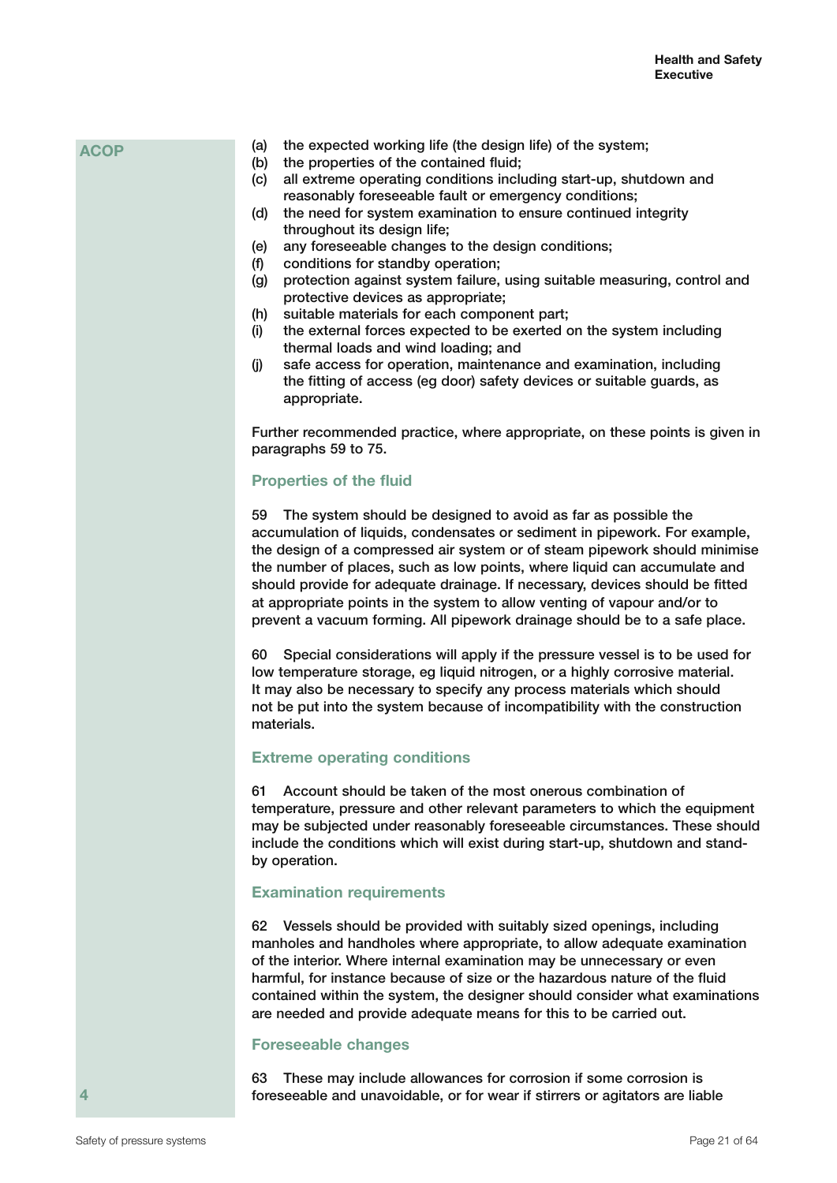ACOP

(a) the expected working life (the design life) of the system;
(b) the properties of the contained fluid;
(c) all extreme operating conditions including start-up, shutdown and reasonably foreseeable fault or emergency conditions;
(d) the need for system examination to ensure continued integrity throughout its design life;
(e) any foreseeable changes to the design conditions;
(f) conditions for standby operation;
(g) protection against system failure, using suitable measuring, control and protective devices as appropriate;
(h) suitable materials for each component part;
(i) the external forces expected to be exerted on the system including thermal loads and wind loading; and
(j) safe access for operation, maintenance and examination, including the fitting of access (eg door) safety devices or suitable guards, as appropriate.

Further recommended practice, where appropriate, on these points is given in paragraphs 59 to 75.

### Properties of the fluid

59 The system should be designed to avoid as far as possible the accumulation of liquids, condensates or sediment in pipework. For example, the design of a compressed air system or of steam pipework should minimise the number of places, such as low points, where liquid can accumulate and should provide for adequate drainage. If necessary, devices should be fitted at appropriate points in the system to allow venting of vapour and/or to prevent a vacuum forming. All pipework drainage should be to a safe place.

60 Special considerations will apply if the pressure vessel is to be used for low temperature storage, eg liquid nitrogen, or a highly corrosive material. It may also be necessary to specify any process materials which should not be put into the system because of incompatibility with the construction materials.

### Extreme operating conditions

61 Account should be taken of the most onerous combination of temperature, pressure and other relevant parameters to which the equipment may be subjected under reasonably foreseeable circumstances. These should include the conditions which will exist during start-up, shutdown and stand-by operation.

### Examination requirements

62 Vessels should be provided with suitably sized openings, including manholes and handholes where appropriate, to allow adequate examination of the interior. Where internal examination may be unnecessary or even harmful, for instance because of size or the hazardous nature of the fluid contained within the system, the designer should consider what examinations are needed and provide adequate means for this to be carried out.

### Foreseeable changes

63 These may include allowances for corrosion if some corrosion is foreseeable and unavoidable, or for wear if stirrers or agitators are liable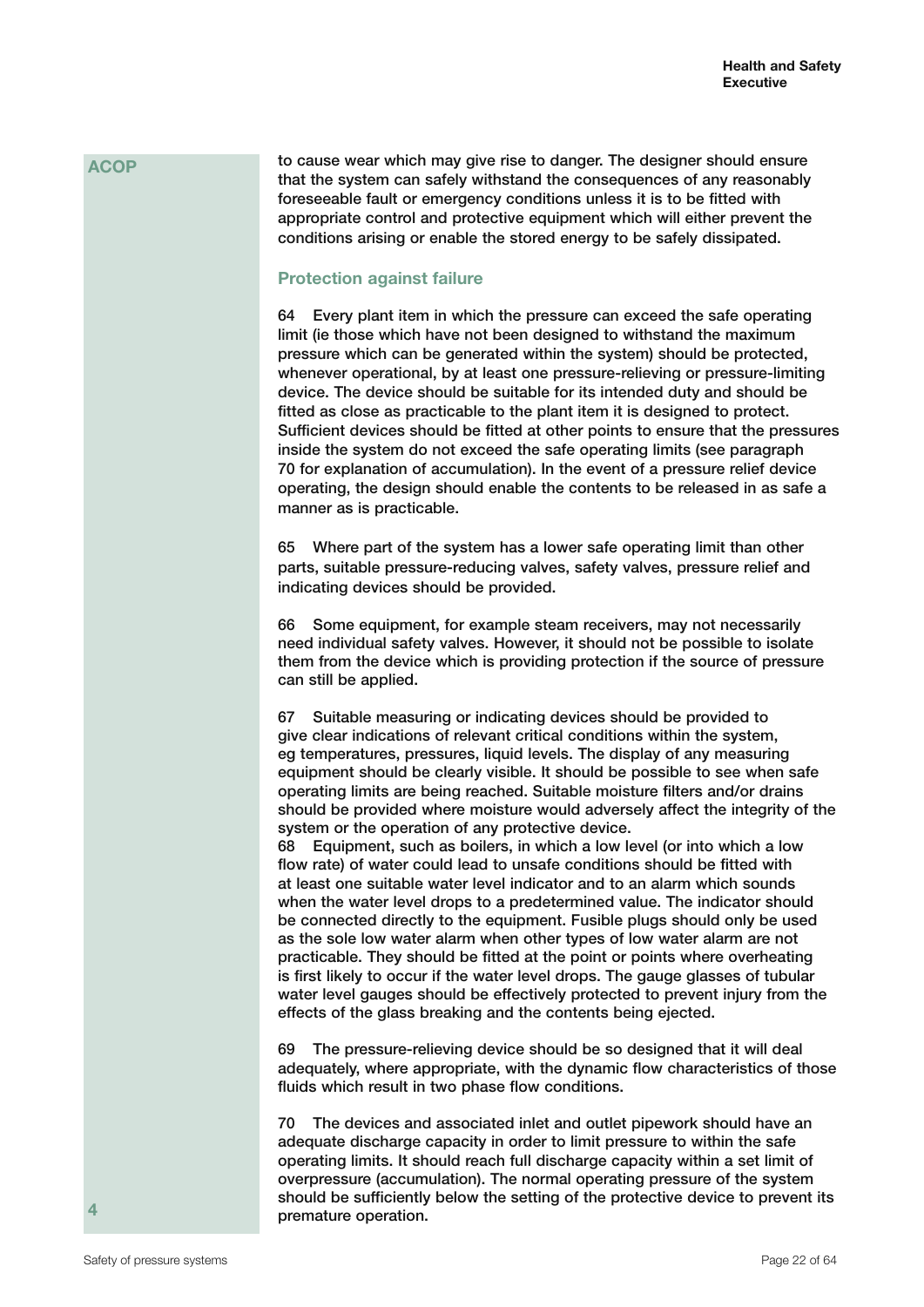ACOP

to cause wear which may give rise to danger. The designer should ensure that the system can safely withstand the consequences of any reasonably foreseeable fault or emergency conditions unless it is to be fitted with appropriate control and protective equipment which will either prevent the conditions arising or enable the stored energy to be safely dissipated.

### Protection against failure

64 Every plant item in which the pressure can exceed the safe operating limit (ie those which have not been designed to withstand the maximum pressure which can be generated within the system) should be protected, whenever operational, by at least one pressure-relieving or pressure-limiting device. The device should be suitable for its intended duty and should be fitted as close as practicable to the plant item it is designed to protect. Sufficient devices should be fitted at other points to ensure that the pressures inside the system do not exceed the safe operating limits (see paragraph 70 for explanation of accumulation). In the event of a pressure relief device operating, the design should enable the contents to be released in as safe a manner as is practicable.

65 Where part of the system has a lower safe operating limit than other parts, suitable pressure-reducing valves, safety valves, pressure relief and indicating devices should be provided.

66 Some equipment, for example steam receivers, may not necessarily need individual safety valves. However, it should not be possible to isolate them from the device which is providing protection if the source of pressure can still be applied.

67 Suitable measuring or indicating devices should be provided to give clear indications of relevant critical conditions within the system, eg temperatures, pressures, liquid levels. The display of any measuring equipment should be clearly visible. It should be possible to see when safe operating limits are being reached. Suitable moisture filters and/or drains should be provided where moisture would adversely affect the integrity of the system or the operation of any protective device.

68 Equipment, such as boilers, in which a low level (or into which a low flow rate) of water could lead to unsafe conditions should be fitted with at least one suitable water level indicator and to an alarm which sounds when the water level drops to a predetermined value. The indicator should be connected directly to the equipment. Fusible plugs should only be used as the sole low water alarm when other types of low water alarm are not practicable. They should be fitted at the point or points where overheating is first likely to occur if the water level drops. The gauge glasses of tubular water level gauges should be effectively protected to prevent injury from the effects of the glass breaking and the contents being ejected.

69 The pressure-relieving device should be so designed that it will deal adequately, where appropriate, with the dynamic flow characteristics of those fluids which result in two phase flow conditions.

70 The devices and associated inlet and outlet pipework should have an adequate discharge capacity in order to limit pressure to within the safe operating limits. It should reach full discharge capacity within a set limit of overpressure (accumulation). The normal operating pressure of the system should be sufficiently below the setting of the protective device to prevent its premature operation.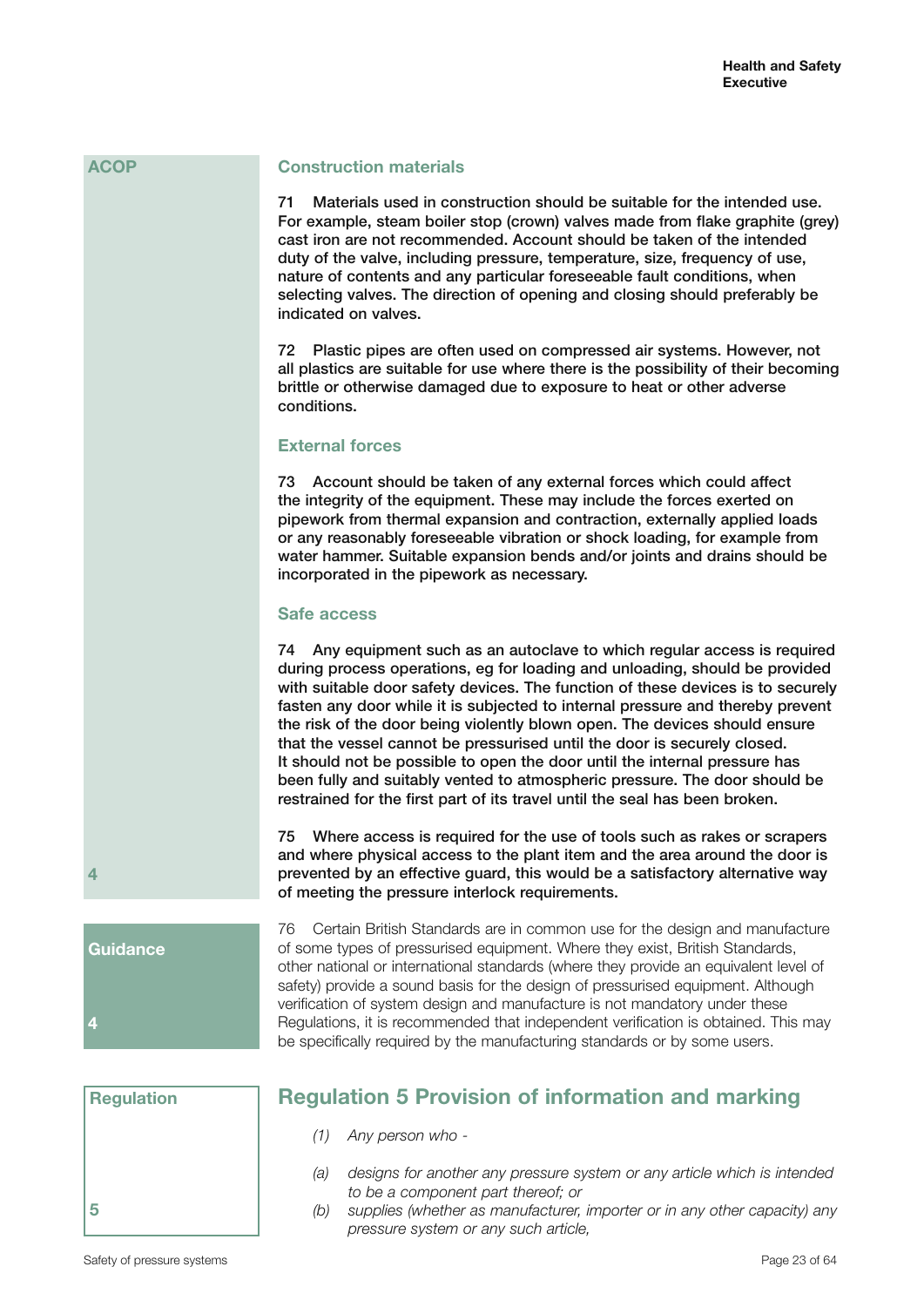ACOP

### Construction materials

71 Materials used in construction should be suitable for the intended use. For example, steam boiler stop (crown) valves made from flake graphite (grey) cast iron are not recommended. Account should be taken of the intended duty of the valve, including pressure, temperature, size, frequency of use, nature of contents and any particular foreseeable fault conditions, when selecting valves. The direction of opening and closing should preferably be indicated on valves.

72 Plastic pipes are often used on compressed air systems. However, not all plastics are suitable for use where there is the possibility of their becoming brittle or otherwise damaged due to exposure to heat or other adverse conditions.

### External forces

73 Account should be taken of any external forces which could affect the integrity of the equipment. These may include the forces exerted on pipework from thermal expansion and contraction, externally applied loads or any reasonably foreseeable vibration or shock loading, for example from water hammer. Suitable expansion bends and/or joints and drains should be incorporated in the pipework as necessary.

### Safe access

74 Any equipment such as an autoclave to which regular access is required during process operations, eg for loading and unloading, should be provided with suitable door safety devices. The function of these devices is to securely fasten any door while it is subjected to internal pressure and thereby prevent the risk of the door being violently blown open. The devices should ensure that the vessel cannot be pressurised until the door is securely closed. It should not be possible to open the door until the internal pressure has been fully and suitably vented to atmospheric pressure. The door should be restrained for the first part of its travel until the seal has been broken.

75 Where access is required for the use of tools such as rakes or scrapers and where physical access to the plant item and the area around the door is prevented by an effective guard, this would be a satisfactory alternative way of meeting the pressure interlock requirements.

4

Guidance

4

76 Certain British Standards are in common use for the design and manufacture of some types of pressurised equipment. Where they exist, British Standards, other national or international standards (where they provide an equivalent level of safety) provide a sound basis for the design of pressurised equipment. Although verification of system design and manufacture is not mandatory under these Regulations, it is recommended that independent verification is obtained. This may be specifically required by the manufacturing standards or by some users.

Regulation

5

## Regulation 5 Provision of information and marking

*(1) Any person who -*

*(a) designs for another any pressure system or any article which is intended to be a component part thereof; or*

*(b) supplies (whether as manufacturer, importer or in any other capacity) any pressure system or any such article,*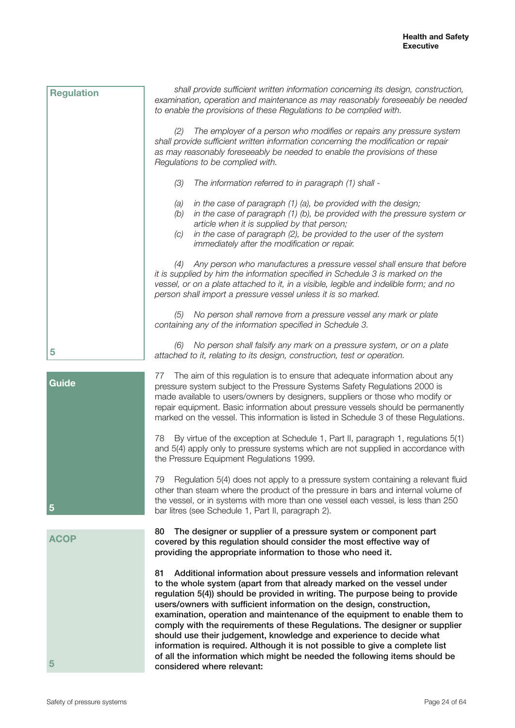**Regulation**

*shall provide sufficient written information concerning its design, construction, examination, operation and maintenance as may reasonably foreseeably be needed to enable the provisions of these Regulations to be complied with.*

*(2) The employer of a person who modifies or repairs any pressure system shall provide sufficient written information concerning the modification or repair as may reasonably foreseeably be needed to enable the provisions of these Regulations to be complied with.*

*(3) The information referred to in paragraph (1) shall -*

*(a) in the case of paragraph (1) (a), be provided with the design;*
*(b) in the case of paragraph (1) (b), be provided with the pressure system or article when it is supplied by that person;*
*(c) in the case of paragraph (2), be provided to the user of the system immediately after the modification or repair.*

*(4) Any person who manufactures a pressure vessel shall ensure that before it is supplied by him the information specified in Schedule 3 is marked on the vessel, or on a plate attached to it, in a visible, legible and indelible form; and no person shall import a pressure vessel unless it is so marked.*

*(5) No person shall remove from a pressure vessel any mark or plate containing any of the information specified in Schedule 3.*

*(6) No person shall falsify any mark on a pressure system, or on a plate attached to it, relating to its design, construction, test or operation.*

5

**Guide**

77 The aim of this regulation is to ensure that adequate information about any pressure system subject to the Pressure Systems Safety Regulations 2000 is made available to users/owners by designers, suppliers or those who modify or repair equipment. Basic information about pressure vessels should be permanently marked on the vessel. This information is listed in Schedule 3 of these Regulations.

78 By virtue of the exception at Schedule 1, Part II, paragraph 1, regulations 5(1) and 5(4) apply only to pressure systems which are not supplied in accordance with the Pressure Equipment Regulations 1999.

79 Regulation 5(4) does not apply to a pressure system containing a relevant fluid other than steam where the product of the pressure in bars and internal volume of the vessel, or in systems with more than one vessel each vessel, is less than 250 bar litres (see Schedule 1, Part II, paragraph 2).

5

**ACOP**

**80 The designer or supplier of a pressure system or component part covered by this regulation should consider the most effective way of providing the appropriate information to those who need it.**

**81 Additional information about pressure vessels and information relevant to the whole system (apart from that already marked on the vessel under regulation 5(4)) should be provided in writing. The purpose being to provide users/owners with sufficient information on the design, construction, examination, operation and maintenance of the equipment to enable them to comply with the requirements of these Regulations. The designer or supplier should use their judgement, knowledge and experience to decide what information is required. Although it is not possible to give a complete list of all the information which might be needed the following items should be considered where relevant:**

5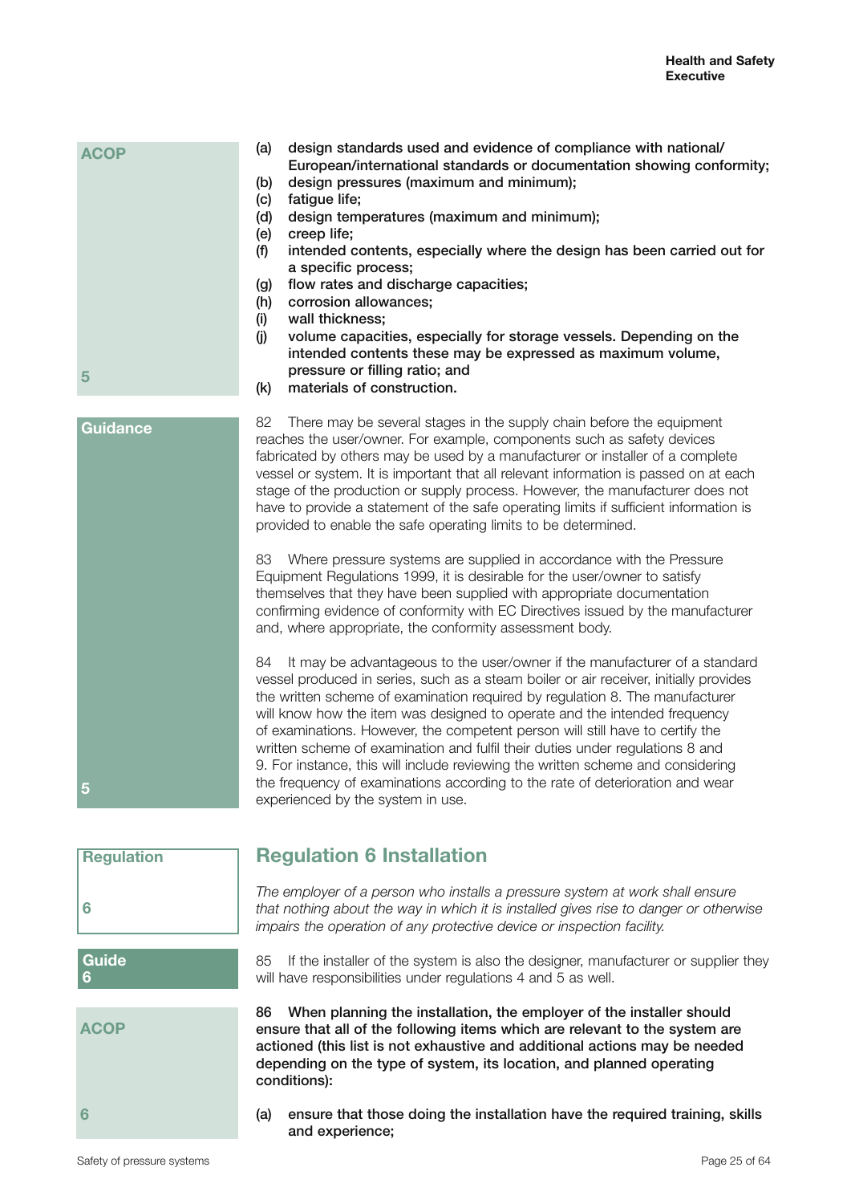ACOP

**(a) design standards used and evidence of compliance with national/ European/international standards or documentation showing conformity;**
**(b) design pressures (maximum and minimum);**
**(c) fatigue life;**
**(d) design temperatures (maximum and minimum);**
**(e) creep life;**
**(f) intended contents, especially where the design has been carried out for a specific process;**
**(g) flow rates and discharge capacities;**
**(h) corrosion allowances;**
**(i) wall thickness;**
**(j) volume capacities, especially for storage vessels. Depending on the intended contents these may be expressed as maximum volume, pressure or filling ratio; and**
**(k) materials of construction.**

5

Guidance

82 There may be several stages in the supply chain before the equipment reaches the user/owner. For example, components such as safety devices fabricated by others may be used by a manufacturer or installer of a complete vessel or system. It is important that all relevant information is passed on at each stage of the production or supply process. However, the manufacturer does not have to provide a statement of the safe operating limits if sufficient information is provided to enable the safe operating limits to be determined.

83 Where pressure systems are supplied in accordance with the Pressure Equipment Regulations 1999, it is desirable for the user/owner to satisfy themselves that they have been supplied with appropriate documentation confirming evidence of conformity with EC Directives issued by the manufacturer and, where appropriate, the conformity assessment body.

84 It may be advantageous to the user/owner if the manufacturer of a standard vessel produced in series, such as a steam boiler or air receiver, initially provides the written scheme of examination required by regulation 8. The manufacturer will know how the item was designed to operate and the intended frequency of examinations. However, the competent person will still have to certify the written scheme of examination and fulfil their duties under regulations 8 and 9. For instance, this will include reviewing the written scheme and considering the frequency of examinations according to the rate of deterioration and wear experienced by the system in use.

5

Regulation 6

## Regulation 6 Installation

*The employer of a person who installs a pressure system at work shall ensure that nothing about the way in which it is installed gives rise to danger or otherwise impairs the operation of any protective device or inspection facility.*

Guide 6

85 If the installer of the system is also the designer, manufacturer or supplier they will have responsibilities under regulations 4 and 5 as well.

ACOP

**86 When planning the installation, the employer of the installer should ensure that all of the following items which are relevant to the system are actioned (this list is not exhaustive and additional actions may be needed depending on the type of system, its location, and planned operating conditions):**

**(a) ensure that those doing the installation have the required training, skills and experience;**

6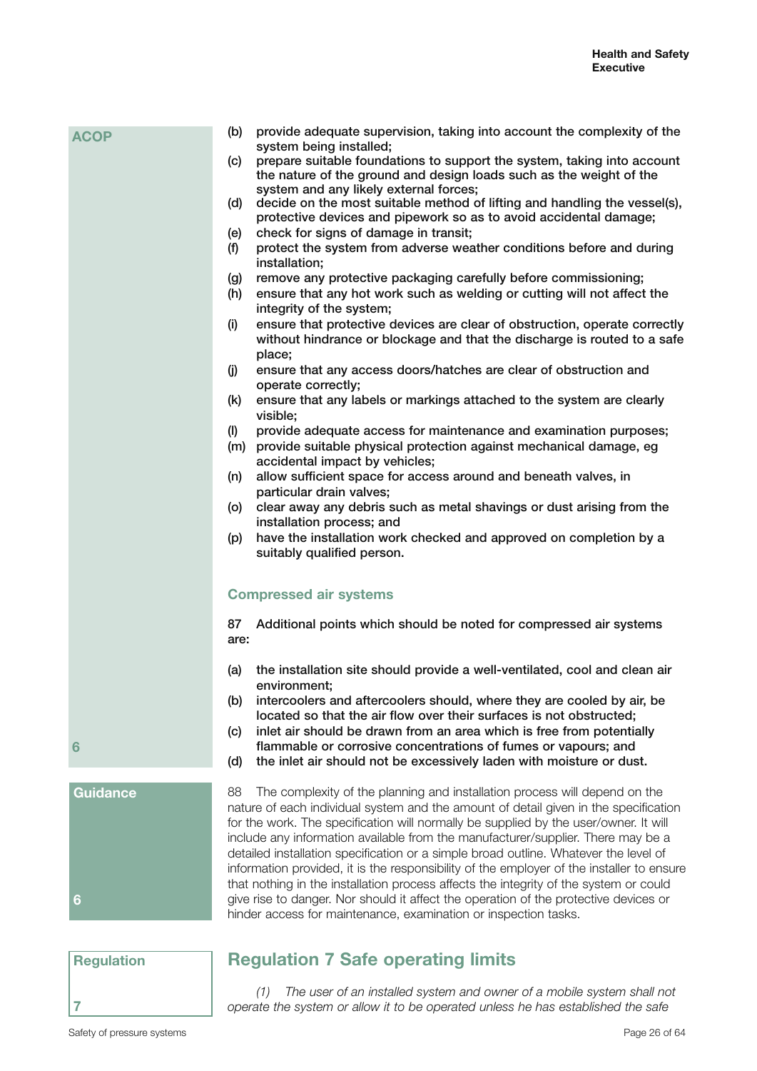ACOP

(b) provide adequate supervision, taking into account the complexity of the system being installed;
(c) prepare suitable foundations to support the system, taking into account the nature of the ground and design loads such as the weight of the system and any likely external forces;
(d) decide on the most suitable method of lifting and handling the vessel(s), protective devices and pipework so as to avoid accidental damage;
(e) check for signs of damage in transit;
(f) protect the system from adverse weather conditions before and during installation;
(g) remove any protective packaging carefully before commissioning;
(h) ensure that any hot work such as welding or cutting will not affect the integrity of the system;
(i) ensure that protective devices are clear of obstruction, operate correctly without hindrance or blockage and that the discharge is routed to a safe place;
(j) ensure that any access doors/hatches are clear of obstruction and operate correctly;
(k) ensure that any labels or markings attached to the system are clearly visible;
(l) provide adequate access for maintenance and examination purposes;
(m) provide suitable physical protection against mechanical damage, eg accidental impact by vehicles;
(n) allow sufficient space for access around and beneath valves, in particular drain valves;
(o) clear away any debris such as metal shavings or dust arising from the installation process; and
(p) have the installation work checked and approved on completion by a suitably qualified person.

### Compressed air systems

87 Additional points which should be noted for compressed air systems are:

(a) the installation site should provide a well-ventilated, cool and clean air environment;
(b) intercoolers and aftercoolers should, where they are cooled by air, be located so that the air flow over their surfaces is not obstructed;
(c) inlet air should be drawn from an area which is free from potentially flammable or corrosive concentrations of fumes or vapours; and
(d) the inlet air should not be excessively laden with moisture or dust.

6

Guidance

88 The complexity of the planning and installation process will depend on the nature of each individual system and the amount of detail given in the specification for the work. The specification will normally be supplied by the user/owner. It will include any information available from the manufacturer/supplier. There may be a detailed installation specification or a simple broad outline. Whatever the level of information provided, it is the responsibility of the employer of the installer to ensure that nothing in the installation process affects the integrity of the system or could give rise to danger. Nor should it affect the operation of the protective devices or hinder access for maintenance, examination or inspection tasks.

6

Regulation

7

## Regulation 7 Safe operating limits

*(1) The user of an installed system and owner of a mobile system shall not operate the system or allow it to be operated unless he has established the safe*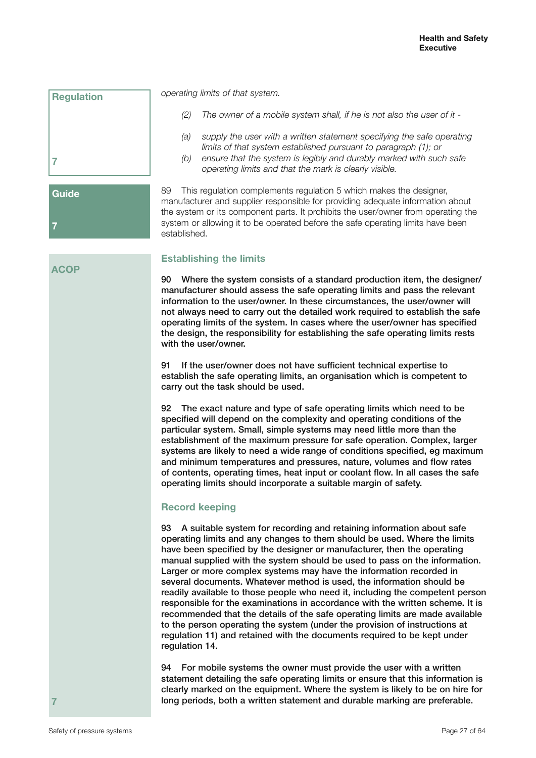**Regulation**

*operating limits of that system.*

*(2) The owner of a mobile system shall, if he is not also the user of it -*

*(a) supply the user with a written statement specifying the safe operating limits of that system established pursuant to paragraph (1); or*

*(b) ensure that the system is legibly and durably marked with such safe operating limits and that the mark is clearly visible.*

**7**

**Guide**

89 This regulation complements regulation 5 which makes the designer, manufacturer and supplier responsible for providing adequate information about the system or its component parts. It prohibits the user/owner from operating the system or allowing it to be operated before the safe operating limits have been established.

**7**

**ACOP**

## Establishing the limits

**90 Where the system consists of a standard production item, the designer/manufacturer should assess the safe operating limits and pass the relevant information to the user/owner. In these circumstances, the user/owner will not always need to carry out the detailed work required to establish the safe operating limits of the system. In cases where the user/owner has specified the design, the responsibility for establishing the safe operating limits rests with the user/owner.**

**91 If the user/owner does not have sufficient technical expertise to establish the safe operating limits, an organisation which is competent to carry out the task should be used.**

**92 The exact nature and type of safe operating limits which need to be specified will depend on the complexity and operating conditions of the particular system. Small, simple systems may need little more than the establishment of the maximum pressure for safe operation. Complex, larger systems are likely to need a wide range of conditions specified, eg maximum and minimum temperatures and pressures, nature, volumes and flow rates of contents, operating times, heat input or coolant flow. In all cases the safe operating limits should incorporate a suitable margin of safety.**

## Record keeping

**93 A suitable system for recording and retaining information about safe operating limits and any changes to them should be used. Where the limits have been specified by the designer or manufacturer, then the operating manual supplied with the system should be used to pass on the information. Larger or more complex systems may have the information recorded in several documents. Whatever method is used, the information should be readily available to those people who need it, including the competent person responsible for the examinations in accordance with the written scheme. It is recommended that the details of the safe operating limits are made available to the person operating the system (under the provision of instructions at regulation 11) and retained with the documents required to be kept under regulation 14.**

**94 For mobile systems the owner must provide the user with a written statement detailing the safe operating limits or ensure that this information is clearly marked on the equipment. Where the system is likely to be on hire for long periods, both a written statement and durable marking are preferable.**

**7**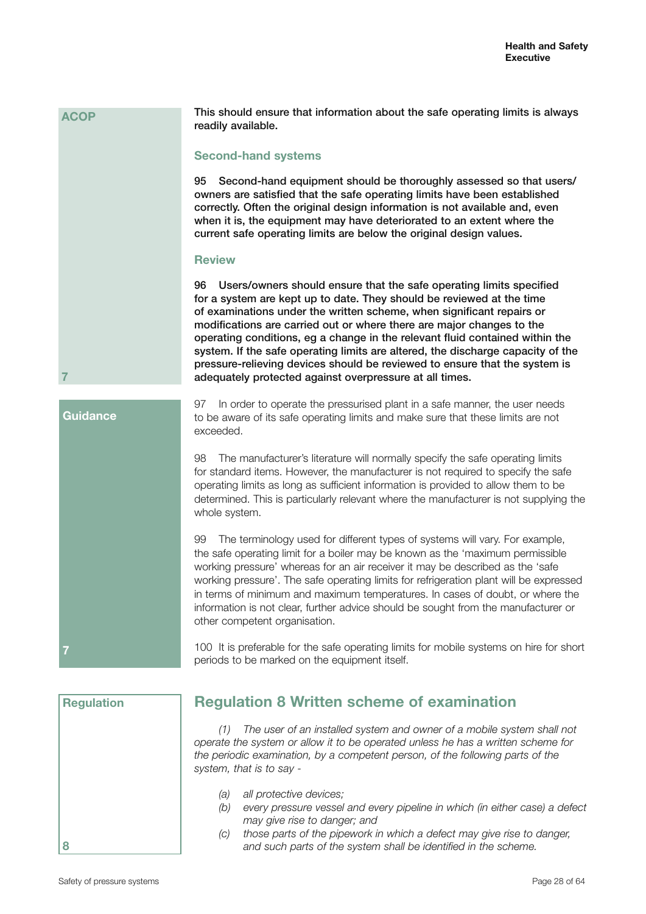ACOP

**This should ensure that information about the safe operating limits is always readily available.**

### Second-hand systems

**95 Second-hand equipment should be thoroughly assessed so that users/owners are satisfied that the safe operating limits have been established correctly. Often the original design information is not available and, even when it is, the equipment may have deteriorated to an extent where the current safe operating limits are below the original design values.**

### Review

**96 Users/owners should ensure that the safe operating limits specified for a system are kept up to date. They should be reviewed at the time of examinations under the written scheme, when significant repairs or modifications are carried out or where there are major changes to the operating conditions, eg a change in the relevant fluid contained within the system. If the safe operating limits are altered, the discharge capacity of the pressure-relieving devices should be reviewed to ensure that the system is adequately protected against overpressure at all times.**

7

Guidance

97 In order to operate the pressurised plant in a safe manner, the user needs to be aware of its safe operating limits and make sure that these limits are not exceeded.

98 The manufacturer's literature will normally specify the safe operating limits for standard items. However, the manufacturer is not required to specify the safe operating limits as long as sufficient information is provided to allow them to be determined. This is particularly relevant where the manufacturer is not supplying the whole system.

99 The terminology used for different types of systems will vary. For example, the safe operating limit for a boiler may be known as the 'maximum permissible working pressure' whereas for an air receiver it may be described as the 'safe working pressure'. The safe operating limits for refrigeration plant will be expressed in terms of minimum and maximum temperatures. In cases of doubt, or where the information is not clear, further advice should be sought from the manufacturer or other competent organisation.

100 It is preferable for the safe operating limits for mobile systems on hire for short periods to be marked on the equipment itself.

7

Regulation

## Regulation 8 Written scheme of examination

*(1) The user of an installed system and owner of a mobile system shall not operate the system or allow it to be operated unless he has a written scheme for the periodic examination, by a competent person, of the following parts of the system, that is to say -*

*(a) all protective devices;*
*(b) every pressure vessel and every pipeline in which (in either case) a defect may give rise to danger; and*
*(c) those parts of the pipework in which a defect may give rise to danger, and such parts of the system shall be identified in the scheme.*

8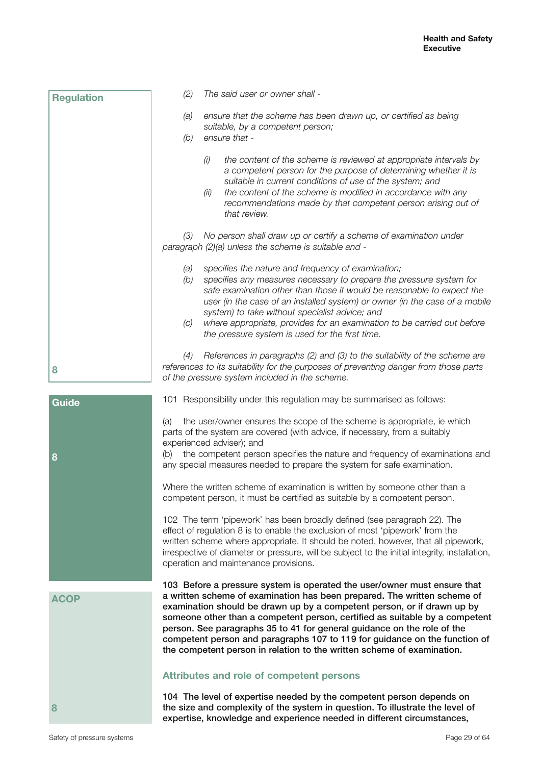**Regulation**

*(2) The said user or owner shall -*

*(a) ensure that the scheme has been drawn up, or certified as being suitable, by a competent person;*

*(b) ensure that -*

*(i) the content of the scheme is reviewed at appropriate intervals by a competent person for the purpose of determining whether it is suitable in current conditions of use of the system; and*

*(ii) the content of the scheme is modified in accordance with any recommendations made by that competent person arising out of that review.*

*(3) No person shall draw up or certify a scheme of examination under paragraph (2)(a) unless the scheme is suitable and -*

*(a) specifies the nature and frequency of examination;*

*(b) specifies any measures necessary to prepare the pressure system for safe examination other than those it would be reasonable to expect the user (in the case of an installed system) or owner (in the case of a mobile system) to take without specialist advice; and*

*(c) where appropriate, provides for an examination to be carried out before the pressure system is used for the first time.*

*(4) References in paragraphs (2) and (3) to the suitability of the scheme are references to its suitability for the purposes of preventing danger from those parts of the pressure system included in the scheme.*

8

**Guide**

101 Responsibility under this regulation may be summarised as follows:

(a) the user/owner ensures the scope of the scheme is appropriate, ie which parts of the system are covered (with advice, if necessary, from a suitably experienced adviser); and

(b) the competent person specifies the nature and frequency of examinations and any special measures needed to prepare the system for safe examination.

Where the written scheme of examination is written by someone other than a competent person, it must be certified as suitable by a competent person.

102 The term 'pipework' has been broadly defined (see paragraph 22). The effect of regulation 8 is to enable the exclusion of most 'pipework' from the written scheme where appropriate. It should be noted, however, that all pipework, irrespective of diameter or pressure, will be subject to the initial integrity, installation, operation and maintenance provisions.

8

**ACOP**

**103 Before a pressure system is operated the user/owner must ensure that a written scheme of examination has been prepared. The written scheme of examination should be drawn up by a competent person, or if drawn up by someone other than a competent person, certified as suitable by a competent person. See paragraphs 35 to 41 for general guidance on the role of the competent person and paragraphs 107 to 119 for guidance on the function of the competent person in relation to the written scheme of examination.**

## Attributes and role of competent persons

**104 The level of expertise needed by the competent person depends on the size and complexity of the system in question. To illustrate the level of expertise, knowledge and experience needed in different circumstances,**

8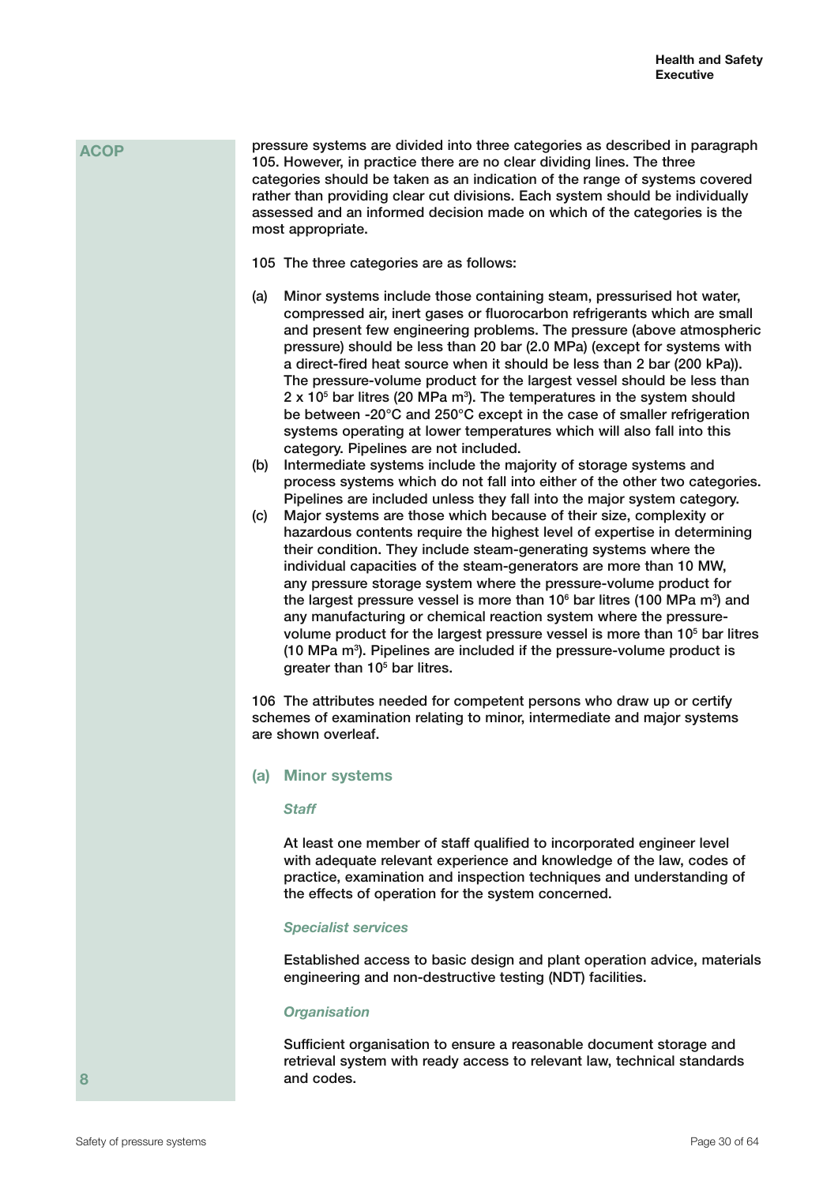ACOP

pressure systems are divided into three categories as described in paragraph 105. However, in practice there are no clear dividing lines. The three categories should be taken as an indication of the range of systems covered rather than providing clear cut divisions. Each system should be individually assessed and an informed decision made on which of the categories is the most appropriate.

105 The three categories are as follows:

(a) Minor systems include those containing steam, pressurised hot water, compressed air, inert gases or fluorocarbon refrigerants which are small and present few engineering problems. The pressure (above atmospheric pressure) should be less than 20 bar (2.0 MPa) (except for systems with a direct-fired heat source when it should be less than 2 bar (200 kPa)). The pressure-volume product for the largest vessel should be less than $2 \times 10^5$ bar litres (20 MPa $m^3$). The temperatures in the system should be between -20°C and 250°C except in the case of smaller refrigeration systems operating at lower temperatures which will also fall into this category. Pipelines are not included.

(b) Intermediate systems include the majority of storage systems and process systems which do not fall into either of the other two categories. Pipelines are included unless they fall into the major system category.

(c) Major systems are those which because of their size, complexity or hazardous contents require the highest level of expertise in determining their condition. They include steam-generating systems where the individual capacities of the steam-generators are more than 10 MW, any pressure storage system where the pressure-volume product for the largest pressure vessel is more than $10^6$ bar litres (100 MPa $m^3$) and any manufacturing or chemical reaction system where the pressure-volume product for the largest pressure vessel is more than $10^5$ bar litres (10 MPa $m^3$). Pipelines are included if the pressure-volume product is greater than $10^5$ bar litres.

106 The attributes needed for competent persons who draw up or certify schemes of examination relating to minor, intermediate and major systems are shown overleaf.

## (a) Minor systems

### *Staff*

At least one member of staff qualified to incorporated engineer level with adequate relevant experience and knowledge of the law, codes of practice, examination and inspection techniques and understanding of the effects of operation for the system concerned.

### *Specialist services*

Established access to basic design and plant operation advice, materials engineering and non-destructive testing (NDT) facilities.

### *Organisation*

Sufficient organisation to ensure a reasonable document storage and retrieval system with ready access to relevant law, technical standards and codes.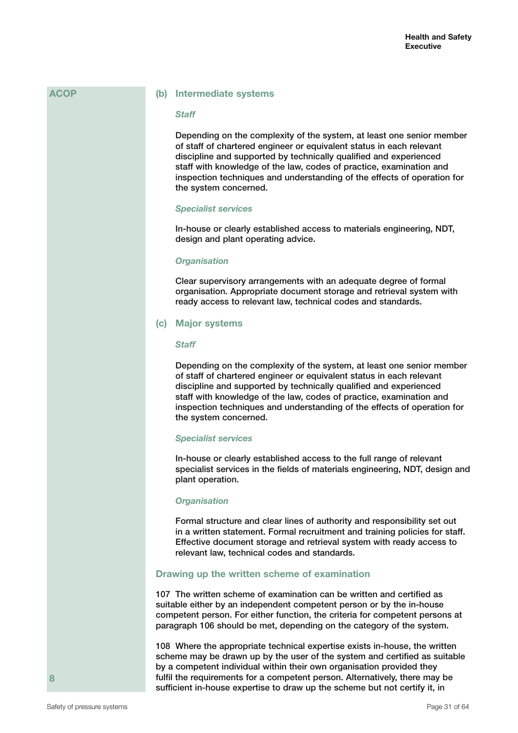ACOP

### (b) Intermediate systems

*Staff*

Depending on the complexity of the system, at least one senior member of staff of chartered engineer or equivalent status in each relevant discipline and supported by technically qualified and experienced staff with knowledge of the law, codes of practice, examination and inspection techniques and understanding of the effects of operation for the system concerned.

*Specialist services*

In-house or clearly established access to materials engineering, NDT, design and plant operating advice.

*Organisation*

Clear supervisory arrangements with an adequate degree of formal organisation. Appropriate document storage and retrieval system with ready access to relevant law, technical codes and standards.

### (c) Major systems

*Staff*

Depending on the complexity of the system, at least one senior member of staff of chartered engineer or equivalent status in each relevant discipline and supported by technically qualified and experienced staff with knowledge of the law, codes of practice, examination and inspection techniques and understanding of the effects of operation for the system concerned.

*Specialist services*

In-house or clearly established access to the full range of relevant specialist services in the fields of materials engineering, NDT, design and plant operation.

*Organisation*

Formal structure and clear lines of authority and responsibility set out in a written statement. Formal recruitment and training policies for staff. Effective document storage and retrieval system with ready access to relevant law, technical codes and standards.

## Drawing up the written scheme of examination

107 The written scheme of examination can be written and certified as suitable either by an independent competent person or by the in-house competent person. For either function, the criteria for competent persons at paragraph 106 should be met, depending on the category of the system.

108 Where the appropriate technical expertise exists in-house, the written scheme may be drawn up by the user of the system and certified as suitable by a competent individual within their own organisation provided they fulfil the requirements for a competent person. Alternatively, there may be sufficient in-house expertise to draw up the scheme but not certify it, in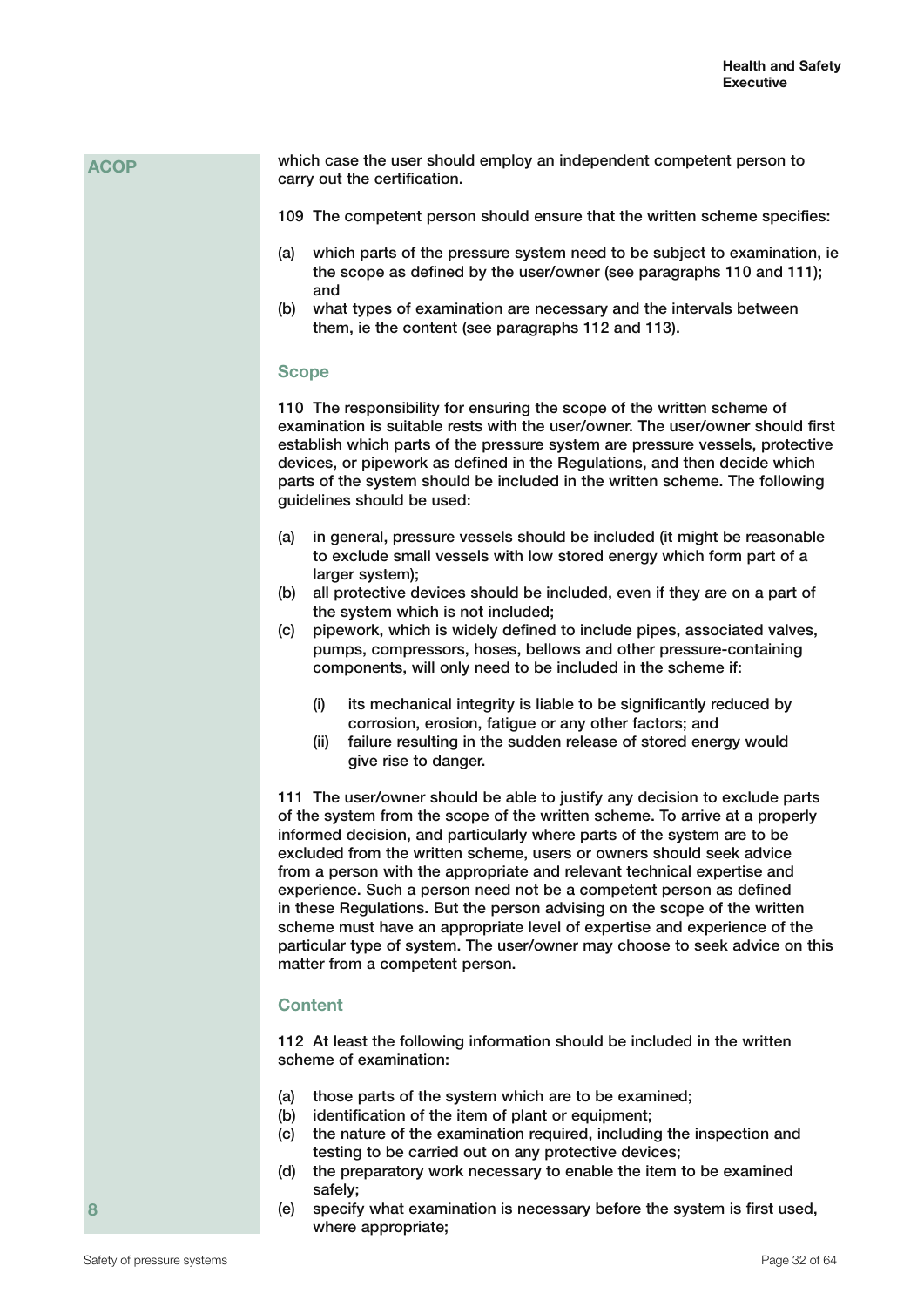**ACOP**

which case the user should employ an independent competent person to carry out the certification.

109 The competent person should ensure that the written scheme specifies:

(a) which parts of the pressure system need to be subject to examination, ie the scope as defined by the user/owner (see paragraphs 110 and 111); and
(b) what types of examination are necessary and the intervals between them, ie the content (see paragraphs 112 and 113).

## Scope

110 The responsibility for ensuring the scope of the written scheme of examination is suitable rests with the user/owner. The user/owner should first establish which parts of the pressure system are pressure vessels, protective devices, or pipework as defined in the Regulations, and then decide which parts of the system should be included in the written scheme. The following guidelines should be used:

(a) in general, pressure vessels should be included (it might be reasonable to exclude small vessels with low stored energy which form part of a larger system);
(b) all protective devices should be included, even if they are on a part of the system which is not included;
(c) pipework, which is widely defined to include pipes, associated valves, pumps, compressors, hoses, bellows and other pressure-containing components, will only need to be included in the scheme if:
    (i) its mechanical integrity is liable to be significantly reduced by corrosion, erosion, fatigue or any other factors; and
    (ii) failure resulting in the sudden release of stored energy would give rise to danger.

111 The user/owner should be able to justify any decision to exclude parts of the system from the scope of the written scheme. To arrive at a properly informed decision, and particularly where parts of the system are to be excluded from the written scheme, users or owners should seek advice from a person with the appropriate and relevant technical expertise and experience. Such a person need not be a competent person as defined in these Regulations. But the person advising on the scope of the written scheme must have an appropriate level of expertise and experience of the particular type of system. The user/owner may choose to seek advice on this matter from a competent person.

## Content

112 At least the following information should be included in the written scheme of examination:

(a) those parts of the system which are to be examined;
(b) identification of the item of plant or equipment;
(c) the nature of the examination required, including the inspection and testing to be carried out on any protective devices;
(d) the preparatory work necessary to enable the item to be examined safely;
(e) specify what examination is necessary before the system is first used, where appropriate;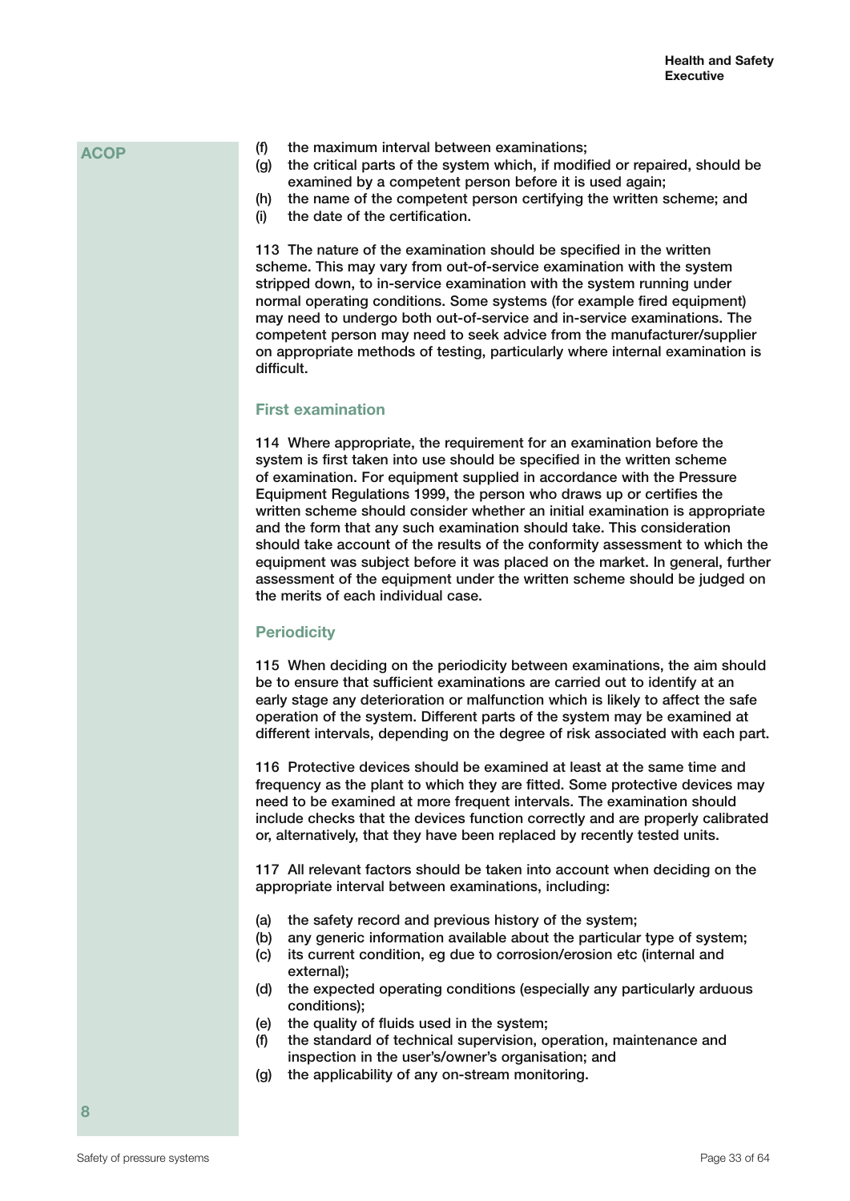ACOP

(f) the maximum interval between examinations;
(g) the critical parts of the system which, if modified or repaired, should be examined by a competent person before it is used again;
(h) the name of the competent person certifying the written scheme; and
(i) the date of the certification.

113 The nature of the examination should be specified in the written scheme. This may vary from out-of-service examination with the system stripped down, to in-service examination with the system running under normal operating conditions. Some systems (for example fired equipment) may need to undergo both out-of-service and in-service examinations. The competent person may need to seek advice from the manufacturer/supplier on appropriate methods of testing, particularly where internal examination is difficult.

### First examination

114 Where appropriate, the requirement for an examination before the system is first taken into use should be specified in the written scheme of examination. For equipment supplied in accordance with the Pressure Equipment Regulations 1999, the person who draws up or certifies the written scheme should consider whether an initial examination is appropriate and the form that any such examination should take. This consideration should take account of the results of the conformity assessment to which the equipment was subject before it was placed on the market. In general, further assessment of the equipment under the written scheme should be judged on the merits of each individual case.

### Periodicity

115 When deciding on the periodicity between examinations, the aim should be to ensure that sufficient examinations are carried out to identify at an early stage any deterioration or malfunction which is likely to affect the safe operation of the system. Different parts of the system may be examined at different intervals, depending on the degree of risk associated with each part.

116 Protective devices should be examined at least at the same time and frequency as the plant to which they are fitted. Some protective devices may need to be examined at more frequent intervals. The examination should include checks that the devices function correctly and are properly calibrated or, alternatively, that they have been replaced by recently tested units.

117 All relevant factors should be taken into account when deciding on the appropriate interval between examinations, including:

(a) the safety record and previous history of the system;
(b) any generic information available about the particular type of system;
(c) its current condition, eg due to corrosion/erosion etc (internal and external);
(d) the expected operating conditions (especially any particularly arduous conditions);
(e) the quality of fluids used in the system;
(f) the standard of technical supervision, operation, maintenance and inspection in the user's/owner's organisation; and
(g) the applicability of any on-stream monitoring.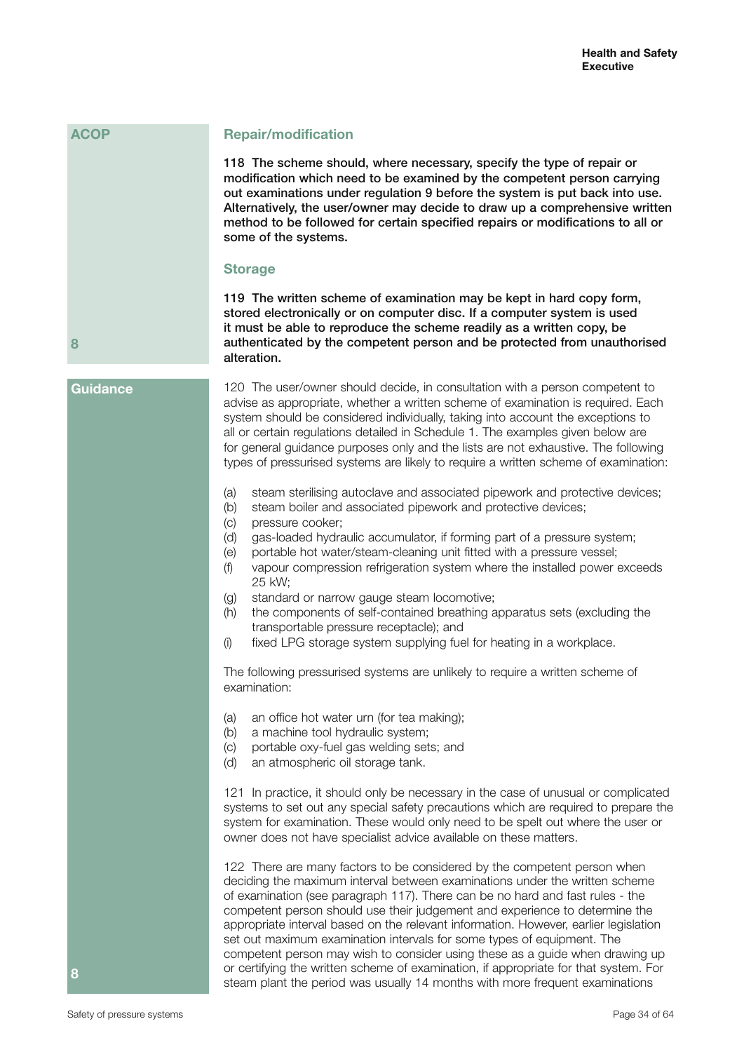**ACOP**

### Repair/modification

**118 The scheme should, where necessary, specify the type of repair or modification which need to be examined by the competent person carrying out examinations under regulation 9 before the system is put back into use. Alternatively, the user/owner may decide to draw up a comprehensive written method to be followed for certain specified repairs or modifications to all or some of the systems.**

### Storage

**119 The written scheme of examination may be kept in hard copy form, stored electronically or on computer disc. If a computer system is used it must be able to reproduce the scheme readily as a written copy, be authenticated by the competent person and be protected from unauthorised alteration.**

8

**Guidance**

120 The user/owner should decide, in consultation with a person competent to advise as appropriate, whether a written scheme of examination is required. Each system should be considered individually, taking into account the exceptions to all or certain regulations detailed in Schedule 1. The examples given below are for general guidance purposes only and the lists are not exhaustive. The following types of pressurised systems are likely to require a written scheme of examination:

(a) steam sterilising autoclave and associated pipework and protective devices;
(b) steam boiler and associated pipework and protective devices;
(c) pressure cooker;
(d) gas-loaded hydraulic accumulator, if forming part of a pressure system;
(e) portable hot water/steam-cleaning unit fitted with a pressure vessel;
(f) vapour compression refrigeration system where the installed power exceeds 25 kW;
(g) standard or narrow gauge steam locomotive;
(h) the components of self-contained breathing apparatus sets (excluding the transportable pressure receptacle); and
(i) fixed LPG storage system supplying fuel for heating in a workplace.

The following pressurised systems are unlikely to require a written scheme of examination:

(a) an office hot water urn (for tea making);
(b) a machine tool hydraulic system;
(c) portable oxy-fuel gas welding sets; and
(d) an atmospheric oil storage tank.

121 In practice, it should only be necessary in the case of unusual or complicated systems to set out any special safety precautions which are required to prepare the system for examination. These would only need to be spelt out where the user or owner does not have specialist advice available on these matters.

122 There are many factors to be considered by the competent person when deciding the maximum interval between examinations under the written scheme of examination (see paragraph 117). There can be no hard and fast rules - the competent person should use their judgement and experience to determine the appropriate interval based on the relevant information. However, earlier legislation set out maximum examination intervals for some types of equipment. The competent person may wish to consider using these as a guide when drawing up or certifying the written scheme of examination, if appropriate for that system. For steam plant the period was usually 14 months with more frequent examinations

8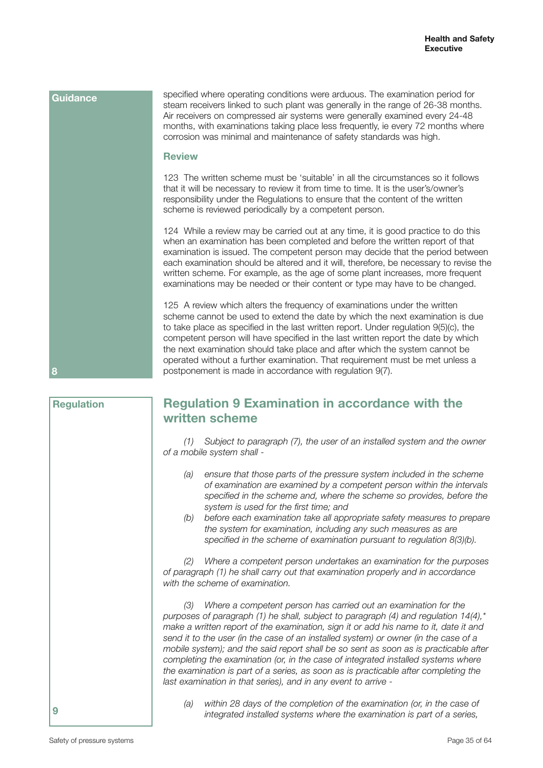**Guidance**

specified where operating conditions were arduous. The examination period for steam receivers linked to such plant was generally in the range of 26-38 months. Air receivers on compressed air systems were generally examined every 24-48 months, with examinations taking place less frequently, ie every 72 months where corrosion was minimal and maintenance of safety standards was high.

### Review

123 The written scheme must be 'suitable' in all the circumstances so it follows that it will be necessary to review it from time to time. It is the user's/owner's responsibility under the Regulations to ensure that the content of the written scheme is reviewed periodically by a competent person.

124 While a review may be carried out at any time, it is good practice to do this when an examination has been completed and before the written report of that examination is issued. The competent person may decide that the period between each examination should be altered and it will, therefore, be necessary to revise the written scheme. For example, as the age of some plant increases, more frequent examinations may be needed or their content or type may have to be changed.

125 A review which alters the frequency of examinations under the written scheme cannot be used to extend the date by which the next examination is due to take place as specified in the last written report. Under regulation 9(5)(c), the competent person will have specified in the last written report the date by which the next examination should take place and after which the system cannot be operated without a further examination. That requirement must be met unless a postponement is made in accordance with regulation 9(7).

8

**Regulation**

## Regulation 9 Examination in accordance with the written scheme

*(1) Subject to paragraph (7), the user of an installed system and the owner of a mobile system shall -*

- *(a) ensure that those parts of the pressure system included in the scheme of examination are examined by a competent person within the intervals specified in the scheme and, where the scheme so provides, before the system is used for the first time; and*
- *(b) before each examination take all appropriate safety measures to prepare the system for examination, including any such measures as are specified in the scheme of examination pursuant to regulation 8(3)(b).*

*(2) Where a competent person undertakes an examination for the purposes of paragraph (1) he shall carry out that examination properly and in accordance with the scheme of examination.*

*(3) Where a competent person has carried out an examination for the purposes of paragraph (1) he shall, subject to paragraph (4) and regulation 14(4),* make a written report of the examination, sign it or add his name to it, date it and send it to the user (in the case of an installed system) or owner (in the case of a mobile system); and the said report shall be so sent as soon as is practicable after completing the examination (or, in the case of integrated installed systems where the examination is part of a series, as soon as is practicable after completing the last examination in that series), and in any event to arrive -*

- *(a) within 28 days of the completion of the examination (or, in the case of integrated installed systems where the examination is part of a series,*

9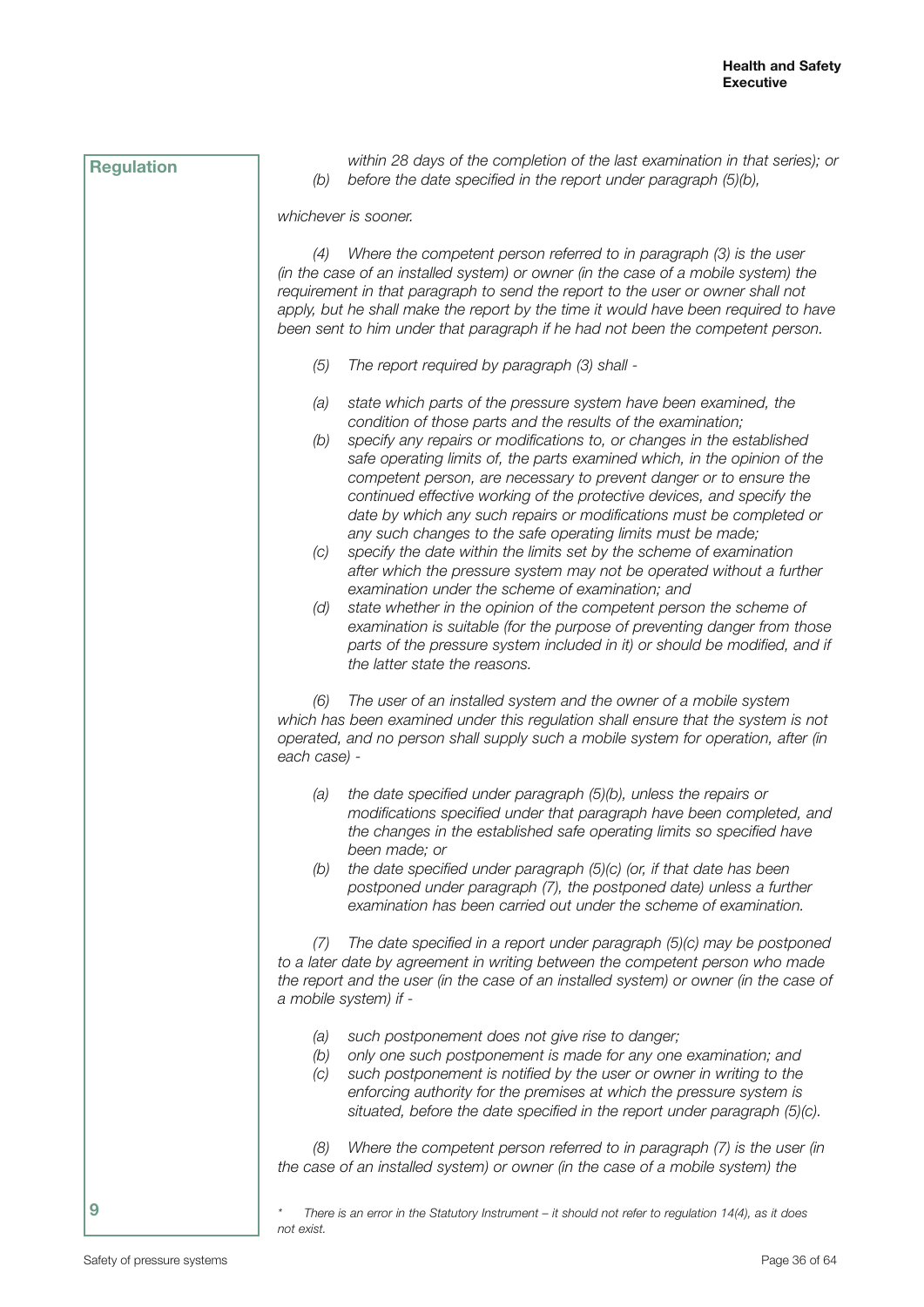**Regulation**

*within 28 days of the completion of the last examination in that series); or*

*(b) before the date specified in the report under paragraph (5)(b),*

*whichever is sooner.*

*(4) Where the competent person referred to in paragraph (3) is the user (in the case of an installed system) or owner (in the case of a mobile system) the requirement in that paragraph to send the report to the user or owner shall not apply, but he shall make the report by the time it would have been required to have been sent to him under that paragraph if he had not been the competent person.*

*(5) The report required by paragraph (3) shall -*

*(a) state which parts of the pressure system have been examined, the condition of those parts and the results of the examination;*

*(b) specify any repairs or modifications to, or changes in the established safe operating limits of, the parts examined which, in the opinion of the competent person, are necessary to prevent danger or to ensure the continued effective working of the protective devices, and specify the date by which any such repairs or modifications must be completed or any such changes to the safe operating limits must be made;*

*(c) specify the date within the limits set by the scheme of examination after which the pressure system may not be operated without a further examination under the scheme of examination; and*

*(d) state whether in the opinion of the competent person the scheme of examination is suitable (for the purpose of preventing danger from those parts of the pressure system included in it) or should be modified, and if the latter state the reasons.*

*(6) The user of an installed system and the owner of a mobile system which has been examined under this regulation shall ensure that the system is not operated, and no person shall supply such a mobile system for operation, after (in each case) -*

*(a) the date specified under paragraph (5)(b), unless the repairs or modifications specified under that paragraph have been completed, and the changes in the established safe operating limits so specified have been made; or*

*(b) the date specified under paragraph (5)(c) (or, if that date has been postponed under paragraph (7), the postponed date) unless a further examination has been carried out under the scheme of examination.*

*(7) The date specified in a report under paragraph (5)(c) may be postponed to a later date by agreement in writing between the competent person who made the report and the user (in the case of an installed system) or owner (in the case of a mobile system) if -*

*(a) such postponement does not give rise to danger;*

*(b) only one such postponement is made for any one examination; and*

*(c) such postponement is notified by the user or owner in writing to the enforcing authority for the premises at which the pressure system is situated, before the date specified in the report under paragraph (5)(c).*

*(8) Where the competent person referred to in paragraph (7) is the user (in the case of an installed system) or owner (in the case of a mobile system) the*

**9**

*\* There is an error in the Statutory Instrument – it should not refer to regulation 14(4), as it does not exist.*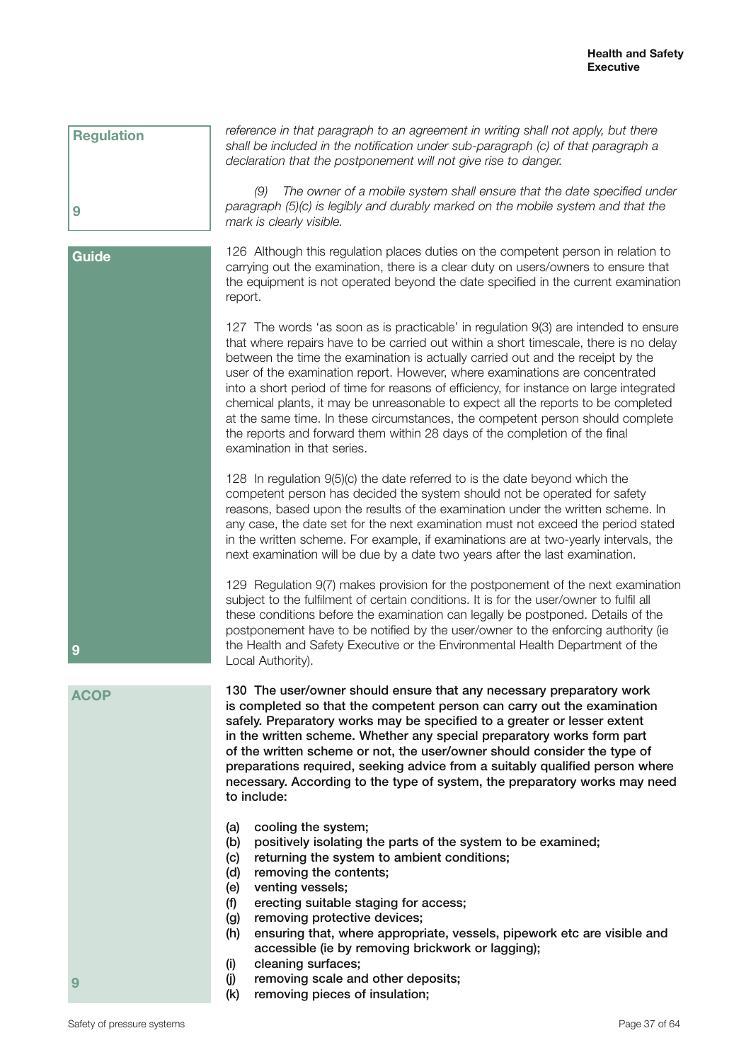**Regulation**

*reference in that paragraph to an agreement in writing shall not apply, but there shall be included in the notification under sub-paragraph (c) of that paragraph a declaration that the postponement will not give rise to danger.*

*(9) The owner of a mobile system shall ensure that the date specified under paragraph (5)(c) is legibly and durably marked on the mobile system and that the mark is clearly visible.*

**9**

**Guide**

126 Although this regulation places duties on the competent person in relation to carrying out the examination, there is a clear duty on users/owners to ensure that the equipment is not operated beyond the date specified in the current examination report.

127 The words 'as soon as is practicable' in regulation 9(3) are intended to ensure that where repairs have to be carried out within a short timescale, there is no delay between the time the examination is actually carried out and the receipt by the user of the examination report. However, where examinations are concentrated into a short period of time for reasons of efficiency, for instance on large integrated chemical plants, it may be unreasonable to expect all the reports to be completed at the same time. In these circumstances, the competent person should complete the reports and forward them within 28 days of the completion of the final examination in that series.

128 In regulation 9(5)(c) the date referred to is the date beyond which the competent person has decided the system should not be operated for safety reasons, based upon the results of the examination under the written scheme. In any case, the date set for the next examination must not exceed the period stated in the written scheme. For example, if examinations are at two-yearly intervals, the next examination will be due by a date two years after the last examination.

129 Regulation 9(7) makes provision for the postponement of the next examination subject to the fulfilment of certain conditions. It is for the user/owner to fulfil all these conditions before the examination can legally be postponed. Details of the postponement have to be notified by the user/owner to the enforcing authority (ie the Health and Safety Executive or the Environmental Health Department of the Local Authority).

**9**

**ACOP**

**130 The user/owner should ensure that any necessary preparatory work is completed so that the competent person can carry out the examination safely. Preparatory works may be specified to a greater or lesser extent in the written scheme. Whether any special preparatory works form part of the written scheme or not, the user/owner should consider the type of preparations required, seeking advice from a suitably qualified person where necessary. According to the type of system, the preparatory works may need to include:**

**(a) cooling the system;**
**(b) positively isolating the parts of the system to be examined;**
**(c) returning the system to ambient conditions;**
**(d) removing the contents;**
**(e) venting vessels;**
**(f) erecting suitable staging for access;**
**(g) removing protective devices;**
**(h) ensuring that, where appropriate, vessels, pipework etc are visible and accessible (ie by removing brickwork or lagging);**
**(i) cleaning surfaces;**
**(j) removing scale and other deposits;**
**(k) removing pieces of insulation;**

**9**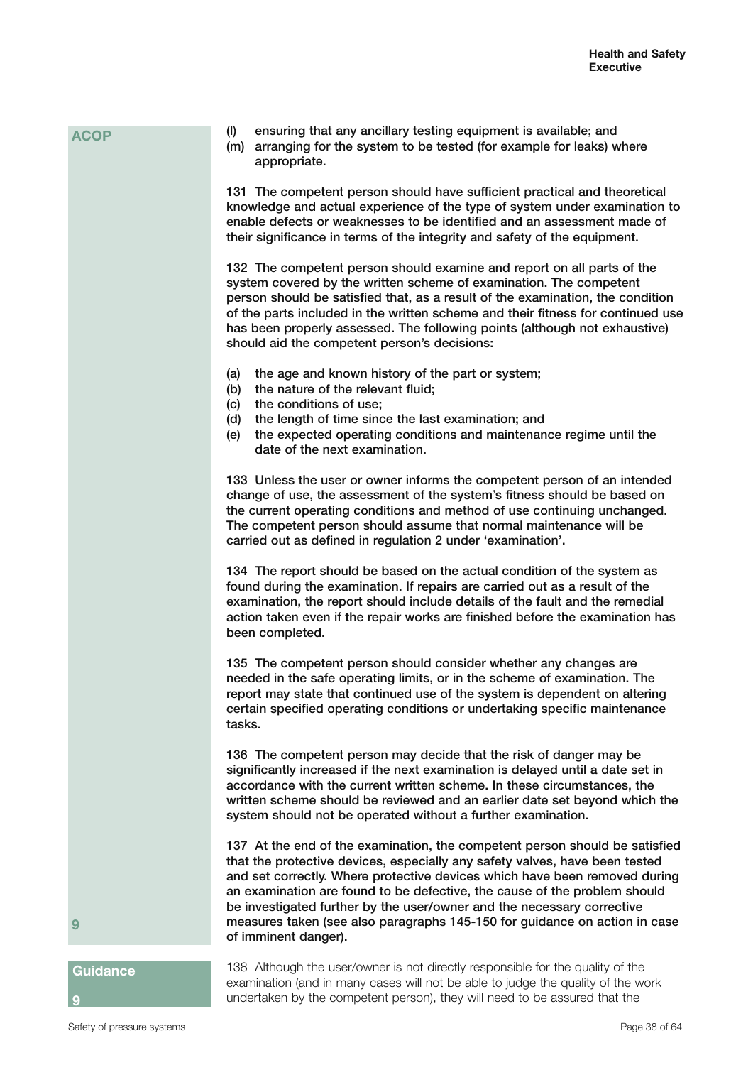**ACOP**

(l) ensuring that any ancillary testing equipment is available; and
(m) arranging for the system to be tested (for example for leaks) where appropriate.

131 The competent person should have sufficient practical and theoretical knowledge and actual experience of the type of system under examination to enable defects or weaknesses to be identified and an assessment made of their significance in terms of the integrity and safety of the equipment.

132 The competent person should examine and report on all parts of the system covered by the written scheme of examination. The competent person should be satisfied that, as a result of the examination, the condition of the parts included in the written scheme and their fitness for continued use has been properly assessed. The following points (although not exhaustive) should aid the competent person's decisions:

(a) the age and known history of the part or system;
(b) the nature of the relevant fluid;
(c) the conditions of use;
(d) the length of time since the last examination; and
(e) the expected operating conditions and maintenance regime until the date of the next examination.

133 Unless the user or owner informs the competent person of an intended change of use, the assessment of the system's fitness should be based on the current operating conditions and method of use continuing unchanged. The competent person should assume that normal maintenance will be carried out as defined in regulation 2 under 'examination'.

134 The report should be based on the actual condition of the system as found during the examination. If repairs are carried out as a result of the examination, the report should include details of the fault and the remedial action taken even if the repair works are finished before the examination has been completed.

135 The competent person should consider whether any changes are needed in the safe operating limits, or in the scheme of examination. The report may state that continued use of the system is dependent on altering certain specified operating conditions or undertaking specific maintenance tasks.

136 The competent person may decide that the risk of danger may be significantly increased if the next examination is delayed until a date set in accordance with the current written scheme. In these circumstances, the written scheme should be reviewed and an earlier date set beyond which the system should not be operated without a further examination.

137 At the end of the examination, the competent person should be satisfied that the protective devices, especially any safety valves, have been tested and set correctly. Where protective devices which have been removed during an examination are found to be defective, the cause of the problem should be investigated further by the user/owner and the necessary corrective measures taken (see also paragraphs 145-150 for guidance on action in case of imminent danger).

9

**Guidance**

9

138 Although the user/owner is not directly responsible for the quality of the examination (and in many cases will not be able to judge the quality of the work undertaken by the competent person), they will need to be assured that the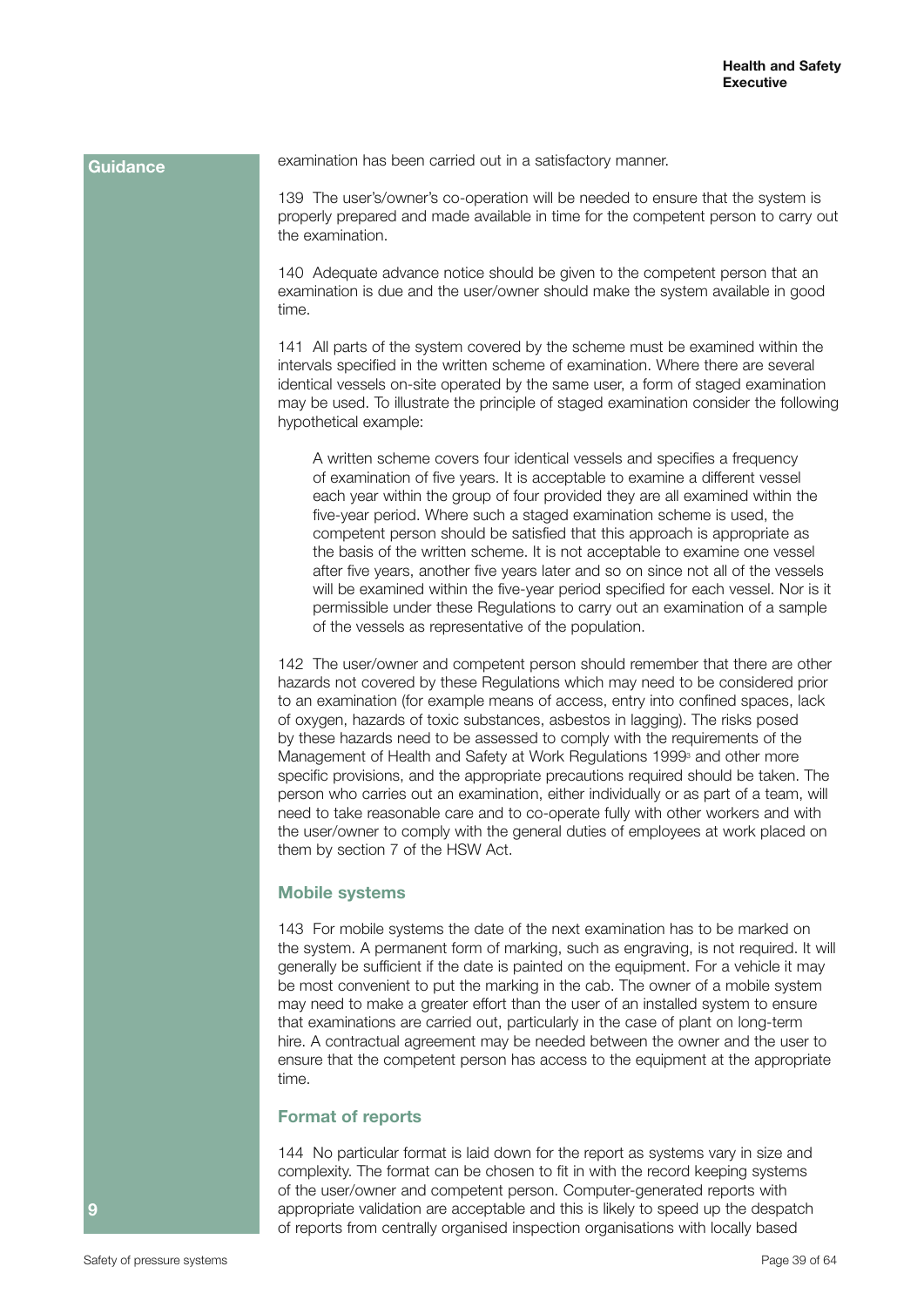**Guidance**

examination has been carried out in a satisfactory manner.

139 The user's/owner's co-operation will be needed to ensure that the system is properly prepared and made available in time for the competent person to carry out the examination.

140 Adequate advance notice should be given to the competent person that an examination is due and the user/owner should make the system available in good time.

141 All parts of the system covered by the scheme must be examined within the intervals specified in the written scheme of examination. Where there are several identical vessels on-site operated by the same user, a form of staged examination may be used. To illustrate the principle of staged examination consider the following hypothetical example:

> A written scheme covers four identical vessels and specifies a frequency of examination of five years. It is acceptable to examine a different vessel each year within the group of four provided they are all examined within the five-year period. Where such a staged examination scheme is used, the competent person should be satisfied that this approach is appropriate as the basis of the written scheme. It is not acceptable to examine one vessel after five years, another five years later and so on since not all of the vessels will be examined within the five-year period specified for each vessel. Nor is it permissible under these Regulations to carry out an examination of a sample of the vessels as representative of the population.

142 The user/owner and competent person should remember that there are other hazards not covered by these Regulations which may need to be considered prior to an examination (for example means of access, entry into confined spaces, lack of oxygen, hazards of toxic substances, asbestos in lagging). The risks posed by these hazards need to be assessed to comply with the requirements of the Management of Health and Safety at Work Regulations 1999[3] and other more specific provisions, and the appropriate precautions required should be taken. The person who carries out an examination, either individually or as part of a team, will need to take reasonable care and to co-operate fully with other workers and with the user/owner to comply with the general duties of employees at work placed on them by section 7 of the HSW Act.

### Mobile systems

143 For mobile systems the date of the next examination has to be marked on the system. A permanent form of marking, such as engraving, is not required. It will generally be sufficient if the date is painted on the equipment. For a vehicle it may be most convenient to put the marking in the cab. The owner of a mobile system may need to make a greater effort than the user of an installed system to ensure that examinations are carried out, particularly in the case of plant on long-term hire. A contractual agreement may be needed between the owner and the user to ensure that the competent person has access to the equipment at the appropriate time.

### Format of reports

144 No particular format is laid down for the report as systems vary in size and complexity. The format can be chosen to fit in with the record keeping systems of the user/owner and competent person. Computer-generated reports with appropriate validation are acceptable and this is likely to speed up the despatch of reports from centrally organised inspection organisations with locally based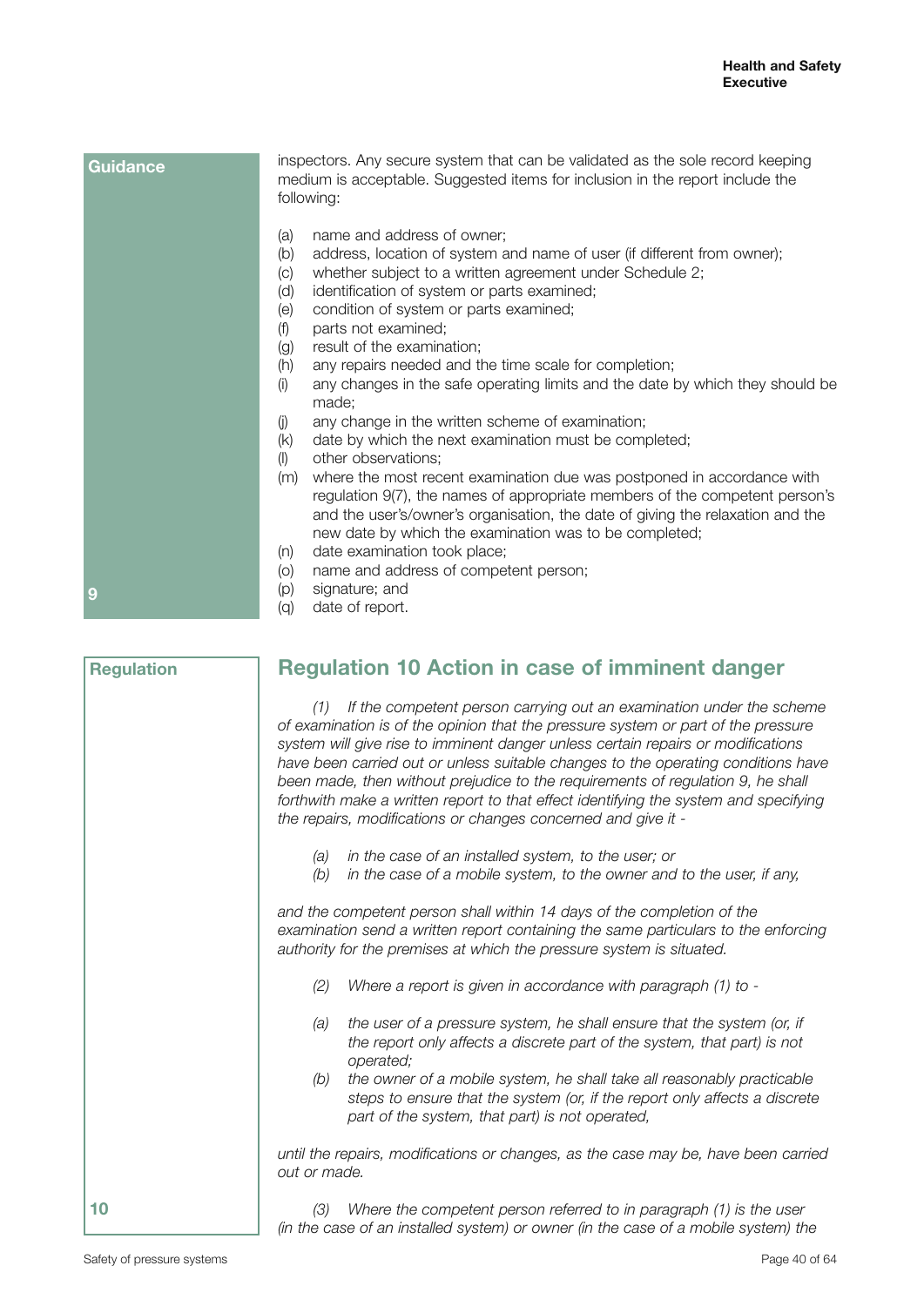**Guidance**

inspectors. Any secure system that can be validated as the sole record keeping medium is acceptable. Suggested items for inclusion in the report include the following:

(a) name and address of owner;
(b) address, location of system and name of user (if different from owner);
(c) whether subject to a written agreement under Schedule 2;
(d) identification of system or parts examined;
(e) condition of system or parts examined;
(f) parts not examined;
(g) result of the examination;
(h) any repairs needed and the time scale for completion;
(i) any changes in the safe operating limits and the date by which they should be made;
(j) any change in the written scheme of examination;
(k) date by which the next examination must be completed;
(l) other observations;
(m) where the most recent examination due was postponed in accordance with regulation 9(7), the names of appropriate members of the competent person's and the user's/owner's organisation, the date of giving the relaxation and the new date by which the examination was to be completed;
(n) date examination took place;
(o) name and address of competent person;
(p) signature; and
(q) date of report.

9

**Regulation**

## Regulation 10 Action in case of imminent danger

*(1) If the competent person carrying out an examination under the scheme of examination is of the opinion that the pressure system or part of the pressure system will give rise to imminent danger unless certain repairs or modifications have been carried out or unless suitable changes to the operating conditions have been made, then without prejudice to the requirements of regulation 9, he shall forthwith make a written report to that effect identifying the system and specifying the repairs, modifications or changes concerned and give it -*

*(a) in the case of an installed system, to the user; or*
*(b) in the case of a mobile system, to the owner and to the user, if any,*

*and the competent person shall within 14 days of the completion of the examination send a written report containing the same particulars to the enforcing authority for the premises at which the pressure system is situated.*

*(2) Where a report is given in accordance with paragraph (1) to -*

*(a) the user of a pressure system, he shall ensure that the system (or, if the report only affects a discrete part of the system, that part) is not operated;*
*(b) the owner of a mobile system, he shall take all reasonably practicable steps to ensure that the system (or, if the report only affects a discrete part of the system, that part) is not operated,*

*until the repairs, modifications or changes, as the case may be, have been carried out or made.*

*(3) Where the competent person referred to in paragraph (1) is the user (in the case of an installed system) or owner (in the case of a mobile system) the*

10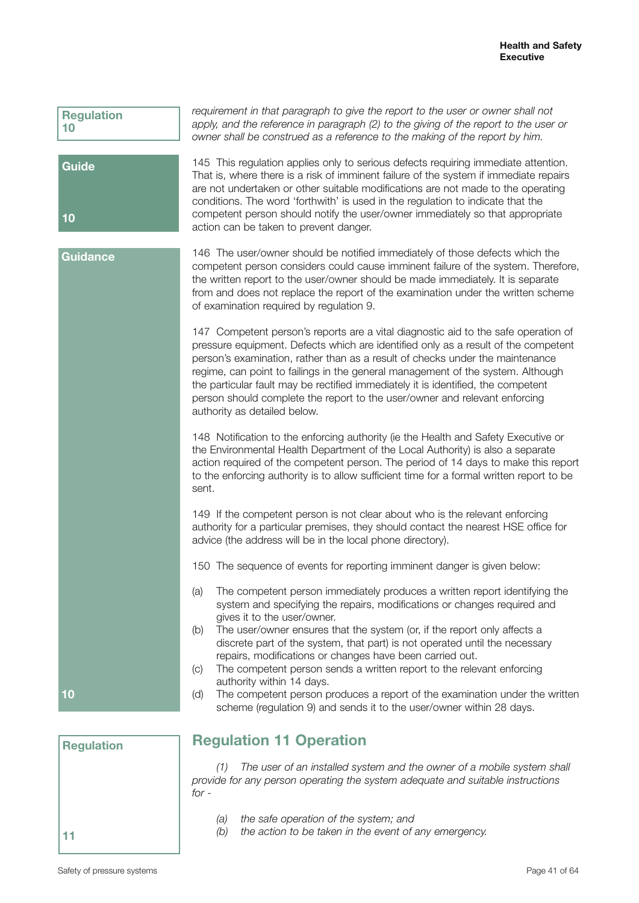**Regulation 10**

*requirement in that paragraph to give the report to the user or owner shall not apply, and the reference in paragraph (2) to the giving of the report to the user or owner shall be construed as a reference to the making of the report by him.*

**Guide 10**

145 This regulation applies only to serious defects requiring immediate attention. That is, where there is a risk of imminent failure of the system if immediate repairs are not undertaken or other suitable modifications are not made to the operating conditions. The word 'forthwith' is used in the regulation to indicate that the competent person should notify the user/owner immediately so that appropriate action can be taken to prevent danger.

**Guidance 10**

146 The user/owner should be notified immediately of those defects which the competent person considers could cause imminent failure of the system. Therefore, the written report to the user/owner should be made immediately. It is separate from and does not replace the report of the examination under the written scheme of examination required by regulation 9.

147 Competent person's reports are a vital diagnostic aid to the safe operation of pressure equipment. Defects which are identified only as a result of the competent person's examination, rather than as a result of checks under the maintenance regime, can point to failings in the general management of the system. Although the particular fault may be rectified immediately it is identified, the competent person should complete the report to the user/owner and relevant enforcing authority as detailed below.

148 Notification to the enforcing authority (ie the Health and Safety Executive or the Environmental Health Department of the Local Authority) is also a separate action required of the competent person. The period of 14 days to make this report to the enforcing authority is to allow sufficient time for a formal written report to be sent.

149 If the competent person is not clear about who is the relevant enforcing authority for a particular premises, they should contact the nearest HSE office for advice (the address will be in the local phone directory).

150 The sequence of events for reporting imminent danger is given below:

(a) The competent person immediately produces a written report identifying the system and specifying the repairs, modifications or changes required and gives it to the user/owner.

(b) The user/owner ensures that the system (or, if the report only affects a discrete part of the system, that part) is not operated until the necessary repairs, modifications or changes have been carried out.

(c) The competent person sends a written report to the relevant enforcing authority within 14 days.

(d) The competent person produces a report of the examination under the written scheme (regulation 9) and sends it to the user/owner within 28 days.

**Regulation 11**

## Regulation 11 Operation

*(1) The user of an installed system and the owner of a mobile system shall provide for any person operating the system adequate and suitable instructions for -*

*(a) the safe operation of the system; and*

*(b) the action to be taken in the event of any emergency.*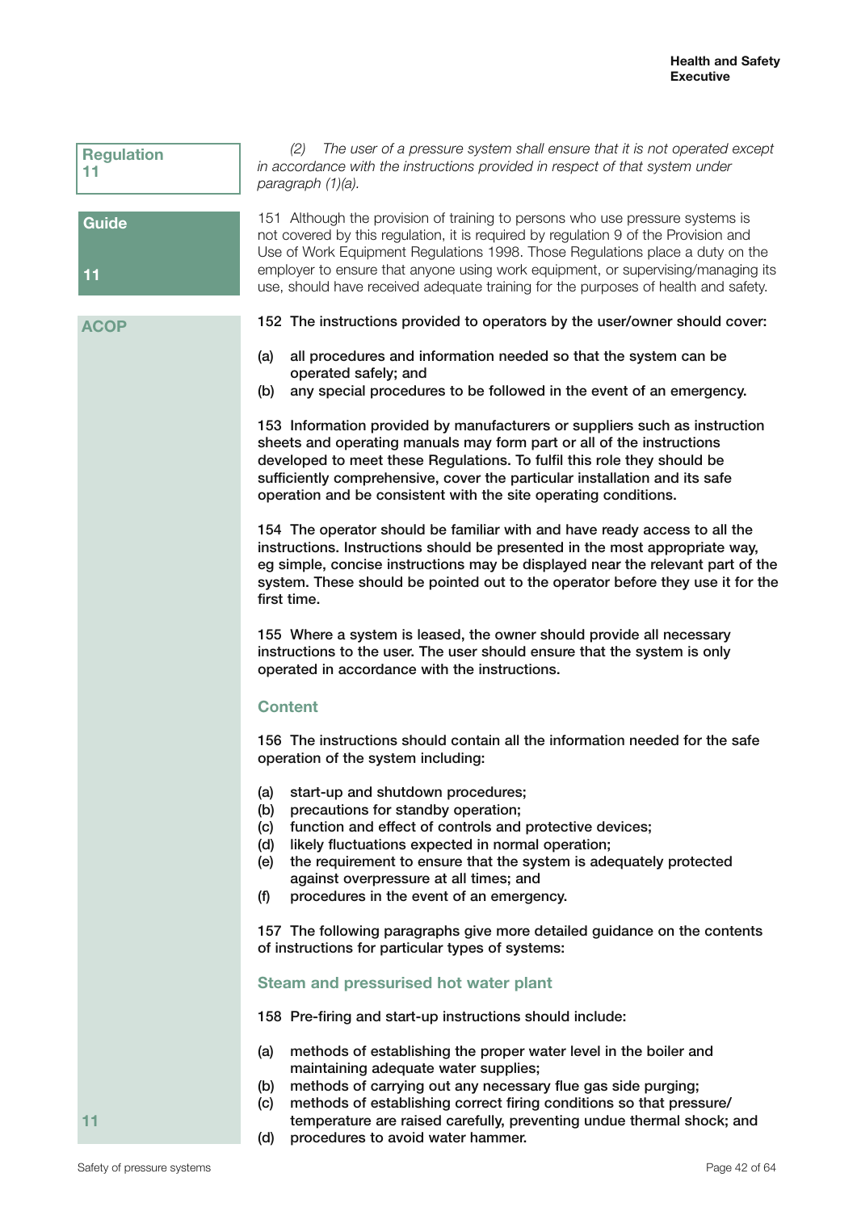**Regulation 11**

*(2) The user of a pressure system shall ensure that it is not operated except in accordance with the instructions provided in respect of that system under paragraph (1)(a).*

**Guide 11**

151 Although the provision of training to persons who use pressure systems is not covered by this regulation, it is required by regulation 9 of the Provision and Use of Work Equipment Regulations 1998. Those Regulations place a duty on the employer to ensure that anyone using work equipment, or supervising/managing its use, should have received adequate training for the purposes of health and safety.

**ACOP 11**

**152 The instructions provided to operators by the user/owner should cover:**

**(a) all procedures and information needed so that the system can be operated safely; and**

**(b) any special procedures to be followed in the event of an emergency.**

**153 Information provided by manufacturers or suppliers such as instruction sheets and operating manuals may form part or all of the instructions developed to meet these Regulations. To fulfil this role they should be sufficiently comprehensive, cover the particular installation and its safe operation and be consistent with the site operating conditions.**

**154 The operator should be familiar with and have ready access to all the instructions. Instructions should be presented in the most appropriate way, eg simple, concise instructions may be displayed near the relevant part of the system. These should be pointed out to the operator before they use it for the first time.**

**155 Where a system is leased, the owner should provide all necessary instructions to the user. The user should ensure that the system is only operated in accordance with the instructions.**

## Content

**156 The instructions should contain all the information needed for the safe operation of the system including:**

**(a) start-up and shutdown procedures;**

**(b) precautions for standby operation;**

**(c) function and effect of controls and protective devices;**

**(d) likely fluctuations expected in normal operation;**

**(e) the requirement to ensure that the system is adequately protected against overpressure at all times; and**

**(f) procedures in the event of an emergency.**

**157 The following paragraphs give more detailed guidance on the contents of instructions for particular types of systems:**

## Steam and pressurised hot water plant

**158 Pre-firing and start-up instructions should include:**

**(a) methods of establishing the proper water level in the boiler and maintaining adequate water supplies;**

**(b) methods of carrying out any necessary flue gas side purging;**

**(c) methods of establishing correct firing conditions so that pressure/temperature are raised carefully, preventing undue thermal shock; and**

**(d) procedures to avoid water hammer.**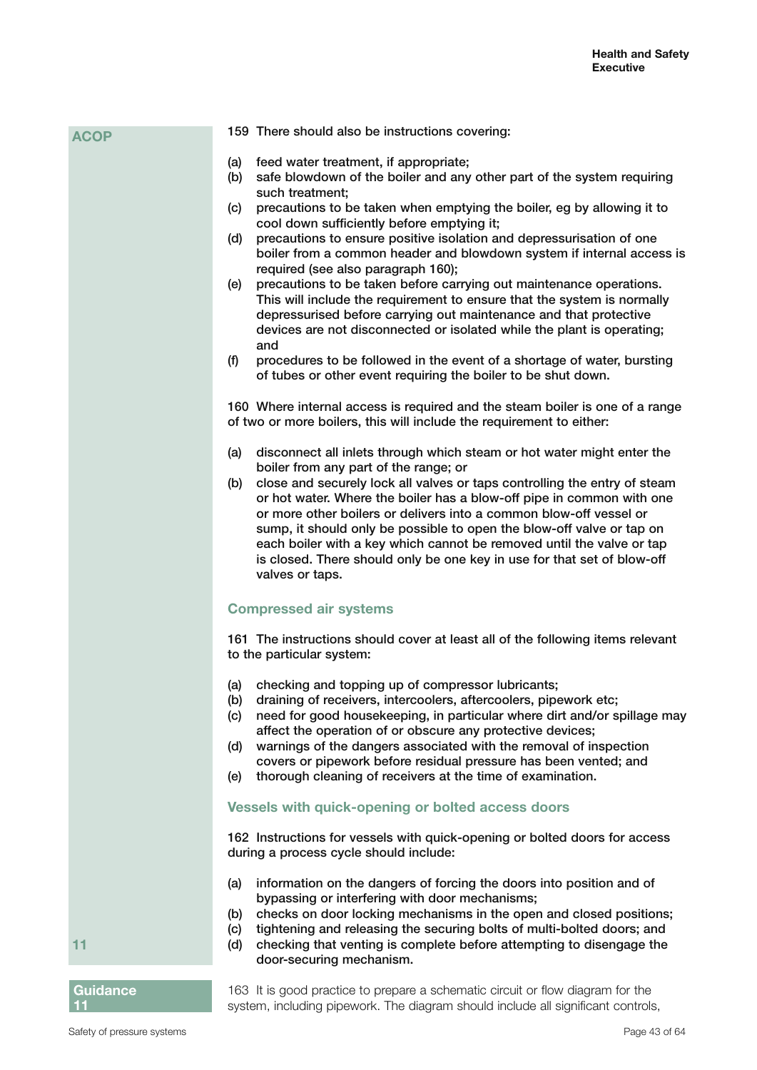ACOP

159 There should also be instructions covering:

(a) feed water treatment, if appropriate;
(b) safe blowdown of the boiler and any other part of the system requiring such treatment;
(c) precautions to be taken when emptying the boiler, eg by allowing it to cool down sufficiently before emptying it;
(d) precautions to ensure positive isolation and depressurisation of one boiler from a common header and blowdown system if internal access is required (see also paragraph 160);
(e) precautions to be taken before carrying out maintenance operations. This will include the requirement to ensure that the system is normally depressurised before carrying out maintenance and that protective devices are not disconnected or isolated while the plant is operating; and
(f) procedures to be followed in the event of a shortage of water, bursting of tubes or other event requiring the boiler to be shut down.

160 Where internal access is required and the steam boiler is one of a range of two or more boilers, this will include the requirement to either:

(a) disconnect all inlets through which steam or hot water might enter the boiler from any part of the range; or
(b) close and securely lock all valves or taps controlling the entry of steam or hot water. Where the boiler has a blow-off pipe in common with one or more other boilers or delivers into a common blow-off vessel or sump, it should only be possible to open the blow-off valve or tap on each boiler with a key which cannot be removed until the valve or tap is closed. There should only be one key in use for that set of blow-off valves or taps.

### Compressed air systems

161 The instructions should cover at least all of the following items relevant to the particular system:

(a) checking and topping up of compressor lubricants;
(b) draining of receivers, intercoolers, aftercoolers, pipework etc;
(c) need for good housekeeping, in particular where dirt and/or spillage may affect the operation of or obscure any protective devices;
(d) warnings of the dangers associated with the removal of inspection covers or pipework before residual pressure has been vented; and
(e) thorough cleaning of receivers at the time of examination.

### Vessels with quick-opening or bolted access doors

162 Instructions for vessels with quick-opening or bolted doors for access during a process cycle should include:

(a) information on the dangers of forcing the doors into position and of bypassing or interfering with door mechanisms;
(b) checks on door locking mechanisms in the open and closed positions;
(c) tightening and releasing the securing bolts of multi-bolted doors; and
(d) checking that venting is complete before attempting to disengage the door-securing mechanism.

11

Guidance 11

163 It is good practice to prepare a schematic circuit or flow diagram for the system, including pipework. The diagram should include all significant controls,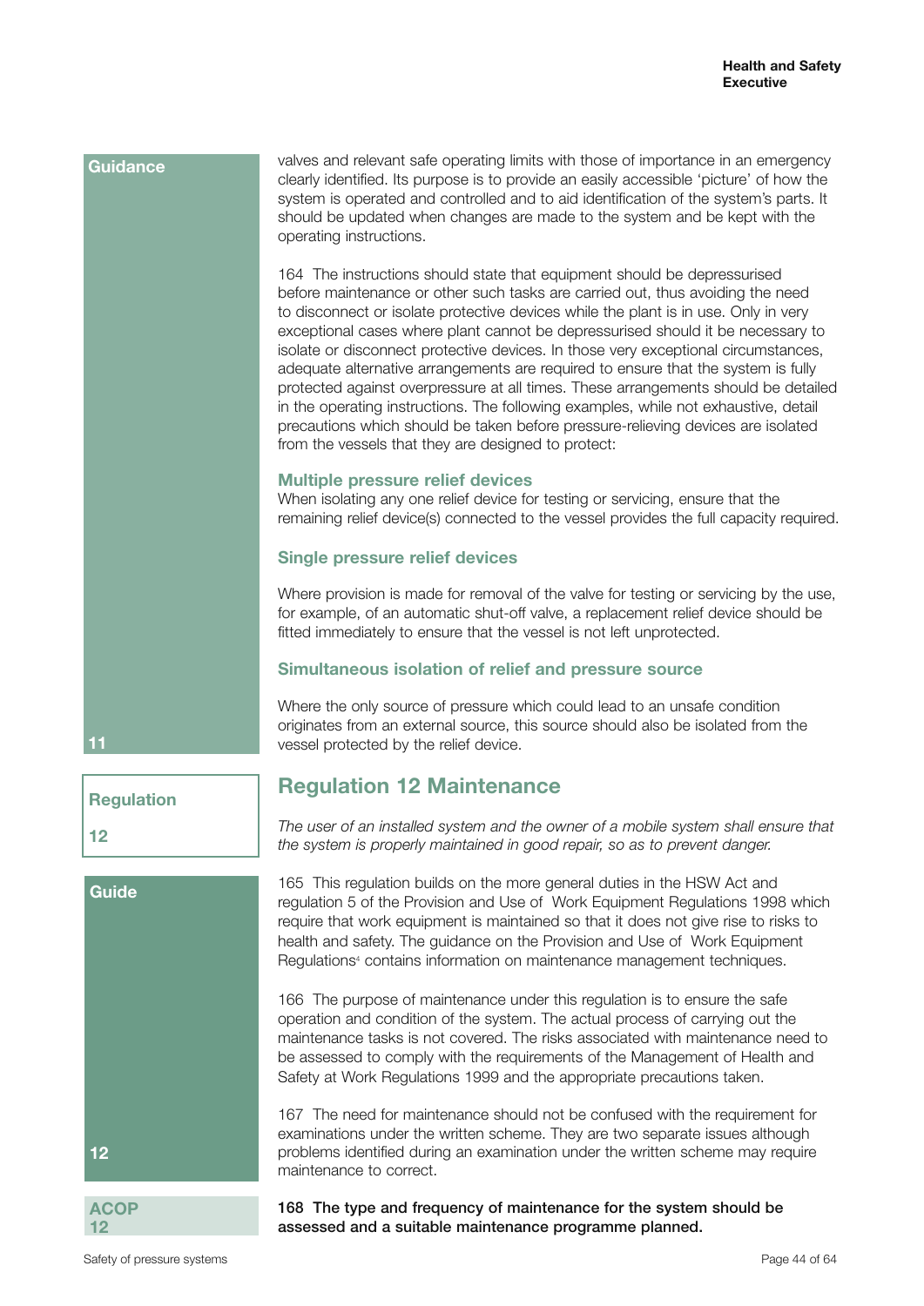**Guidance**

valves and relevant safe operating limits with those of importance in an emergency clearly identified. Its purpose is to provide an easily accessible 'picture' of how the system is operated and controlled and to aid identification of the system's parts. It should be updated when changes are made to the system and be kept with the operating instructions.

164 The instructions should state that equipment should be depressurised before maintenance or other such tasks are carried out, thus avoiding the need to disconnect or isolate protective devices while the plant is in use. Only in very exceptional cases where plant cannot be depressurised should it be necessary to isolate or disconnect protective devices. In those very exceptional circumstances, adequate alternative arrangements are required to ensure that the system is fully protected against overpressure at all times. These arrangements should be detailed in the operating instructions. The following examples, while not exhaustive, detail precautions which should be taken before pressure-relieving devices are isolated from the vessels that they are designed to protect:

### Multiple pressure relief devices

When isolating any one relief device for testing or servicing, ensure that the remaining relief device(s) connected to the vessel provides the full capacity required.

### Single pressure relief devices

Where provision is made for removal of the valve for testing or servicing by the use, for example, of an automatic shut-off valve, a replacement relief device should be fitted immediately to ensure that the vessel is not left unprotected.

### Simultaneous isolation of relief and pressure source

Where the only source of pressure which could lead to an unsafe condition originates from an external source, this source should also be isolated from the vessel protected by the relief device.

11

**Regulation 12**

## Regulation 12 Maintenance

*The user of an installed system and the owner of a mobile system shall ensure that the system is properly maintained in good repair, so as to prevent danger.*

**Guide**

165 This regulation builds on the more general duties in the HSW Act and regulation 5 of the Provision and Use of Work Equipment Regulations 1998 which require that work equipment is maintained so that it does not give rise to risks to health and safety. The guidance on the Provision and Use of Work Equipment Regulations[4] contains information on maintenance management techniques.

166 The purpose of maintenance under this regulation is to ensure the safe operation and condition of the system. The actual process of carrying out the maintenance tasks is not covered. The risks associated with maintenance need to be assessed to comply with the requirements of the Management of Health and Safety at Work Regulations 1999 and the appropriate precautions taken.

167 The need for maintenance should not be confused with the requirement for examinations under the written scheme. They are two separate issues although problems identified during an examination under the written scheme may require maintenance to correct.

12

**ACOP 12**

**168 The type and frequency of maintenance for the system should be assessed and a suitable maintenance programme planned.**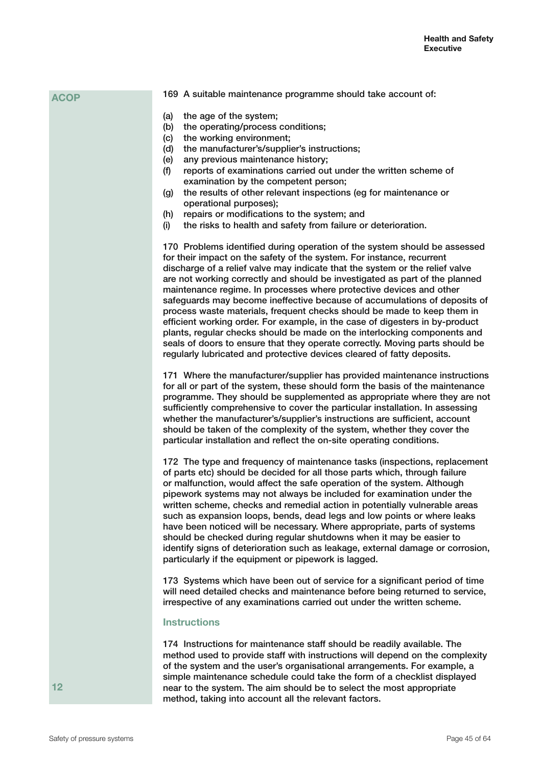ACOP

169 A suitable maintenance programme should take account of:

(a) the age of the system;
(b) the operating/process conditions;
(c) the working environment;
(d) the manufacturer's/supplier's instructions;
(e) any previous maintenance history;
(f) reports of examinations carried out under the written scheme of examination by the competent person;
(g) the results of other relevant inspections (eg for maintenance or operational purposes);
(h) repairs or modifications to the system; and
(i) the risks to health and safety from failure or deterioration.

170 Problems identified during operation of the system should be assessed for their impact on the safety of the system. For instance, recurrent discharge of a relief valve may indicate that the system or the relief valve are not working correctly and should be investigated as part of the planned maintenance regime. In processes where protective devices and other safeguards may become ineffective because of accumulations of deposits of process waste materials, frequent checks should be made to keep them in efficient working order. For example, in the case of digesters in by-product plants, regular checks should be made on the interlocking components and seals of doors to ensure that they operate correctly. Moving parts should be regularly lubricated and protective devices cleared of fatty deposits.

171 Where the manufacturer/supplier has provided maintenance instructions for all or part of the system, these should form the basis of the maintenance programme. They should be supplemented as appropriate where they are not sufficiently comprehensive to cover the particular installation. In assessing whether the manufacturer's/supplier's instructions are sufficient, account should be taken of the complexity of the system, whether they cover the particular installation and reflect the on-site operating conditions.

172 The type and frequency of maintenance tasks (inspections, replacement of parts etc) should be decided for all those parts which, through failure or malfunction, would affect the safe operation of the system. Although pipework systems may not always be included for examination under the written scheme, checks and remedial action in potentially vulnerable areas such as expansion loops, bends, dead legs and low points or where leaks have been noticed will be necessary. Where appropriate, parts of systems should be checked during regular shutdowns when it may be easier to identify signs of deterioration such as leakage, external damage or corrosion, particularly if the equipment or pipework is lagged.

173 Systems which have been out of service for a significant period of time will need detailed checks and maintenance before being returned to service, irrespective of any examinations carried out under the written scheme.

### Instructions

174 Instructions for maintenance staff should be readily available. The method used to provide staff with instructions will depend on the complexity of the system and the user's organisational arrangements. For example, a simple maintenance schedule could take the form of a checklist displayed near to the system. The aim should be to select the most appropriate method, taking into account all the relevant factors.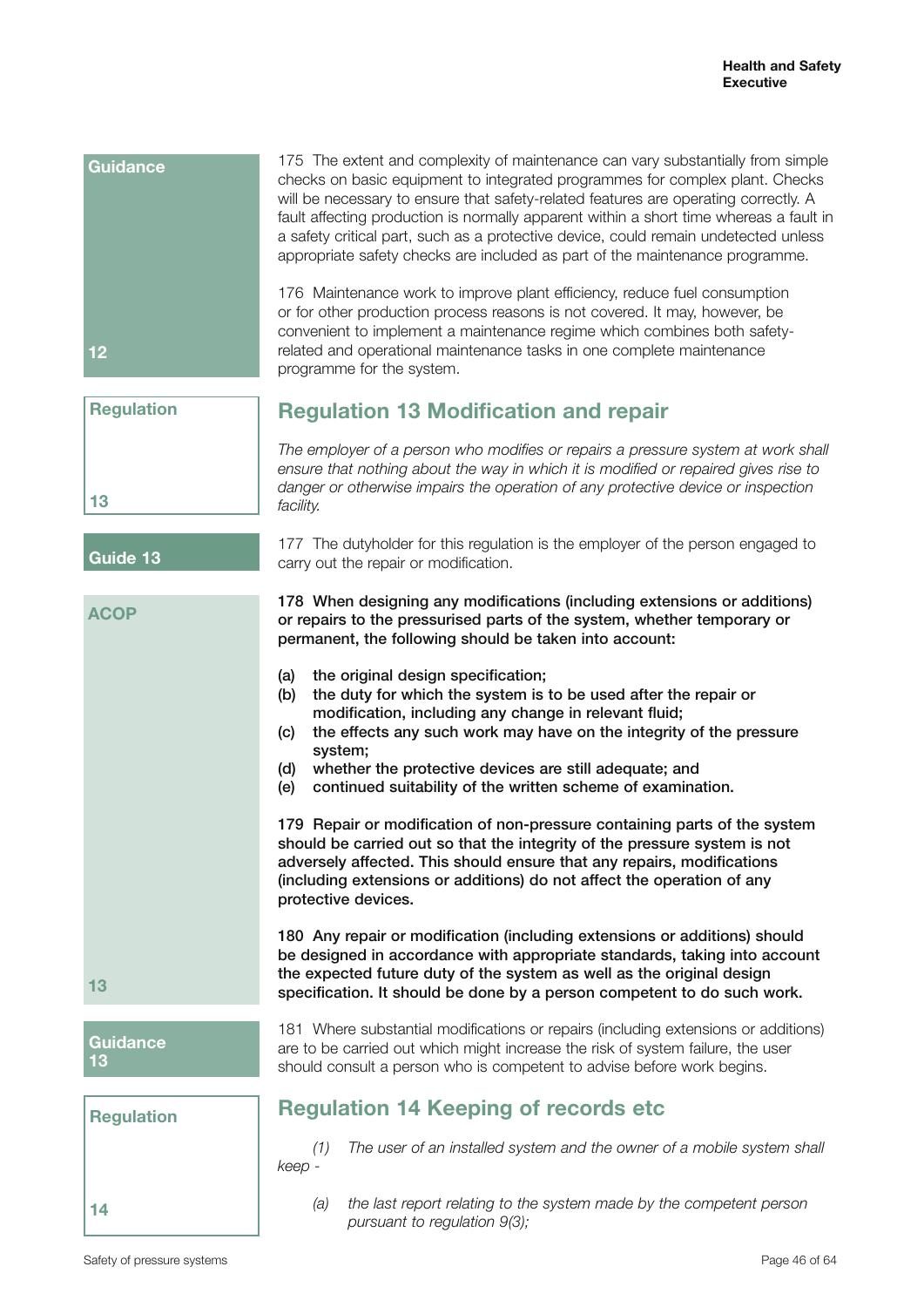Guidance 12

175 The extent and complexity of maintenance can vary substantially from simple checks on basic equipment to integrated programmes for complex plant. Checks will be necessary to ensure that safety-related features are operating correctly. A fault affecting production is normally apparent within a short time whereas a fault in a safety critical part, such as a protective device, could remain undetected unless appropriate safety checks are included as part of the maintenance programme.

176 Maintenance work to improve plant efficiency, reduce fuel consumption or for other production process reasons is not covered. It may, however, be convenient to implement a maintenance regime which combines both safety-related and operational maintenance tasks in one complete maintenance programme for the system.

## Regulation 13 Modification and repair

Regulation 13

*The employer of a person who modifies or repairs a pressure system at work shall ensure that nothing about the way in which it is modified or repaired gives rise to danger or otherwise impairs the operation of any protective device or inspection facility.*

Guide 13

177 The dutyholder for this regulation is the employer of the person engaged to carry out the repair or modification.

ACOP 13

**178 When designing any modifications (including extensions or additions) or repairs to the pressurised parts of the system, whether temporary or permanent, the following should be taken into account:**

**(a) the original design specification;**
**(b) the duty for which the system is to be used after the repair or modification, including any change in relevant fluid;**
**(c) the effects any such work may have on the integrity of the pressure system;**
**(d) whether the protective devices are still adequate; and**
**(e) continued suitability of the written scheme of examination.**

**179 Repair or modification of non-pressure containing parts of the system should be carried out so that the integrity of the pressure system is not adversely affected. This should ensure that any repairs, modifications (including extensions or additions) do not affect the operation of any protective devices.**

**180 Any repair or modification (including extensions or additions) should be designed in accordance with appropriate standards, taking into account the expected future duty of the system as well as the original design specification. It should be done by a person competent to do such work.**

Guidance 13

181 Where substantial modifications or repairs (including extensions or additions) are to be carried out which might increase the risk of system failure, the user should consult a person who is competent to advise before work begins.

## Regulation 14 Keeping of records etc

Regulation 14

*(1) The user of an installed system and the owner of a mobile system shall keep -*

*(a) the last report relating to the system made by the competent person pursuant to regulation 9(3);*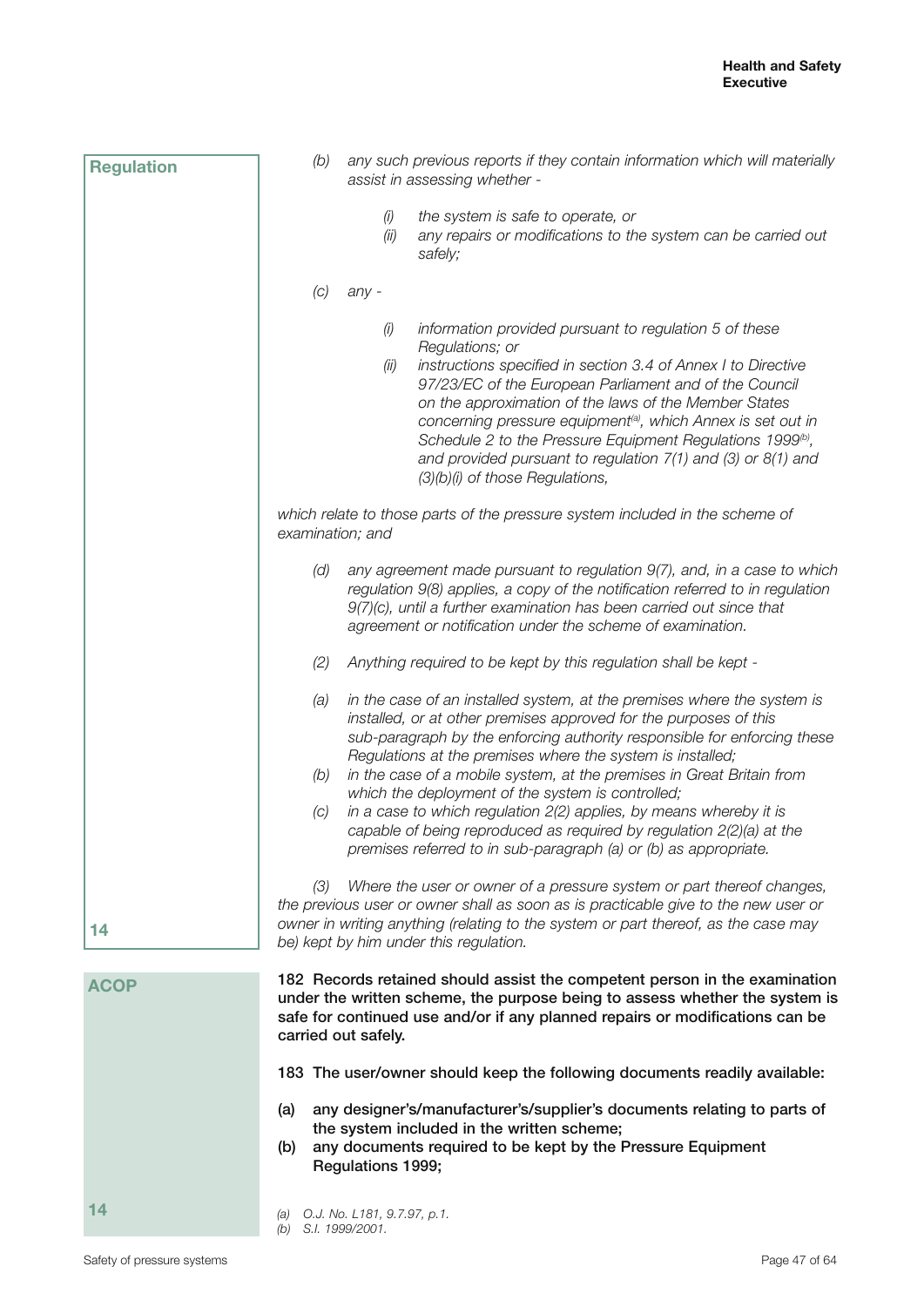**Regulation**

*(b) any such previous reports if they contain information which will materially assist in assessing whether -*

*(i) the system is safe to operate, or*

*(ii) any repairs or modifications to the system can be carried out safely;*

*(c) any -*

*(i) information provided pursuant to regulation 5 of these Regulations; or*

*(ii) instructions specified in section 3.4 of Annex I to Directive 97/23/EC of the European Parliament and of the Council on the approximation of the laws of the Member States concerning pressure equipment[(a)], which Annex is set out in Schedule 2 to the Pressure Equipment Regulations 1999[(b)], and provided pursuant to regulation 7(1) and (3) or 8(1) and (3)(b)(i) of those Regulations,*

*which relate to those parts of the pressure system included in the scheme of examination; and*

*(d) any agreement made pursuant to regulation 9(7), and, in a case to which regulation 9(8) applies, a copy of the notification referred to in regulation 9(7)(c), until a further examination has been carried out since that agreement or notification under the scheme of examination.*

*(2) Anything required to be kept by this regulation shall be kept -*

*(a) in the case of an installed system, at the premises where the system is installed, or at other premises approved for the purposes of this sub-paragraph by the enforcing authority responsible for enforcing these Regulations at the premises where the system is installed;*

*(b) in the case of a mobile system, at the premises in Great Britain from which the deployment of the system is controlled;*

*(c) in a case to which regulation 2(2) applies, by means whereby it is capable of being reproduced as required by regulation 2(2)(a) at the premises referred to in sub-paragraph (a) or (b) as appropriate.*

*(3) Where the user or owner of a pressure system or part thereof changes, the previous user or owner shall as soon as is practicable give to the new user or owner in writing anything (relating to the system or part thereof, as the case may be) kept by him under this regulation.*

14

**ACOP**

**182 Records retained should assist the competent person in the examination under the written scheme, the purpose being to assess whether the system is safe for continued use and/or if any planned repairs or modifications can be carried out safely.**

**183 The user/owner should keep the following documents readily available:**

**(a) any designer's/manufacturer's/supplier's documents relating to parts of the system included in the written scheme;**

**(b) any documents required to be kept by the Pressure Equipment Regulations 1999;**

14

*(a) O.J. No. L181, 9.7.97, p.1.*
*(b) S.I. 1999/2001.*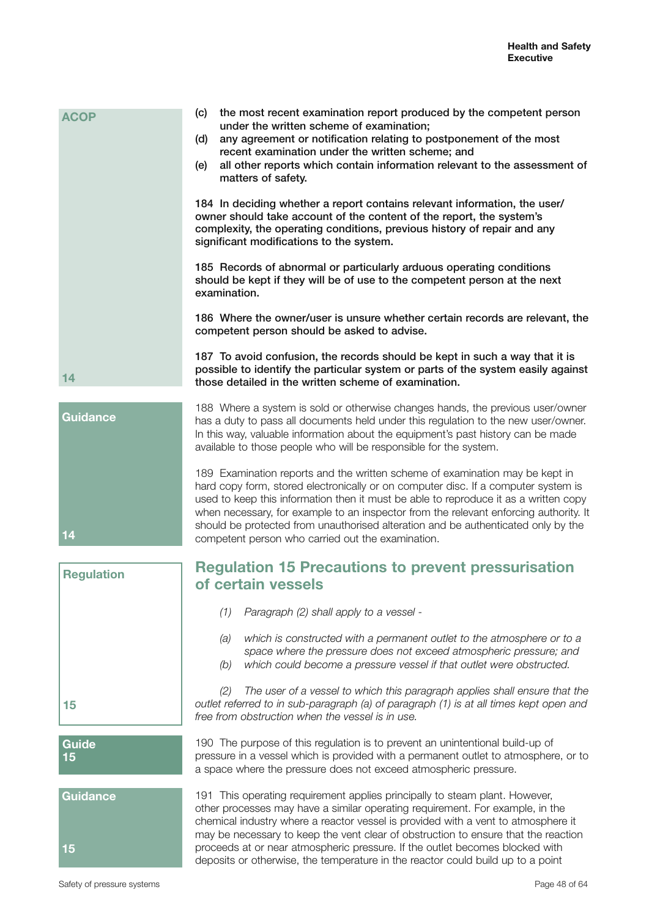ACOP

(c) **the most recent examination report produced by the competent person under the written scheme of examination;**
(d) **any agreement or notification relating to postponement of the most recent examination under the written scheme; and**
(e) **all other reports which contain information relevant to the assessment of matters of safety.**

**184 In deciding whether a report contains relevant information, the user/owner should take account of the content of the report, the system's complexity, the operating conditions, previous history of repair and any significant modifications to the system.**

**185 Records of abnormal or particularly arduous operating conditions should be kept if they will be of use to the competent person at the next examination.**

**186 Where the owner/user is unsure whether certain records are relevant, the competent person should be asked to advise.**

**187 To avoid confusion, the records should be kept in such a way that it is possible to identify the particular system or parts of the system easily against those detailed in the written scheme of examination.**

14

Guidance

188 Where a system is sold or otherwise changes hands, the previous user/owner has a duty to pass all documents held under this regulation to the new user/owner. In this way, valuable information about the equipment's past history can be made available to those people who will be responsible for the system.

189 Examination reports and the written scheme of examination may be kept in hard copy form, stored electronically or on computer disc. If a computer system is used to keep this information then it must be able to reproduce it as a written copy when necessary, for example to an inspector from the relevant enforcing authority. It should be protected from unauthorised alteration and be authenticated only by the competent person who carried out the examination.

14

Regulation

## Regulation 15 Precautions to prevent pressurisation of certain vessels

*(1) Paragraph (2) shall apply to a vessel -*

*(a) which is constructed with a permanent outlet to the atmosphere or to a space where the pressure does not exceed atmospheric pressure; and*
*(b) which could become a pressure vessel if that outlet were obstructed.*

*(2) The user of a vessel to which this paragraph applies shall ensure that the outlet referred to in sub-paragraph (a) of paragraph (1) is at all times kept open and free from obstruction when the vessel is in use.*

15

Guide 15

190 The purpose of this regulation is to prevent an unintentional build-up of pressure in a vessel which is provided with a permanent outlet to atmosphere, or to a space where the pressure does not exceed atmospheric pressure.

Guidance

191 This operating requirement applies principally to steam plant. However, other processes may have a similar operating requirement. For example, in the chemical industry where a reactor vessel is provided with a vent to atmosphere it may be necessary to keep the vent clear of obstruction to ensure that the reaction proceeds at or near atmospheric pressure. If the outlet becomes blocked with deposits or otherwise, the temperature in the reactor could build up to a point

15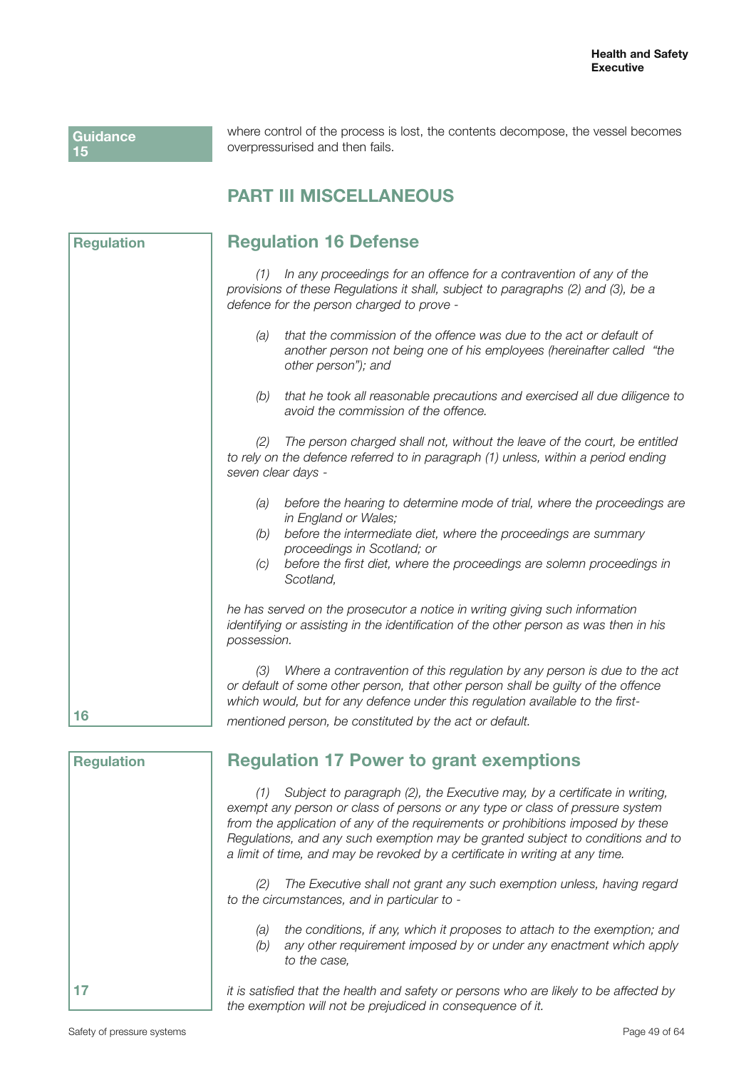Guidance 15

where control of the process is lost, the contents decompose, the vessel becomes overpressurised and then fails.

## PART III MISCELLANEOUS

Regulation 16

### Regulation 16 Defense

*(1) In any proceedings for an offence for a contravention of any of the provisions of these Regulations it shall, subject to paragraphs (2) and (3), be a defence for the person charged to prove -*

*(a) that the commission of the offence was due to the act or default of another person not being one of his employees (hereinafter called "the other person"); and*

*(b) that he took all reasonable precautions and exercised all due diligence to avoid the commission of the offence.*

*(2) The person charged shall not, without the leave of the court, be entitled to rely on the defence referred to in paragraph (1) unless, within a period ending seven clear days -*

*(a) before the hearing to determine mode of trial, where the proceedings are in England or Wales;*
*(b) before the intermediate diet, where the proceedings are summary proceedings in Scotland; or*
*(c) before the first diet, where the proceedings are solemn proceedings in Scotland,*

*he has served on the prosecutor a notice in writing giving such information identifying or assisting in the identification of the other person as was then in his possession.*

*(3) Where a contravention of this regulation by any person is due to the act or default of some other person, that other person shall be guilty of the offence which would, but for any defence under this regulation available to the first-mentioned person, be constituted by the act or default.*

Regulation 17

### Regulation 17 Power to grant exemptions

*(1) Subject to paragraph (2), the Executive may, by a certificate in writing, exempt any person or class of persons or any type or class of pressure system from the application of any of the requirements or prohibitions imposed by these Regulations, and any such exemption may be granted subject to conditions and to a limit of time, and may be revoked by a certificate in writing at any time.*

*(2) The Executive shall not grant any such exemption unless, having regard to the circumstances, and in particular to -*

*(a) the conditions, if any, which it proposes to attach to the exemption; and*
*(b) any other requirement imposed by or under any enactment which apply to the case,*

*it is satisfied that the health and safety or persons who are likely to be affected by the exemption will not be prejudiced in consequence of it.*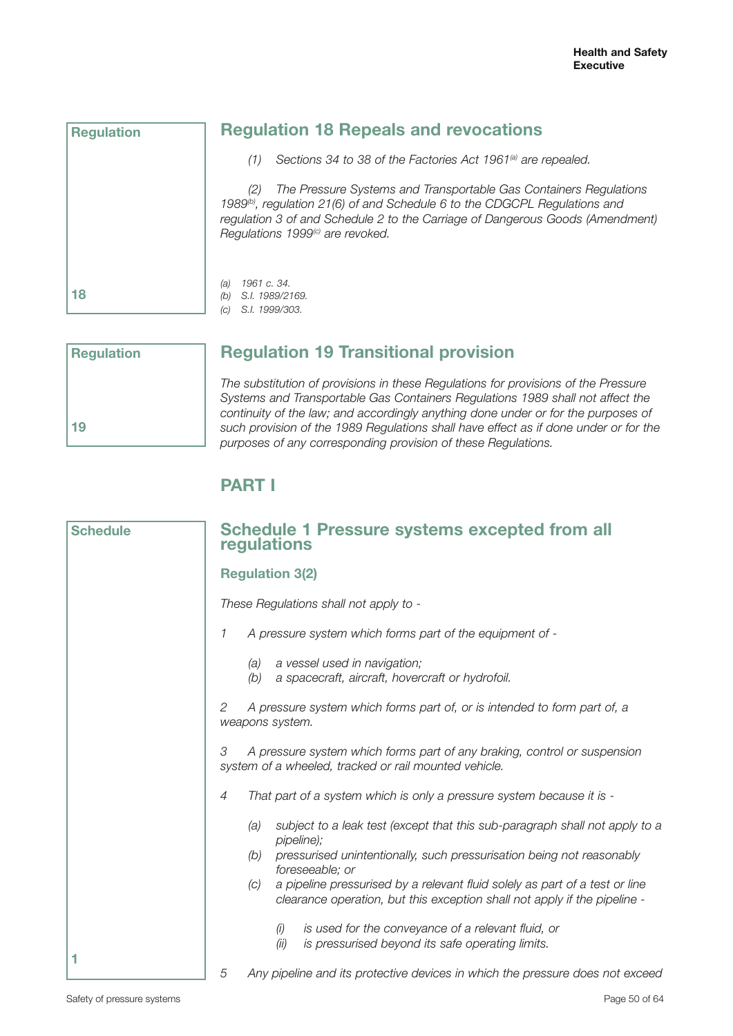Regulation

## Regulation 18 Repeals and revocations

*(1) Sections 34 to 38 of the Factories Act 1961[a] are repealed.*

*(2) The Pressure Systems and Transportable Gas Containers Regulations 1989[b], regulation 21(6) of and Schedule 6 to the CDGCPL Regulations and regulation 3 of and Schedule 2 to the Carriage of Dangerous Goods (Amendment) Regulations 1999[c] are revoked.*

*(a) 1961 c. 34.*
*(b) S.I. 1989/2169.*
*(c) S.I. 1999/303.*

18

Regulation

## Regulation 19 Transitional provision

*The substitution of provisions in these Regulations for provisions of the Pressure Systems and Transportable Gas Containers Regulations 1989 shall not affect the continuity of the law; and accordingly anything done under or for the purposes of such provision of the 1989 Regulations shall have effect as if done under or for the purposes of any corresponding provision of these Regulations.*

19

## PART I

Schedule

## Schedule 1 Pressure systems excepted from all regulations

### Regulation 3(2)

*These Regulations shall not apply to -*

*1 A pressure system which forms part of the equipment of -*

- *(a) a vessel used in navigation;*
- *(b) a spacecraft, aircraft, hovercraft or hydrofoil.*

*2 A pressure system which forms part of, or is intended to form part of, a weapons system.*

*3 A pressure system which forms part of any braking, control or suspension system of a wheeled, tracked or rail mounted vehicle.*

*4 That part of a system which is only a pressure system because it is -*

- *(a) subject to a leak test (except that this sub-paragraph shall not apply to a pipeline);*
- *(b) pressurised unintentionally, such pressurisation being not reasonably foreseeable; or*
- *(c) a pipeline pressurised by a relevant fluid solely as part of a test or line clearance operation, but this exception shall not apply if the pipeline -*
  - *(i) is used for the conveyance of a relevant fluid, or*
  - *(ii) is pressurised beyond its safe operating limits.*

1

*5 Any pipeline and its protective devices in which the pressure does not exceed*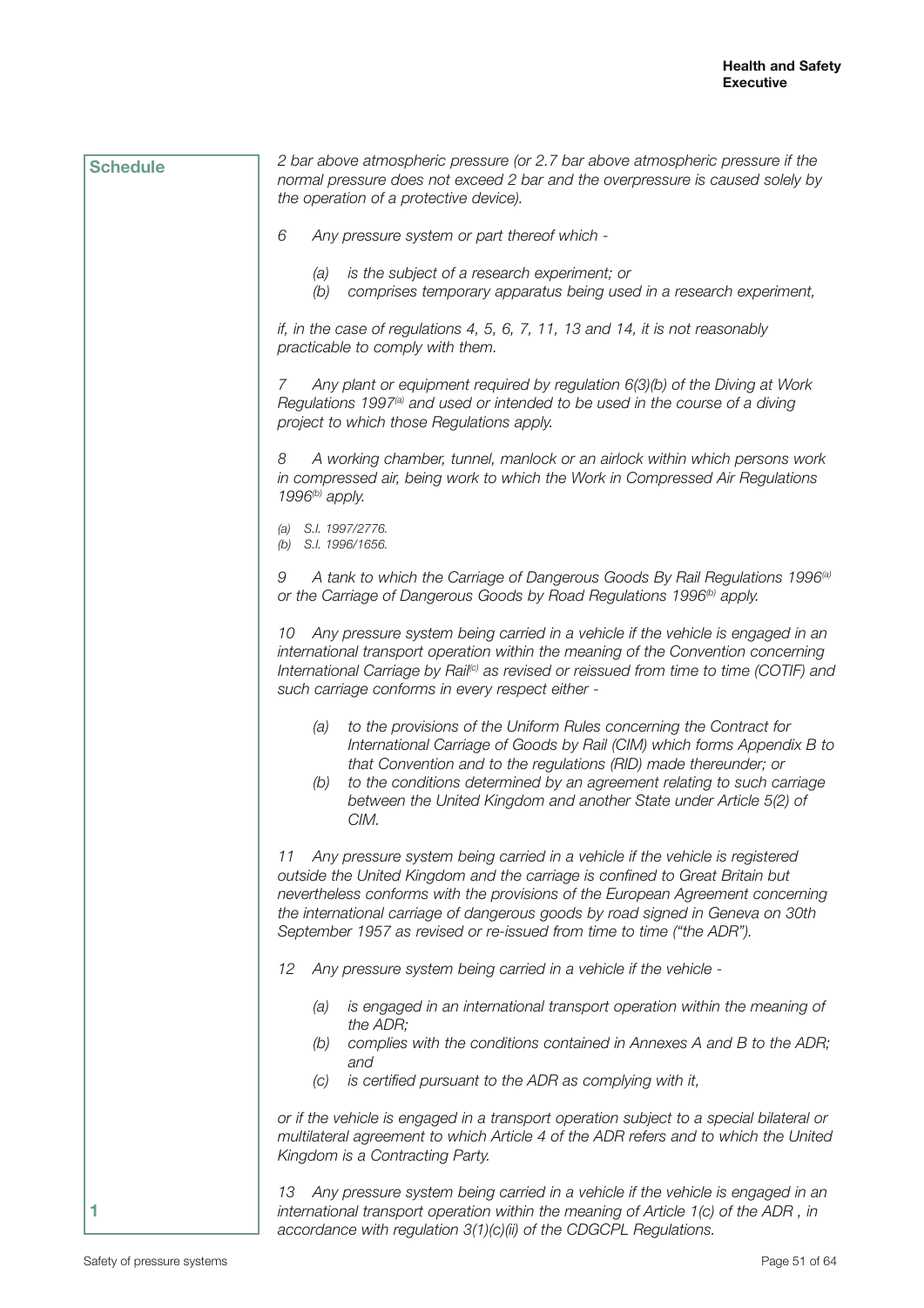**Schedule**

**1**

*2 bar above atmospheric pressure (or 2.7 bar above atmospheric pressure if the normal pressure does not exceed 2 bar and the overpressure is caused solely by the operation of a protective device).*

*6 Any pressure system or part thereof which -*

*(a) is the subject of a research experiment; or*
*(b) comprises temporary apparatus being used in a research experiment,*

*if, in the case of regulations 4, 5, 6, 7, 11, 13 and 14, it is not reasonably practicable to comply with them.*

*7 Any plant or equipment required by regulation 6(3)(b) of the Diving at Work Regulations 1997[(a)] and used or intended to be used in the course of a diving project to which those Regulations apply.*

*8 A working chamber, tunnel, manlock or an airlock within which persons work in compressed air, being work to which the Work in Compressed Air Regulations 1996[(b)] apply.*

*(a) S.I. 1997/2776.*
*(b) S.I. 1996/1656.*

*9 A tank to which the Carriage of Dangerous Goods By Rail Regulations 1996[(a)] or the Carriage of Dangerous Goods by Road Regulations 1996[(b)] apply.*

*10 Any pressure system being carried in a vehicle if the vehicle is engaged in an international transport operation within the meaning of the Convention concerning International Carriage by Rail[(c)] as revised or reissued from time to time (COTIF) and such carriage conforms in every respect either -*

*(a) to the provisions of the Uniform Rules concerning the Contract for International Carriage of Goods by Rail (CIM) which forms Appendix B to that Convention and to the regulations (RID) made thereunder; or*
*(b) to the conditions determined by an agreement relating to such carriage between the United Kingdom and another State under Article 5(2) of CIM.*

*11 Any pressure system being carried in a vehicle if the vehicle is registered outside the United Kingdom and the carriage is confined to Great Britain but nevertheless conforms with the provisions of the European Agreement concerning the international carriage of dangerous goods by road signed in Geneva on 30th September 1957 as revised or re-issued from time to time ("the ADR").*

*12 Any pressure system being carried in a vehicle if the vehicle -*

*(a) is engaged in an international transport operation within the meaning of the ADR;*
*(b) complies with the conditions contained in Annexes A and B to the ADR; and*
*(c) is certified pursuant to the ADR as complying with it,*

*or if the vehicle is engaged in a transport operation subject to a special bilateral or multilateral agreement to which Article 4 of the ADR refers and to which the United Kingdom is a Contracting Party.*

*13 Any pressure system being carried in a vehicle if the vehicle is engaged in an international transport operation within the meaning of Article 1(c) of the ADR , in accordance with regulation 3(1)(c)(ii) of the CDGCPL Regulations.*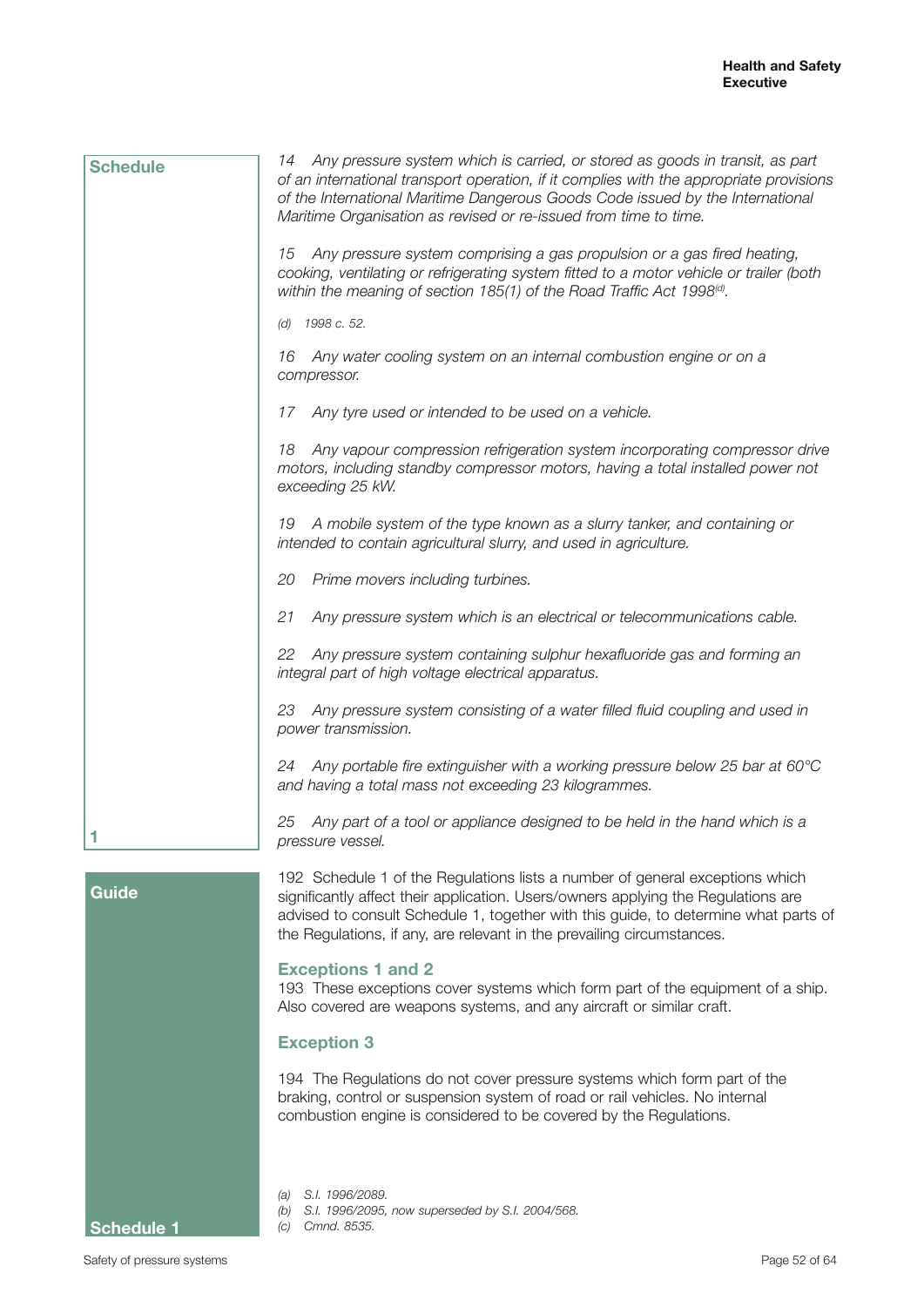**Schedule**

*14 Any pressure system which is carried, or stored as goods in transit, as part of an international transport operation, if it complies with the appropriate provisions of the International Maritime Dangerous Goods Code issued by the International Maritime Organisation as revised or re-issued from time to time.*

*15 Any pressure system comprising a gas propulsion or a gas fired heating, cooking, ventilating or refrigerating system fitted to a motor vehicle or trailer (both within the meaning of section 185(1) of the Road Traffic Act 1998[(d)].*

*(d) 1998 c. 52.*

*16 Any water cooling system on an internal combustion engine or on a compressor.*

*17 Any tyre used or intended to be used on a vehicle.*

*18 Any vapour compression refrigeration system incorporating compressor drive motors, including standby compressor motors, having a total installed power not exceeding 25 kW.*

*19 A mobile system of the type known as a slurry tanker, and containing or intended to contain agricultural slurry, and used in agriculture.*

*20 Prime movers including turbines.*

*21 Any pressure system which is an electrical or telecommunications cable.*

*22 Any pressure system containing sulphur hexafluoride gas and forming an integral part of high voltage electrical apparatus.*

*23 Any pressure system consisting of a water filled fluid coupling and used in power transmission.*

*24 Any portable fire extinguisher with a working pressure below 25 bar at 60°C and having a total mass not exceeding 23 kilogrammes.*

*25 Any part of a tool or appliance designed to be held in the hand which is a pressure vessel.*

1

**Guide**

192 Schedule 1 of the Regulations lists a number of general exceptions which significantly affect their application. Users/owners applying the Regulations are advised to consult Schedule 1, together with this guide, to determine what parts of the Regulations, if any, are relevant in the prevailing circumstances.

### Exceptions 1 and 2

193 These exceptions cover systems which form part of the equipment of a ship. Also covered are weapons systems, and any aircraft or similar craft.

### Exception 3

194 The Regulations do not cover pressure systems which form part of the braking, control or suspension system of road or rail vehicles. No internal combustion engine is considered to be covered by the Regulations.

*(a) S.I. 1996/2089.*
*(b) S.I. 1996/2095, now superseded by S.I. 2004/568.*
*(c) Cmnd. 8535.*

Schedule 1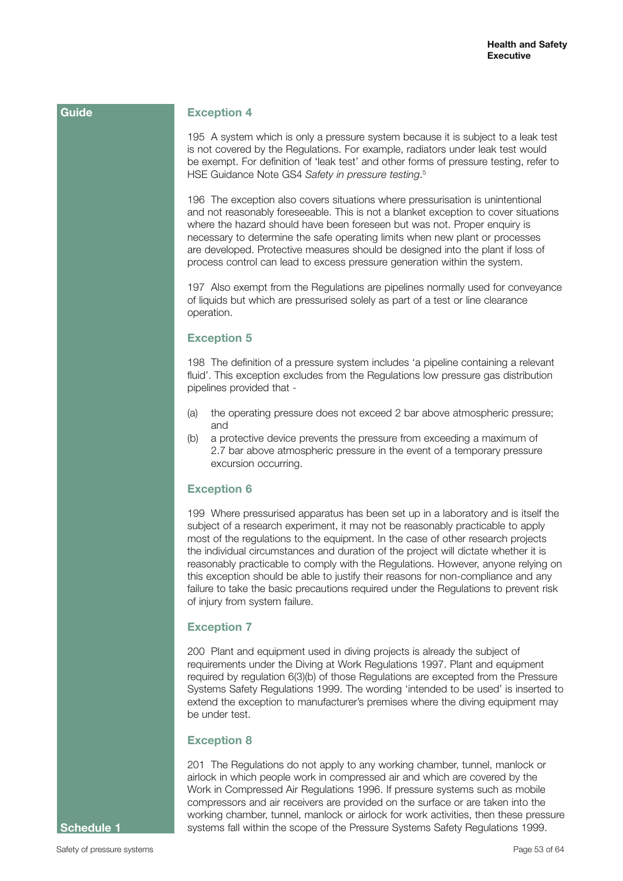Guide

### Exception 4

195 A system which is only a pressure system because it is subject to a leak test is not covered by the Regulations. For example, radiators under leak test would be exempt. For definition of 'leak test' and other forms of pressure testing, refer to HSE Guidance Note GS4 *Safety in pressure testing*.[5]

196 The exception also covers situations where pressurisation is unintentional and not reasonably foreseeable. This is not a blanket exception to cover situations where the hazard should have been foreseen but was not. Proper enquiry is necessary to determine the safe operating limits when new plant or processes are developed. Protective measures should be designed into the plant if loss of process control can lead to excess pressure generation within the system.

197 Also exempt from the Regulations are pipelines normally used for conveyance of liquids but which are pressurised solely as part of a test or line clearance operation.

### Exception 5

198 The definition of a pressure system includes 'a pipeline containing a relevant fluid'. This exception excludes from the Regulations low pressure gas distribution pipelines provided that -

(a) the operating pressure does not exceed 2 bar above atmospheric pressure; and
(b) a protective device prevents the pressure from exceeding a maximum of 2.7 bar above atmospheric pressure in the event of a temporary pressure excursion occurring.

### Exception 6

199 Where pressurised apparatus has been set up in a laboratory and is itself the subject of a research experiment, it may not be reasonably practicable to apply most of the regulations to the equipment. In the case of other research projects the individual circumstances and duration of the project will dictate whether it is reasonably practicable to comply with the Regulations. However, anyone relying on this exception should be able to justify their reasons for non-compliance and any failure to take the basic precautions required under the Regulations to prevent risk of injury from system failure.

### Exception 7

200 Plant and equipment used in diving projects is already the subject of requirements under the Diving at Work Regulations 1997. Plant and equipment required by regulation 6(3)(b) of those Regulations are excepted from the Pressure Systems Safety Regulations 1999. The wording 'intended to be used' is inserted to extend the exception to manufacturer's premises where the diving equipment may be under test.

### Exception 8

201 The Regulations do not apply to any working chamber, tunnel, manlock or airlock in which people work in compressed air and which are covered by the Work in Compressed Air Regulations 1996. If pressure systems such as mobile compressors and air receivers are provided on the surface or are taken into the working chamber, tunnel, manlock or airlock for work activities, then these pressure systems fall within the scope of the Pressure Systems Safety Regulations 1999.

Schedule 1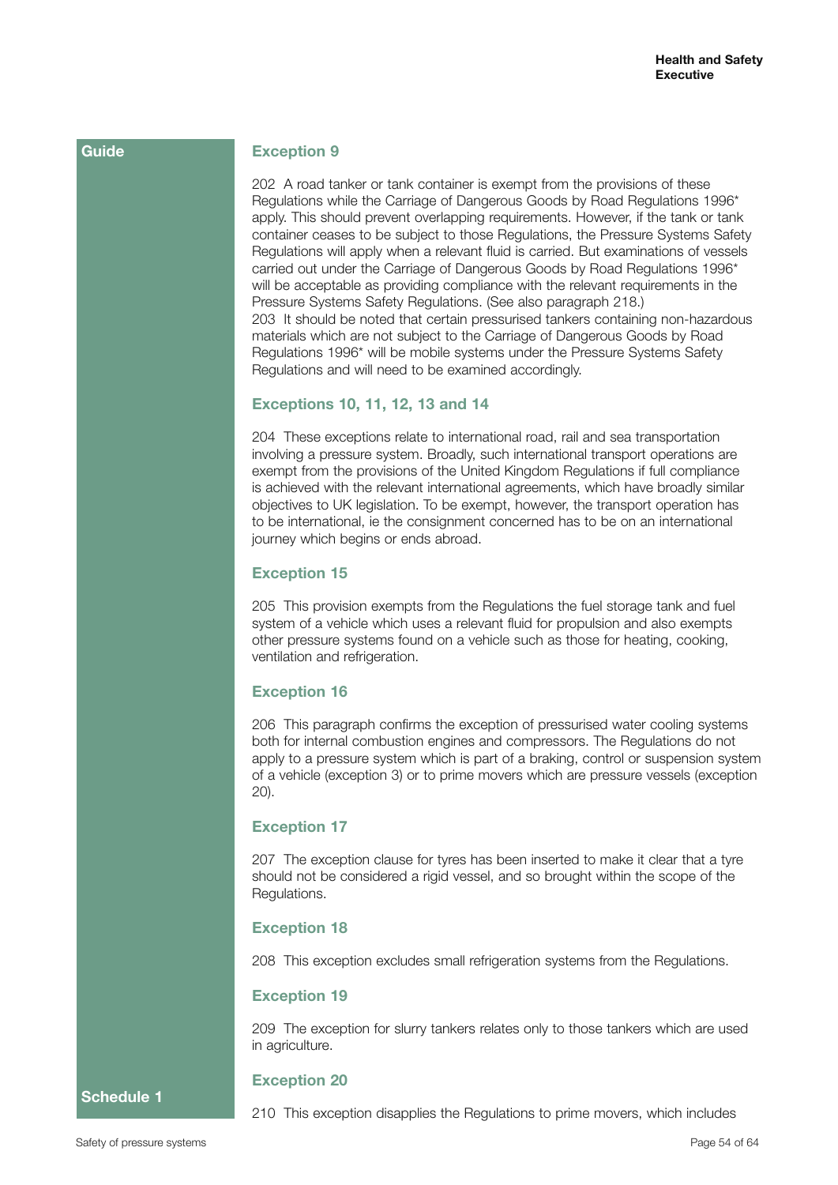Guide

### Exception 9

202 A road tanker or tank container is exempt from the provisions of these Regulations while the Carriage of Dangerous Goods by Road Regulations 1996* apply. This should prevent overlapping requirements. However, if the tank or tank container ceases to be subject to those Regulations, the Pressure Systems Safety Regulations will apply when a relevant fluid is carried. But examinations of vessels carried out under the Carriage of Dangerous Goods by Road Regulations 1996* will be acceptable as providing compliance with the relevant requirements in the Pressure Systems Safety Regulations. (See also paragraph 218.)

203 It should be noted that certain pressurised tankers containing non-hazardous materials which are not subject to the Carriage of Dangerous Goods by Road Regulations 1996* will be mobile systems under the Pressure Systems Safety Regulations and will need to be examined accordingly.

### Exceptions 10, 11, 12, 13 and 14

204 These exceptions relate to international road, rail and sea transportation involving a pressure system. Broadly, such international transport operations are exempt from the provisions of the United Kingdom Regulations if full compliance is achieved with the relevant international agreements, which have broadly similar objectives to UK legislation. To be exempt, however, the transport operation has to be international, ie the consignment concerned has to be on an international journey which begins or ends abroad.

### Exception 15

205 This provision exempts from the Regulations the fuel storage tank and fuel system of a vehicle which uses a relevant fluid for propulsion and also exempts other pressure systems found on a vehicle such as those for heating, cooking, ventilation and refrigeration.

### Exception 16

206 This paragraph confirms the exception of pressurised water cooling systems both for internal combustion engines and compressors. The Regulations do not apply to a pressure system which is part of a braking, control or suspension system of a vehicle (exception 3) or to prime movers which are pressure vessels (exception 20).

### Exception 17

207 The exception clause for tyres has been inserted to make it clear that a tyre should not be considered a rigid vessel, and so brought within the scope of the Regulations.

### Exception 18

208 This exception excludes small refrigeration systems from the Regulations.

### Exception 19

209 The exception for slurry tankers relates only to those tankers which are used in agriculture.

Schedule 1

### Exception 20

210 This exception disapplies the Regulations to prime movers, which includes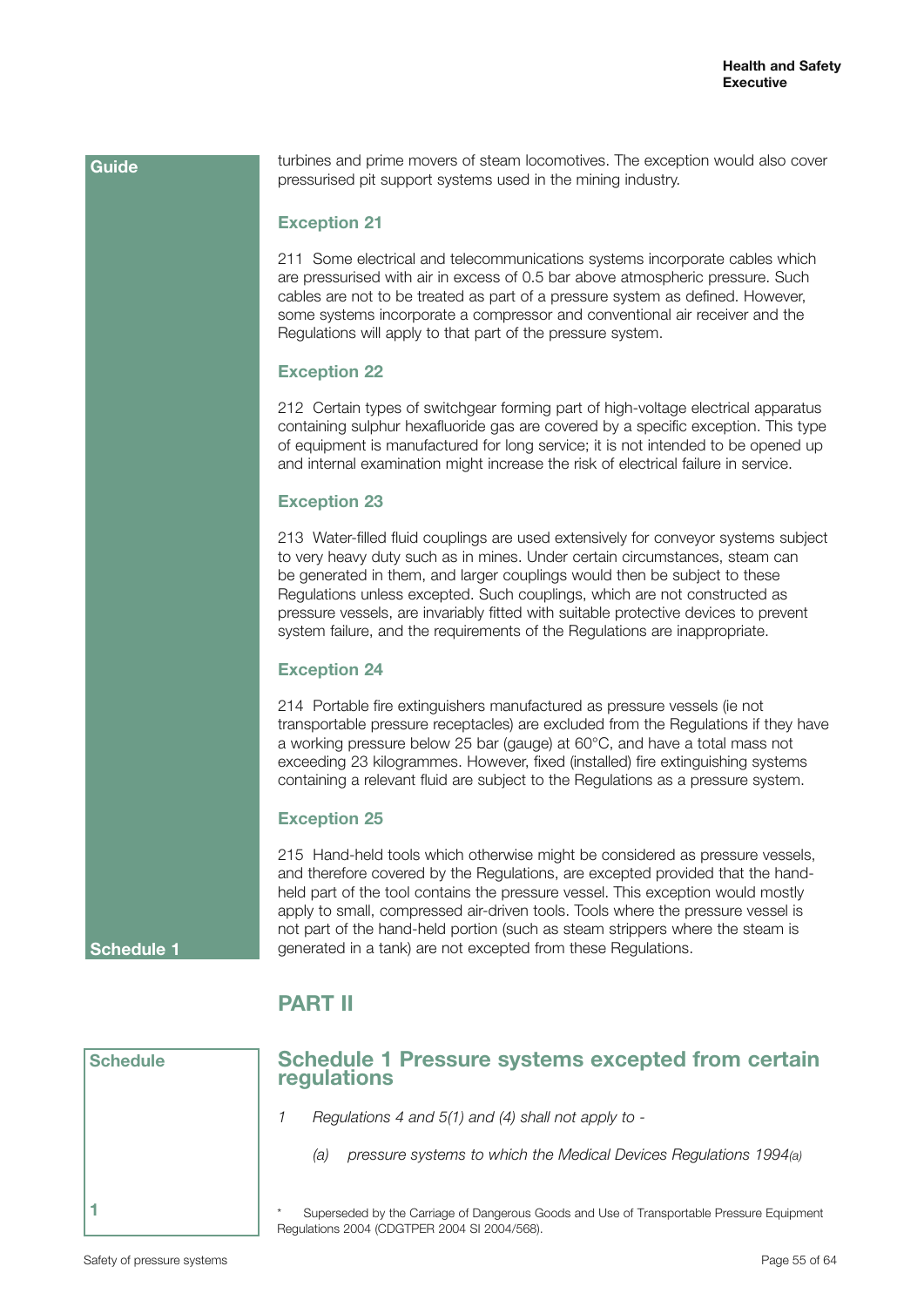Guide

turbines and prime movers of steam locomotives. The exception would also cover pressurised pit support systems used in the mining industry.

### Exception 21

211 Some electrical and telecommunications systems incorporate cables which are pressurised with air in excess of 0.5 bar above atmospheric pressure. Such cables are not to be treated as part of a pressure system as defined. However, some systems incorporate a compressor and conventional air receiver and the Regulations will apply to that part of the pressure system.

### Exception 22

212 Certain types of switchgear forming part of high-voltage electrical apparatus containing sulphur hexafluoride gas are covered by a specific exception. This type of equipment is manufactured for long service; it is not intended to be opened up and internal examination might increase the risk of electrical failure in service.

### Exception 23

213 Water-filled fluid couplings are used extensively for conveyor systems subject to very heavy duty such as in mines. Under certain circumstances, steam can be generated in them, and larger couplings would then be subject to these Regulations unless excepted. Such couplings, which are not constructed as pressure vessels, are invariably fitted with suitable protective devices to prevent system failure, and the requirements of the Regulations are inappropriate.

### Exception 24

214 Portable fire extinguishers manufactured as pressure vessels (ie not transportable pressure receptacles) are excluded from the Regulations if they have a working pressure below 25 bar (gauge) at 60°C, and have a total mass not exceeding 23 kilogrammes. However, fixed (installed) fire extinguishing systems containing a relevant fluid are subject to the Regulations as a pressure system.

### Exception 25

215 Hand-held tools which otherwise might be considered as pressure vessels, and therefore covered by the Regulations, are excepted provided that the hand-held part of the tool contains the pressure vessel. This exception would mostly apply to small, compressed air-driven tools. Tools where the pressure vessel is not part of the hand-held portion (such as steam strippers where the steam is generated in a tank) are not excepted from these Regulations.

Schedule 1

## PART II

Schedule 1

## Schedule 1 Pressure systems excepted from certain regulations

1 *Regulations 4 and 5(1) and (4) shall not apply to -*

(a) *pressure systems to which the Medical Devices Regulations 1994(a)*

\* Superseded by the Carriage of Dangerous Goods and Use of Transportable Pressure Equipment Regulations 2004 (CDGTPER 2004 SI 2004/568).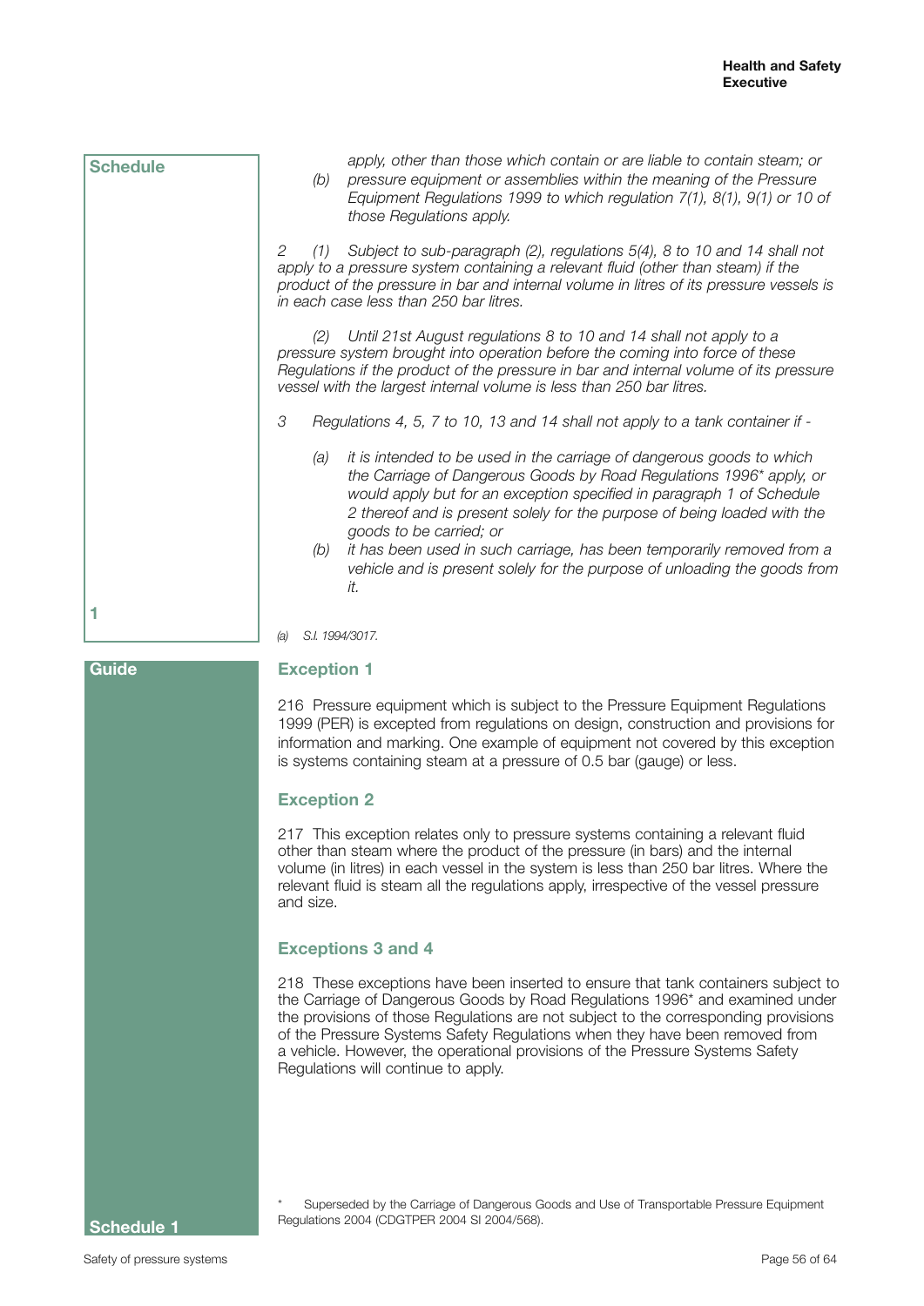**Schedule 1**

*apply, other than those which contain or are liable to contain steam; or*

*(b) pressure equipment or assemblies within the meaning of the Pressure Equipment Regulations 1999 to which regulation 7(1), 8(1), 9(1) or 10 of those Regulations apply.*

*2 (1) Subject to sub-paragraph (2), regulations 5(4), 8 to 10 and 14 shall not apply to a pressure system containing a relevant fluid (other than steam) if the product of the pressure in bar and internal volume in litres of its pressure vessels is in each case less than 250 bar litres.*

*(2) Until 21st August regulations 8 to 10 and 14 shall not apply to a pressure system brought into operation before the coming into force of these Regulations if the product of the pressure in bar and internal volume of its pressure vessel with the largest internal volume is less than 250 bar litres.*

*3 Regulations 4, 5, 7 to 10, 13 and 14 shall not apply to a tank container if -*

*(a) it is intended to be used in the carriage of dangerous goods to which the Carriage of Dangerous Goods by Road Regulations 1996\* apply, or would apply but for an exception specified in paragraph 1 of Schedule 2 thereof and is present solely for the purpose of being loaded with the goods to be carried; or*

*(b) it has been used in such carriage, has been temporarily removed from a vehicle and is present solely for the purpose of unloading the goods from it.*

*(a) S.I. 1994/3017.*

**Guide**

### Exception 1

216 Pressure equipment which is subject to the Pressure Equipment Regulations 1999 (PER) is excepted from regulations on design, construction and provisions for information and marking. One example of equipment not covered by this exception is systems containing steam at a pressure of 0.5 bar (gauge) or less.

### Exception 2

217 This exception relates only to pressure systems containing a relevant fluid other than steam where the product of the pressure (in bars) and the internal volume (in litres) in each vessel in the system is less than 250 bar litres. Where the relevant fluid is steam all the regulations apply, irrespective of the vessel pressure and size.

### Exceptions 3 and 4

218 These exceptions have been inserted to ensure that tank containers subject to the Carriage of Dangerous Goods by Road Regulations 1996* and examined under the provisions of those Regulations are not subject to the corresponding provisions of the Pressure Systems Safety Regulations when they have been removed from a vehicle. However, the operational provisions of the Pressure Systems Safety Regulations will continue to apply.

\* Superseded by the Carriage of Dangerous Goods and Use of Transportable Pressure Equipment Regulations 2004 (CDGTPER 2004 SI 2004/568).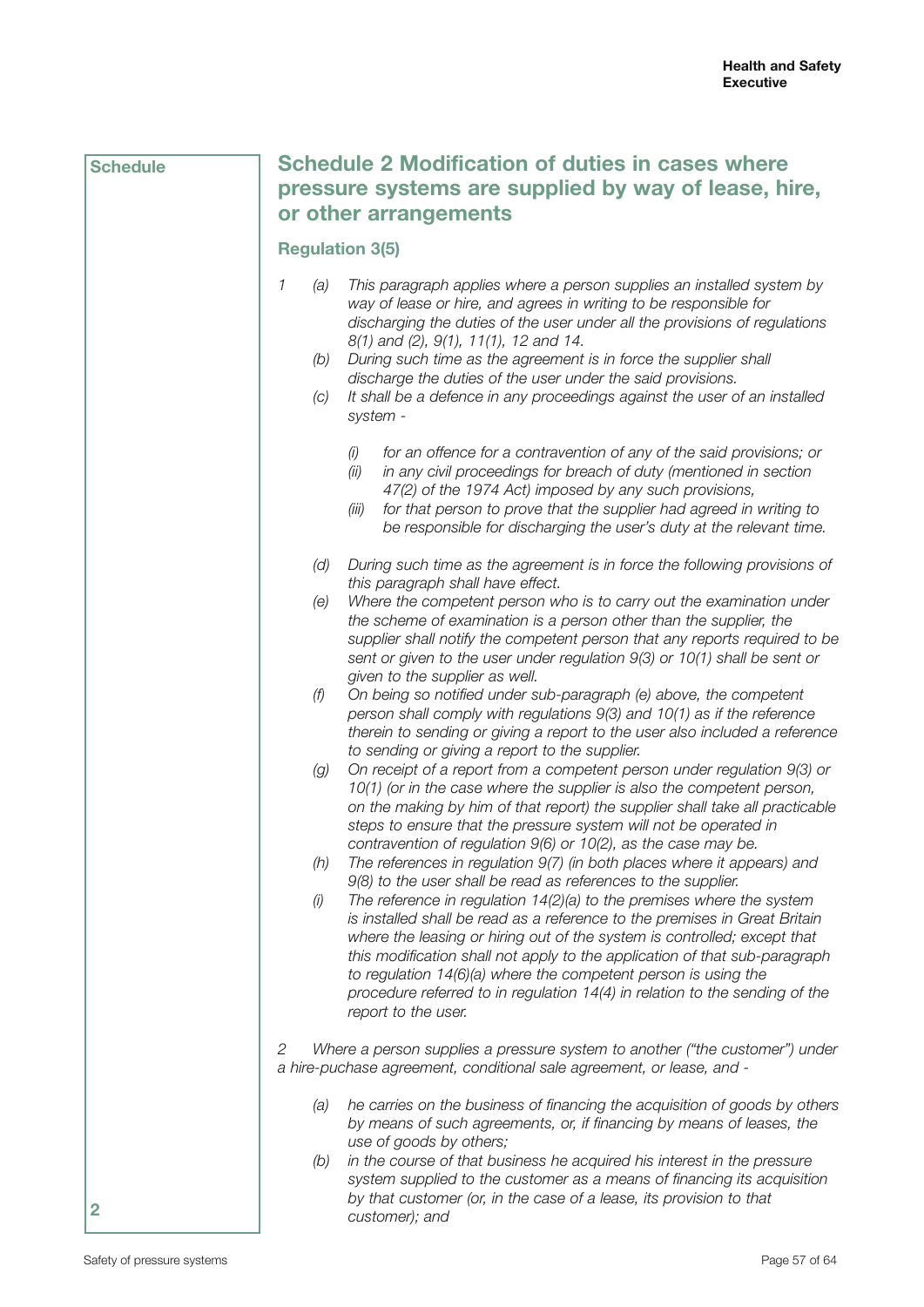Schedule

## Schedule 2 Modification of duties in cases where pressure systems are supplied by way of lease, hire, or other arrangements

### Regulation 3(5)

*1 (a) This paragraph applies where a person supplies an installed system by way of lease or hire, and agrees in writing to be responsible for discharging the duties of the user under all the provisions of regulations 8(1) and (2), 9(1), 11(1), 12 and 14.*

*(b) During such time as the agreement is in force the supplier shall discharge the duties of the user under the said provisions.*

*(c) It shall be a defence in any proceedings against the user of an installed system -*

*(i) for an offence for a contravention of any of the said provisions; or*

*(ii) in any civil proceedings for breach of duty (mentioned in section 47(2) of the 1974 Act) imposed by any such provisions,*

*(iii) for that person to prove that the supplier had agreed in writing to be responsible for discharging the user's duty at the relevant time.*

*(d) During such time as the agreement is in force the following provisions of this paragraph shall have effect.*

*(e) Where the competent person who is to carry out the examination under the scheme of examination is a person other than the supplier, the supplier shall notify the competent person that any reports required to be sent or given to the user under regulation 9(3) or 10(1) shall be sent or given to the supplier as well.*

*(f) On being so notified under sub-paragraph (e) above, the competent person shall comply with regulations 9(3) and 10(1) as if the reference therein to sending or giving a report to the user also included a reference to sending or giving a report to the supplier.*

*(g) On receipt of a report from a competent person under regulation 9(3) or 10(1) (or in the case where the supplier is also the competent person, on the making by him of that report) the supplier shall take all practicable steps to ensure that the pressure system will not be operated in contravention of regulation 9(6) or 10(2), as the case may be.*

*(h) The references in regulation 9(7) (in both places where it appears) and 9(8) to the user shall be read as references to the supplier.*

*(i) The reference in regulation 14(2)(a) to the premises where the system is installed shall be read as a reference to the premises in Great Britain where the leasing or hiring out of the system is controlled; except that this modification shall not apply to the application of that sub-paragraph to regulation 14(6)(a) where the competent person is using the procedure referred to in regulation 14(4) in relation to the sending of the report to the user.*

*2 Where a person supplies a pressure system to another ("the customer") under a hire-puchase agreement, conditional sale agreement, or lease, and -*

*(a) he carries on the business of financing the acquisition of goods by others by means of such agreements, or, if financing by means of leases, the use of goods by others;*

*(b) in the course of that business he acquired his interest in the pressure system supplied to the customer as a means of financing its acquisition by that customer (or, in the case of a lease, its provision to that customer); and*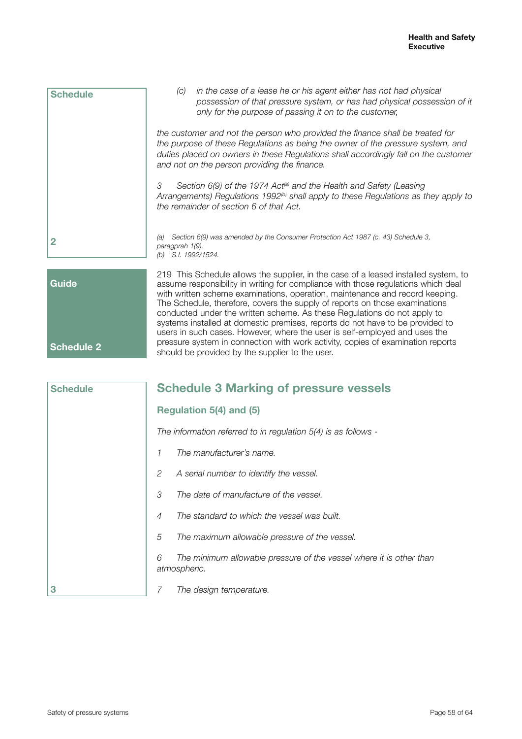**Schedule**

*(c) in the case of a lease he or his agent either has not had physical possession of that pressure system, or has had physical possession of it only for the purpose of passing it on to the customer,*

*the customer and not the person who provided the finance shall be treated for the purpose of these Regulations as being the owner of the pressure system, and duties placed on owners in these Regulations shall accordingly fall on the customer and not on the person providing the finance.*

*3 Section 6(9) of the 1974 Act[(a)] and the Health and Safety (Leasing Arrangements) Regulations 1992[(b)] shall apply to these Regulations as they apply to the remainder of section 6 of that Act.*

**2**

*(a) Section 6(9) was amended by the Consumer Protection Act 1987 (c. 43) Schedule 3, paragprah 1(9).*
*(b) S.I. 1992/1524.*

**Guide**

**Schedule 2**

219 This Schedule allows the supplier, in the case of a leased installed system, to assume responsibility in writing for compliance with those regulations which deal with written scheme examinations, operation, maintenance and record keeping. The Schedule, therefore, covers the supply of reports on those examinations conducted under the written scheme. As these Regulations do not apply to systems installed at domestic premises, reports do not have to be provided to users in such cases. However, where the user is self-employed and uses the pressure system in connection with work activity, copies of examination reports should be provided by the supplier to the user.

**Schedule**

## Schedule 3 Marking of pressure vessels

### Regulation 5(4) and (5)

*The information referred to in regulation 5(4) is as follows -*

*1 The manufacturer's name.*

*2 A serial number to identify the vessel.*

*3 The date of manufacture of the vessel.*

*4 The standard to which the vessel was built.*

*5 The maximum allowable pressure of the vessel.*

*6 The minimum allowable pressure of the vessel where it is other than atmospheric.*

*7 The design temperature.*

**3**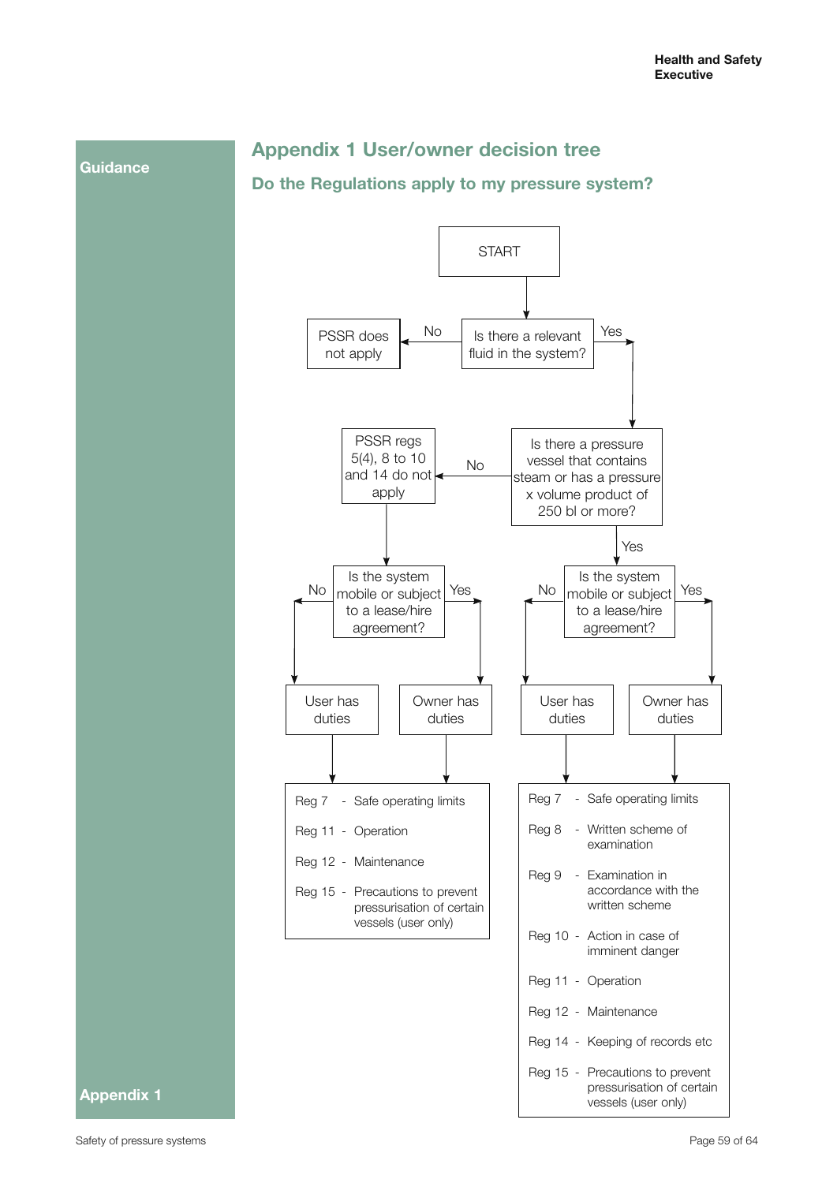Guidance

# Appendix 1 User/owner decision tree

## Do the Regulations apply to my pressure system?

START

Is there a relevant fluid in the system?

- No → PSSR does not apply
- Yes → Is there a pressure vessel that contains steam or has a pressure x volume product of 250 bl or more?

Is there a pressure vessel that contains steam or has a pressure x volume product of 250 bl or more?

- No → PSSR regs 5(4), 8 to 10 and 14 do not apply → Is the system mobile or subject to a lease/hire agreement?
  - No → User has duties
  - Yes → Owner has duties
  - Applicable regulations:
    - Reg 7 - Safe operating limits
    - Reg 11 - Operation
    - Reg 12 - Maintenance
    - Reg 15 - Precautions to prevent pressurisation of certain vessels (user only)
- Yes → Is the system mobile or subject to a lease/hire agreement?
  - No → User has duties
  - Yes → Owner has duties
  - Applicable regulations:
    - Reg 7 - Safe operating limits
    - Reg 8 - Written scheme of examination
    - Reg 9 - Examination in accordance with the written scheme
    - Reg 10 - Action in case of imminent danger
    - Reg 11 - Operation
    - Reg 12 - Maintenance
    - Reg 14 - Keeping of records etc
    - Reg 15 - Precautions to prevent pressurisation of certain vessels (user only)

Appendix 1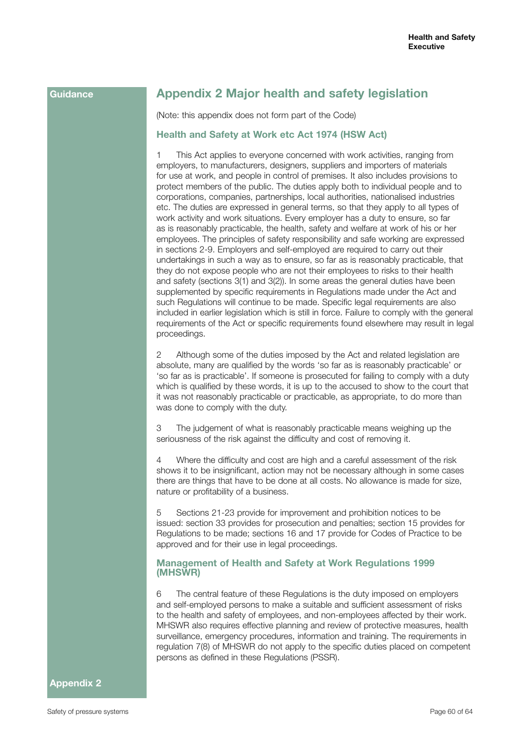Guidance

## Appendix 2 Major health and safety legislation

(Note: this appendix does not form part of the Code)

### Health and Safety at Work etc Act 1974 (HSW Act)

1 This Act applies to everyone concerned with work activities, ranging from employers, to manufacturers, designers, suppliers and importers of materials for use at work, and people in control of premises. It also includes provisions to protect members of the public. The duties apply both to individual people and to corporations, companies, partnerships, local authorities, nationalised industries etc. The duties are expressed in general terms, so that they apply to all types of work activity and work situations. Every employer has a duty to ensure, so far as is reasonably practicable, the health, safety and welfare at work of his or her employees. The principles of safety responsibility and safe working are expressed in sections 2-9. Employers and self-employed are required to carry out their undertakings in such a way as to ensure, so far as is reasonably practicable, that they do not expose people who are not their employees to risks to their health and safety (sections 3(1) and 3(2)). In some areas the general duties have been supplemented by specific requirements in Regulations made under the Act and such Regulations will continue to be made. Specific legal requirements are also included in earlier legislation which is still in force. Failure to comply with the general requirements of the Act or specific requirements found elsewhere may result in legal proceedings.

2 Although some of the duties imposed by the Act and related legislation are absolute, many are qualified by the words 'so far as is reasonably practicable' or 'so far as is practicable'. If someone is prosecuted for failing to comply with a duty which is qualified by these words, it is up to the accused to show to the court that it was not reasonably practicable or practicable, as appropriate, to do more than was done to comply with the duty.

3 The judgement of what is reasonably practicable means weighing up the seriousness of the risk against the difficulty and cost of removing it.

4 Where the difficulty and cost are high and a careful assessment of the risk shows it to be insignificant, action may not be necessary although in some cases there are things that have to be done at all costs. No allowance is made for size, nature or profitability of a business.

5 Sections 21-23 provide for improvement and prohibition notices to be issued: section 33 provides for prosecution and penalties; section 15 provides for Regulations to be made; sections 16 and 17 provide for Codes of Practice to be approved and for their use in legal proceedings.

### Management of Health and Safety at Work Regulations 1999 (MHSWR)

6 The central feature of these Regulations is the duty imposed on employers and self-employed persons to make a suitable and sufficient assessment of risks to the health and safety of employees, and non-employees affected by their work. MHSWR also requires effective planning and review of protective measures, health surveillance, emergency procedures, information and training. The requirements in regulation 7(8) of MHSWR do not apply to the specific duties placed on competent persons as defined in these Regulations (PSSR).

Appendix 2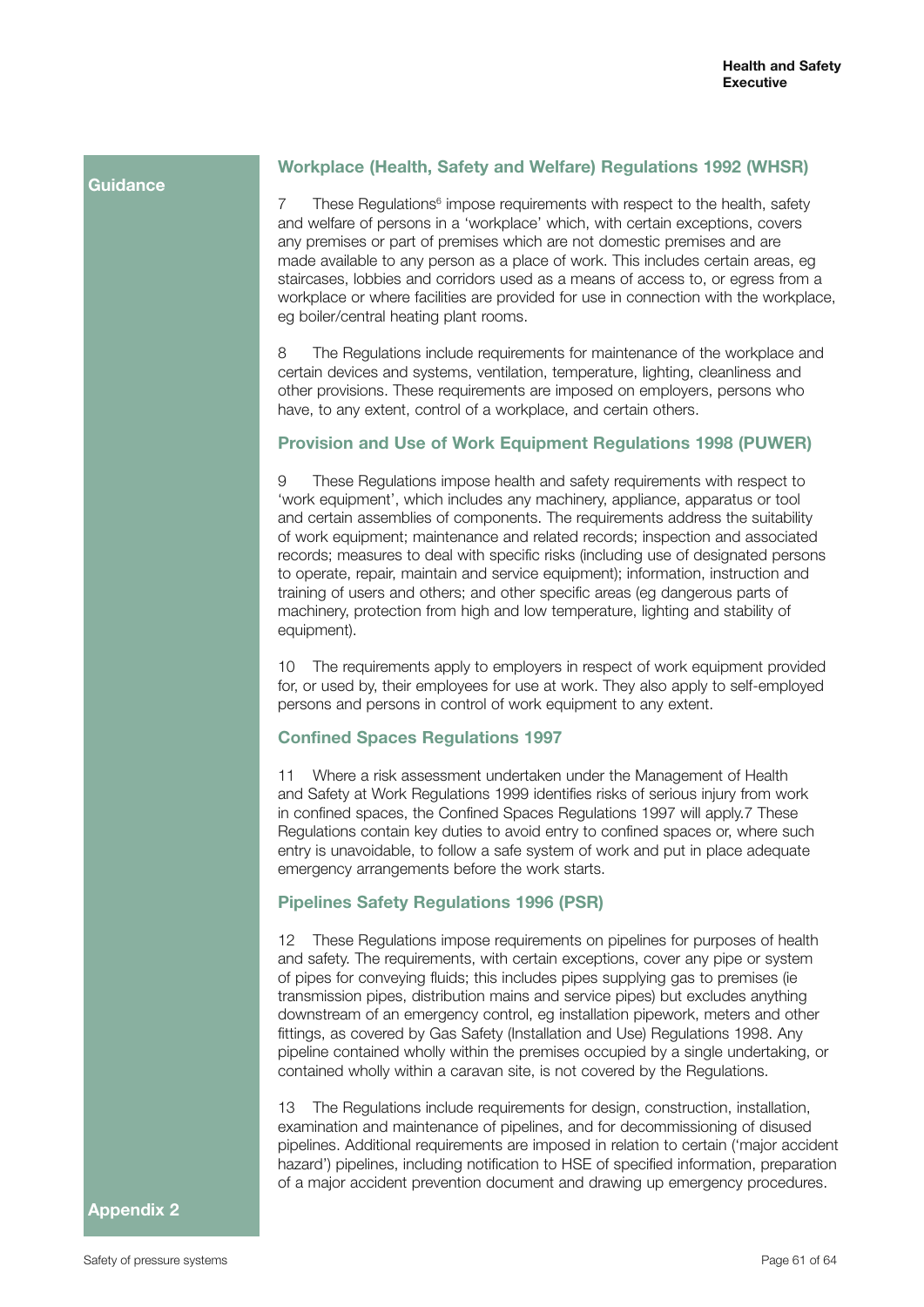**Guidance**

## Workplace (Health, Safety and Welfare) Regulations 1992 (WHSR)

7 These Regulations[6] impose requirements with respect to the health, safety and welfare of persons in a 'workplace' which, with certain exceptions, covers any premises or part of premises which are not domestic premises and are made available to any person as a place of work. This includes certain areas, eg staircases, lobbies and corridors used as a means of access to, or egress from a workplace or where facilities are provided for use in connection with the workplace, eg boiler/central heating plant rooms.

8 The Regulations include requirements for maintenance of the workplace and certain devices and systems, ventilation, temperature, lighting, cleanliness and other provisions. These requirements are imposed on employers, persons who have, to any extent, control of a workplace, and certain others.

## Provision and Use of Work Equipment Regulations 1998 (PUWER)

9 These Regulations impose health and safety requirements with respect to 'work equipment', which includes any machinery, appliance, apparatus or tool and certain assemblies of components. The requirements address the suitability of work equipment; maintenance and related records; inspection and associated records; measures to deal with specific risks (including use of designated persons to operate, repair, maintain and service equipment); information, instruction and training of users and others; and other specific areas (eg dangerous parts of machinery, protection from high and low temperature, lighting and stability of equipment).

10 The requirements apply to employers in respect of work equipment provided for, or used by, their employees for use at work. They also apply to self-employed persons and persons in control of work equipment to any extent.

## Confined Spaces Regulations 1997

11 Where a risk assessment undertaken under the Management of Health and Safety at Work Regulations 1999 identifies risks of serious injury from work in confined spaces, the Confined Spaces Regulations 1997 will apply.7 These Regulations contain key duties to avoid entry to confined spaces or, where such entry is unavoidable, to follow a safe system of work and put in place adequate emergency arrangements before the work starts.

## Pipelines Safety Regulations 1996 (PSR)

12 These Regulations impose requirements on pipelines for purposes of health and safety. The requirements, with certain exceptions, cover any pipe or system of pipes for conveying fluids; this includes pipes supplying gas to premises (ie transmission pipes, distribution mains and service pipes) but excludes anything downstream of an emergency control, eg installation pipework, meters and other fittings, as covered by Gas Safety (Installation and Use) Regulations 1998. Any pipeline contained wholly within the premises occupied by a single undertaking, or contained wholly within a caravan site, is not covered by the Regulations.

13 The Regulations include requirements for design, construction, installation, examination and maintenance of pipelines, and for decommissioning of disused pipelines. Additional requirements are imposed in relation to certain ('major accident hazard') pipelines, including notification to HSE of specified information, preparation of a major accident prevention document and drawing up emergency procedures.

**Appendix 2**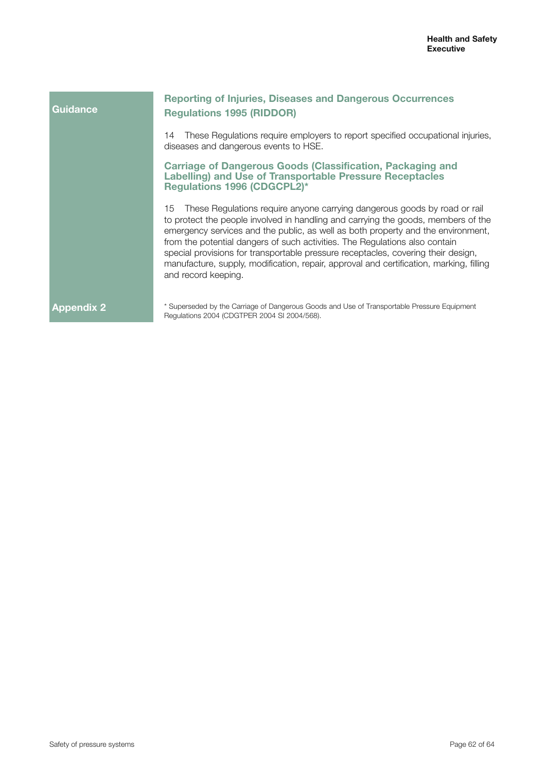Guidance

### Reporting of Injuries, Diseases and Dangerous Occurrences Regulations 1995 (RIDDOR)

14 These Regulations require employers to report specified occupational injuries, diseases and dangerous events to HSE.

### Carriage of Dangerous Goods (Classification, Packaging and Labelling) and Use of Transportable Pressure Receptacles Regulations 1996 (CDGCPL2)*

15 These Regulations require anyone carrying dangerous goods by road or rail to protect the people involved in handling and carrying the goods, members of the emergency services and the public, as well as both property and the environment, from the potential dangers of such activities. The Regulations also contain special provisions for transportable pressure receptacles, covering their design, manufacture, supply, modification, repair, approval and certification, marking, filling and record keeping.

Appendix 2

* Superseded by the Carriage of Dangerous Goods and Use of Transportable Pressure Equipment Regulations 2004 (CDGTPER 2004 SI 2004/568).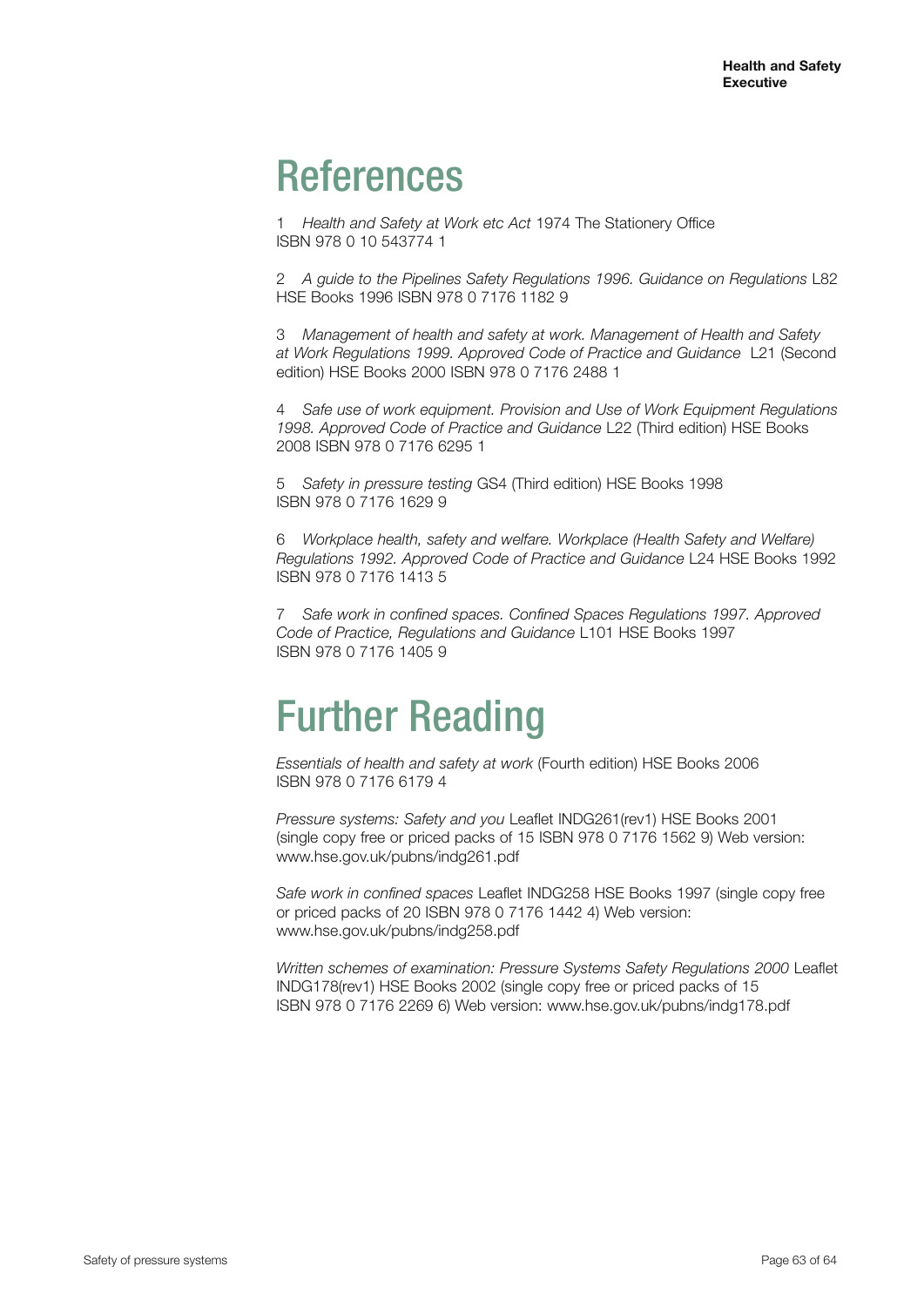# References

1 *Health and Safety at Work etc Act* 1974 The Stationery Office ISBN 978 0 10 543774 1

2 *A guide to the Pipelines Safety Regulations 1996. Guidance on Regulations* L82 HSE Books 1996 ISBN 978 0 7176 1182 9

3 *Management of health and safety at work. Management of Health and Safety at Work Regulations 1999. Approved Code of Practice and Guidance* L21 (Second edition) HSE Books 2000 ISBN 978 0 7176 2488 1

4 *Safe use of work equipment. Provision and Use of Work Equipment Regulations 1998. Approved Code of Practice and Guidance* L22 (Third edition) HSE Books 2008 ISBN 978 0 7176 6295 1

5 *Safety in pressure testing* GS4 (Third edition) HSE Books 1998 ISBN 978 0 7176 1629 9

6 *Workplace health, safety and welfare. Workplace (Health Safety and Welfare) Regulations 1992. Approved Code of Practice and Guidance* L24 HSE Books 1992 ISBN 978 0 7176 1413 5

7 *Safe work in confined spaces. Confined Spaces Regulations 1997. Approved Code of Practice, Regulations and Guidance* L101 HSE Books 1997 ISBN 978 0 7176 1405 9

# Further Reading

*Essentials of health and safety at work* (Fourth edition) HSE Books 2006 ISBN 978 0 7176 6179 4

*Pressure systems: Safety and you* Leaflet INDG261(rev1) HSE Books 2001 (single copy free or priced packs of 15 ISBN 978 0 7176 1562 9) Web version: www.hse.gov.uk/pubns/indg261.pdf

*Safe work in confined spaces* Leaflet INDG258 HSE Books 1997 (single copy free or priced packs of 20 ISBN 978 0 7176 1442 4) Web version: www.hse.gov.uk/pubns/indg258.pdf

*Written schemes of examination: Pressure Systems Safety Regulations 2000* Leaflet INDG178(rev1) HSE Books 2002 (single copy free or priced packs of 15 ISBN 978 0 7176 2269 6) Web version: www.hse.gov.uk/pubns/indg178.pdf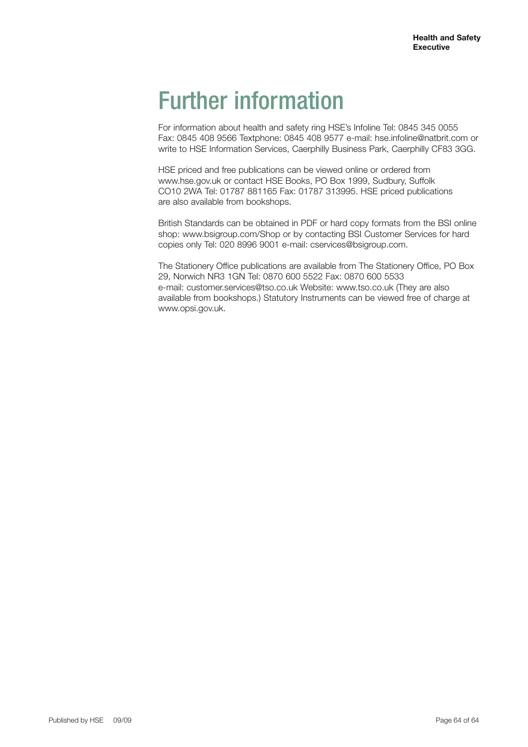# Further information

For information about health and safety ring HSE's Infoline Tel: 0845 345 0055 Fax: 0845 408 9566 Textphone: 0845 408 9577 e-mail: hse.infoline@natbrit.com or write to HSE Information Services, Caerphilly Business Park, Caerphilly CF83 3GG.

HSE priced and free publications can be viewed online or ordered from www.hse.gov.uk or contact HSE Books, PO Box 1999, Sudbury, Suffolk CO10 2WA Tel: 01787 881165 Fax: 01787 313995. HSE priced publications are also available from bookshops.

British Standards can be obtained in PDF or hard copy formats from the BSI online shop: www.bsigroup.com/Shop or by contacting BSI Customer Services for hard copies only Tel: 020 8996 9001 e-mail: cservices@bsigroup.com.

The Stationery Office publications are available from The Stationery Office, PO Box 29, Norwich NR3 1GN Tel: 0870 600 5522 Fax: 0870 600 5533 e-mail: customer.services@tso.co.uk Website: www.tso.co.uk (They are also available from bookshops.) Statutory Instruments can be viewed free of charge at www.opsi.gov.uk.

Published by HSE 09/09